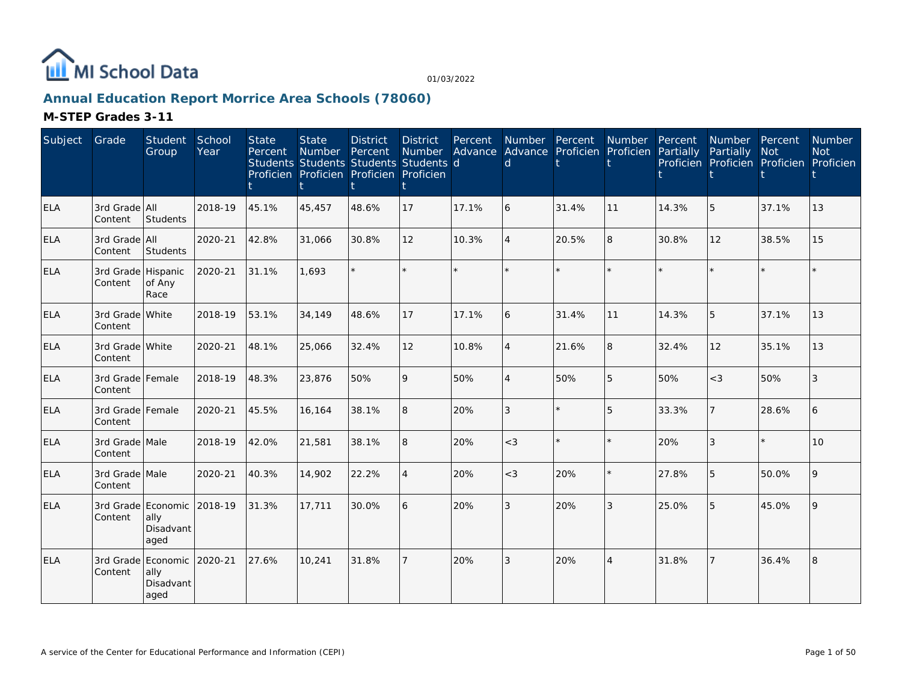MI School Data

01/03/2022

## Annual Education Report Morrice Area Schools (78060)

### M-STEP Grades 3-11

| Subject | Grade | Student Group | School Year | State Percent Students Proficient | State Number Students Proficient | District Percent Students Proficient | District Number Students Proficient | Percent Advanced | Number Advanced | Percent Proficient | Number Proficient | Percent Partially Proficient | Number Partially Proficient | Percent Not Proficient | Number Not Proficient |
|---|---|---|---|---|---|---|---|---|---|---|---|---|---|---|---|
| ELA | 3rd Grade Content | All Students | 2018-19 | 45.1% | 45,457 | 48.6% | 17 | 17.1% | 6 | 31.4% | 11 | 14.3% | 5 | 37.1% | 13 |
| ELA | 3rd Grade Content | All Students | 2020-21 | 42.8% | 31,066 | 30.8% | 12 | 10.3% | 4 | 20.5% | 8 | 30.8% | 12 | 38.5% | 15 |
| ELA | 3rd Grade Content | Hispanic of Any Race | 2020-21 | 31.1% | 1,693 | * | * | * | * | * | * | * | * | * | * |
| ELA | 3rd Grade Content | White | 2018-19 | 53.1% | 34,149 | 48.6% | 17 | 17.1% | 6 | 31.4% | 11 | 14.3% | 5 | 37.1% | 13 |
| ELA | 3rd Grade Content | White | 2020-21 | 48.1% | 25,066 | 32.4% | 12 | 10.8% | 4 | 21.6% | 8 | 32.4% | 12 | 35.1% | 13 |
| ELA | 3rd Grade Content | Female | 2018-19 | 48.3% | 23,876 | 50% | 9 | 50% | 4 | 50% | 5 | 50% | <3 | 50% | 3 |
| ELA | 3rd Grade Content | Female | 2020-21 | 45.5% | 16,164 | 38.1% | 8 | 20% | 3 | * | 5 | 33.3% | 7 | 28.6% | 6 |
| ELA | 3rd Grade Content | Male | 2018-19 | 42.0% | 21,581 | 38.1% | 8 | 20% | <3 | * | * | 20% | 3 | * | 10 |
| ELA | 3rd Grade Content | Male | 2020-21 | 40.3% | 14,902 | 22.2% | 4 | 20% | <3 | 20% | * | 27.8% | 5 | 50.0% | 9 |
| ELA | 3rd Grade Content | Economically Disadvantaged | 2018-19 | 31.3% | 17,711 | 30.0% | 6 | 20% | 3 | 20% | 3 | 25.0% | 5 | 45.0% | 9 |
| ELA | 3rd Grade Content | Economically Disadvantaged | 2020-21 | 27.6% | 10,241 | 31.8% | 7 | 20% | 3 | 20% | 4 | 31.8% | 7 | 36.4% | 8 |

A service of the Center for Educational Performance and Information (CEPI)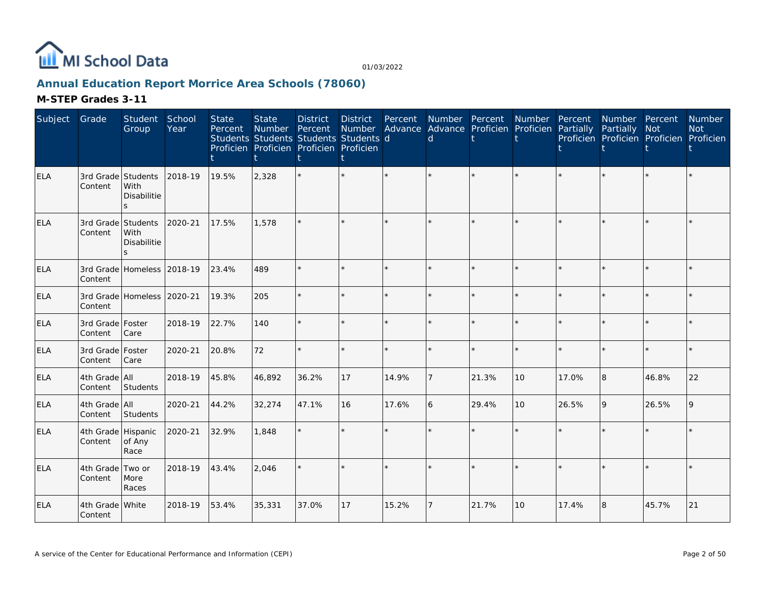# Annual Education Report Morrice Area Schools (78060)

## M-STEP Grades 3-11

| Subject | Grade | Student Group | School Year | State Percent Students Proficient | State Number Students Proficient | District Percent Students Proficient | District Number Students Proficient | Percent Advanced | Number Advanced | Percent Proficient | Number Proficient | Percent Partially Proficient | Number Partially Proficient | Percent Not Proficient | Number Not Proficient |
|---|---|---|---|---|---|---|---|---|---|---|---|---|---|---|---|
| ELA | 3rd Grade Content | Students With Disabilities | 2018-19 | 19.5% | 2,328 | * | * | * | * | * | * | * | * | * | * |
| ELA | 3rd Grade Content | Students With Disabilities | 2020-21 | 17.5% | 1,578 | * | * | * | * | * | * | * | * | * | * |
| ELA | 3rd Grade Content | Homeless | 2018-19 | 23.4% | 489 | * | * | * | * | * | * | * | * | * | * |
| ELA | 3rd Grade Content | Homeless | 2020-21 | 19.3% | 205 | * | * | * | * | * | * | * | * | * | * |
| ELA | 3rd Grade Content | Foster Care | 2018-19 | 22.7% | 140 | * | * | * | * | * | * | * | * | * | * |
| ELA | 3rd Grade Content | Foster Care | 2020-21 | 20.8% | 72 | * | * | * | * | * | * | * | * | * | * |
| ELA | 4th Grade Content | All Students | 2018-19 | 45.8% | 46,892 | 36.2% | 17 | 14.9% | 7 | 21.3% | 10 | 17.0% | 8 | 46.8% | 22 |
| ELA | 4th Grade Content | All Students | 2020-21 | 44.2% | 32,274 | 47.1% | 16 | 17.6% | 6 | 29.4% | 10 | 26.5% | 9 | 26.5% | 9 |
| ELA | 4th Grade Content | Hispanic of Any Race | 2020-21 | 32.9% | 1,848 | * | * | * | * | * | * | * | * | * | * |
| ELA | 4th Grade Content | Two or More Races | 2018-19 | 43.4% | 2,046 | * | * | * | * | * | * | * | * | * | * |
| ELA | 4th Grade Content | White | 2018-19 | 53.4% | 35,331 | 37.0% | 17 | 15.2% | 7 | 21.7% | 10 | 17.4% | 8 | 45.7% | 21 |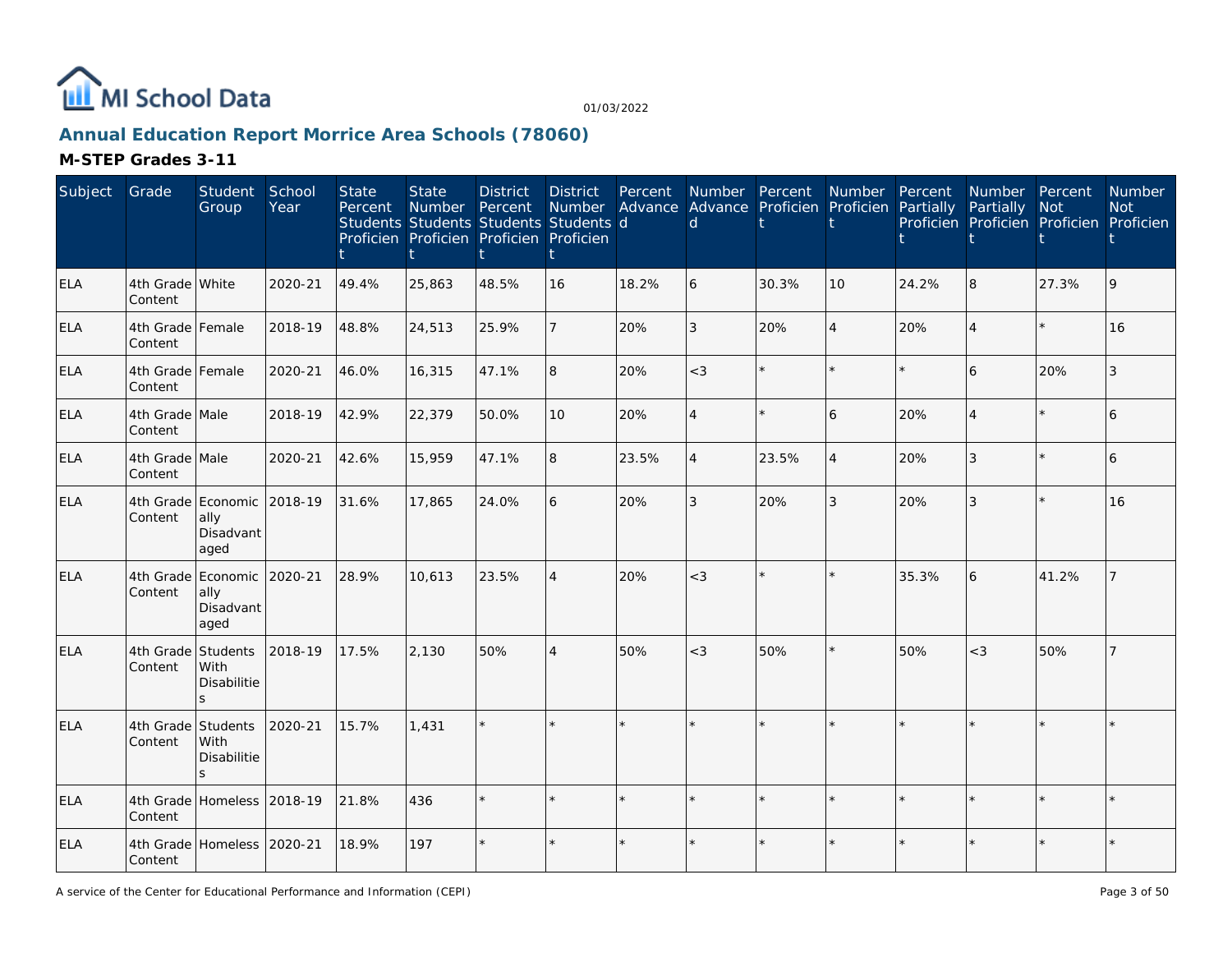# Annual Education Report Morrice Area Schools (78060)

01/03/2022

## M-STEP Grades 3-11

| Subject | Grade | Student Group | School Year | State Percent Students Proficient | State Number Students Proficient | District Percent Students Proficient | District Number Students Proficient | Percent Advanced | Number Advanced | Percent Proficient | Number Proficient | Percent Partially Proficient | Number Partially Proficient | Percent Not Proficient | Number Not Proficient |
|---|---|---|---|---|---|---|---|---|---|---|---|---|---|---|---|
| ELA | 4th Grade Content | White | 2020-21 | 49.4% | 25,863 | 48.5% | 16 | 18.2% | 6 | 30.3% | 10 | 24.2% | 8 | 27.3% | 9 |
| ELA | 4th Grade Content | Female | 2018-19 | 48.8% | 24,513 | 25.9% | 7 | 20% | 3 | 20% | 4 | 20% | 4 | * | 16 |
| ELA | 4th Grade Content | Female | 2020-21 | 46.0% | 16,315 | 47.1% | 8 | 20% | <3 | * | * | * | 6 | 20% | 3 |
| ELA | 4th Grade Content | Male | 2018-19 | 42.9% | 22,379 | 50.0% | 10 | 20% | 4 | * | 6 | 20% | 4 | * | 6 |
| ELA | 4th Grade Content | Male | 2020-21 | 42.6% | 15,959 | 47.1% | 8 | 23.5% | 4 | 23.5% | 4 | 20% | 3 | * | 6 |
| ELA | 4th Grade Content | Economically Disadvantaged | 2018-19 | 31.6% | 17,865 | 24.0% | 6 | 20% | 3 | 20% | 3 | 20% | 3 | * | 16 |
| ELA | 4th Grade Content | Economically Disadvantaged | 2020-21 | 28.9% | 10,613 | 23.5% | 4 | 20% | <3 | * | * | 35.3% | 6 | 41.2% | 7 |
| ELA | 4th Grade Content | Students With Disabilities | 2018-19 | 17.5% | 2,130 | 50% | 4 | 50% | <3 | 50% | * | 50% | <3 | 50% | 7 |
| ELA | 4th Grade Content | Students With Disabilities | 2020-21 | 15.7% | 1,431 | * | * | * | * | * | * | * | * | * | * |
| ELA | 4th Grade Content | Homeless | 2018-19 | 21.8% | 436 | * | * | * | * | * | * | * | * | * | * |
| ELA | 4th Grade Content | Homeless | 2020-21 | 18.9% | 197 | * | * | * | * | * | * | * | * | * | * |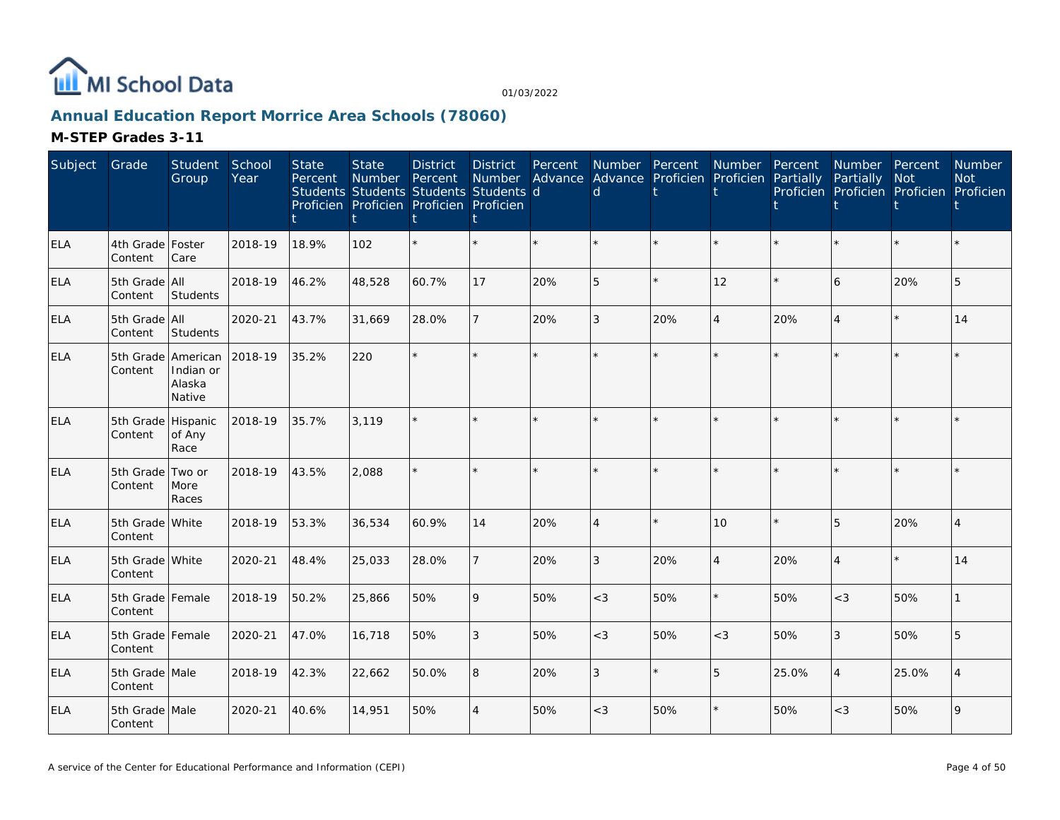# Annual Education Report Morrice Area Schools (78060)

## M-STEP Grades 3-11

| Subject | Grade | Student Group | School Year | State Percent Students Proficient | State Number Students Proficient | District Percent Students Proficient | District Number Students Proficient | Percent Advanced | Number Advanced | Percent Proficient | Number Proficient | Percent Partially Proficient | Number Partially Proficient | Percent Not Proficient | Number Not Proficient |
|---|---|---|---|---|---|---|---|---|---|---|---|---|---|---|---|
| ELA | 4th Grade Content | Foster Care | 2018-19 | 18.9% | 102 | * | * | * | * | * | * | * | * | * | * |
| ELA | 5th Grade Content | All Students | 2018-19 | 46.2% | 48,528 | 60.7% | 17 | 20% | 5 | * | 12 | * | 6 | 20% | 5 |
| ELA | 5th Grade Content | All Students | 2020-21 | 43.7% | 31,669 | 28.0% | 7 | 20% | 3 | 20% | 4 | 20% | 4 | * | 14 |
| ELA | 5th Grade Content | American Indian or Alaska Native | 2018-19 | 35.2% | 220 | * | * | * | * | * | * | * | * | * | * |
| ELA | 5th Grade Content | Hispanic of Any Race | 2018-19 | 35.7% | 3,119 | * | * | * | * | * | * | * | * | * | * |
| ELA | 5th Grade Content | Two or More Races | 2018-19 | 43.5% | 2,088 | * | * | * | * | * | * | * | * | * | * |
| ELA | 5th Grade Content | White | 2018-19 | 53.3% | 36,534 | 60.9% | 14 | 20% | 4 | * | 10 | * | 5 | 20% | 4 |
| ELA | 5th Grade Content | White | 2020-21 | 48.4% | 25,033 | 28.0% | 7 | 20% | 3 | 20% | 4 | 20% | 4 | * | 14 |
| ELA | 5th Grade Content | Female | 2018-19 | 50.2% | 25,866 | 50% | 9 | 50% | <3 | 50% | * | 50% | <3 | 50% | 1 |
| ELA | 5th Grade Content | Female | 2020-21 | 47.0% | 16,718 | 50% | 3 | 50% | <3 | 50% | <3 | 50% | 3 | 50% | 5 |
| ELA | 5th Grade Content | Male | 2018-19 | 42.3% | 22,662 | 50.0% | 8 | 20% | 3 | * | 5 | 25.0% | 4 | 25.0% | 4 |
| ELA | 5th Grade Content | Male | 2020-21 | 40.6% | 14,951 | 50% | 4 | 50% | <3 | 50% | * | 50% | <3 | 50% | 9 |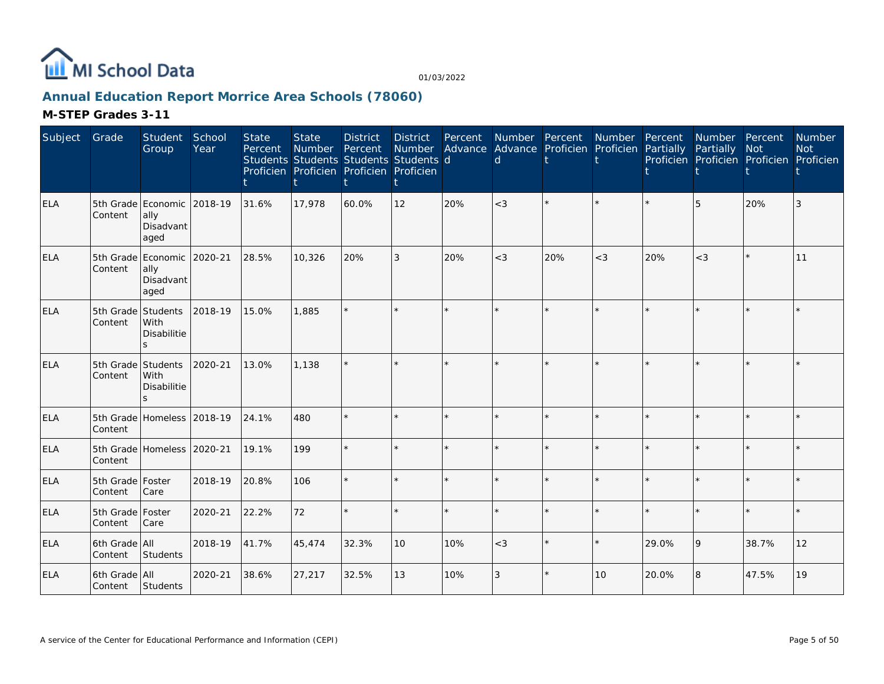## Annual Education Report Morrice Area Schools (78060)

### M-STEP Grades 3-11

| Subject | Grade | Student Group | School Year | State Percent Students Proficient | State Number Students Proficient | District Percent Students Proficient | District Number Students Proficient | Percent Advanced | Number Advanced | Percent Proficient | Number Proficient | Percent Partially Proficient | Number Partially Proficient | Percent Not Proficient | Number Not Proficient |
|---|---|---|---|---|---|---|---|---|---|---|---|---|---|---|---|
| ELA | 5th Grade Content | Economically Disadvantaged | 2018-19 | 31.6% | 17,978 | 60.0% | 12 | 20% | <3 | * | * | * | 5 | 20% | 3 |
| ELA | 5th Grade Content | Economically Disadvantaged | 2020-21 | 28.5% | 10,326 | 20% | 3 | 20% | <3 | 20% | <3 | 20% | <3 | * | 11 |
| ELA | 5th Grade Content | Students With Disabilities | 2018-19 | 15.0% | 1,885 | * | * | * | * | * | * | * | * | * | * |
| ELA | 5th Grade Content | Students With Disabilities | 2020-21 | 13.0% | 1,138 | * | * | * | * | * | * | * | * | * | * |
| ELA | 5th Grade Content | Homeless | 2018-19 | 24.1% | 480 | * | * | * | * | * | * | * | * | * | * |
| ELA | 5th Grade Content | Homeless | 2020-21 | 19.1% | 199 | * | * | * | * | * | * | * | * | * | * |
| ELA | 5th Grade Content | Foster Care | 2018-19 | 20.8% | 106 | * | * | * | * | * | * | * | * | * | * |
| ELA | 5th Grade Content | Foster Care | 2020-21 | 22.2% | 72 | * | * | * | * | * | * | * | * | * | * |
| ELA | 6th Grade Content | All Students | 2018-19 | 41.7% | 45,474 | 32.3% | 10 | 10% | <3 | * | * | 29.0% | 9 | 38.7% | 12 |
| ELA | 6th Grade Content | All Students | 2020-21 | 38.6% | 27,217 | 32.5% | 13 | 10% | 3 | * | 10 | 20.0% | 8 | 47.5% | 19 |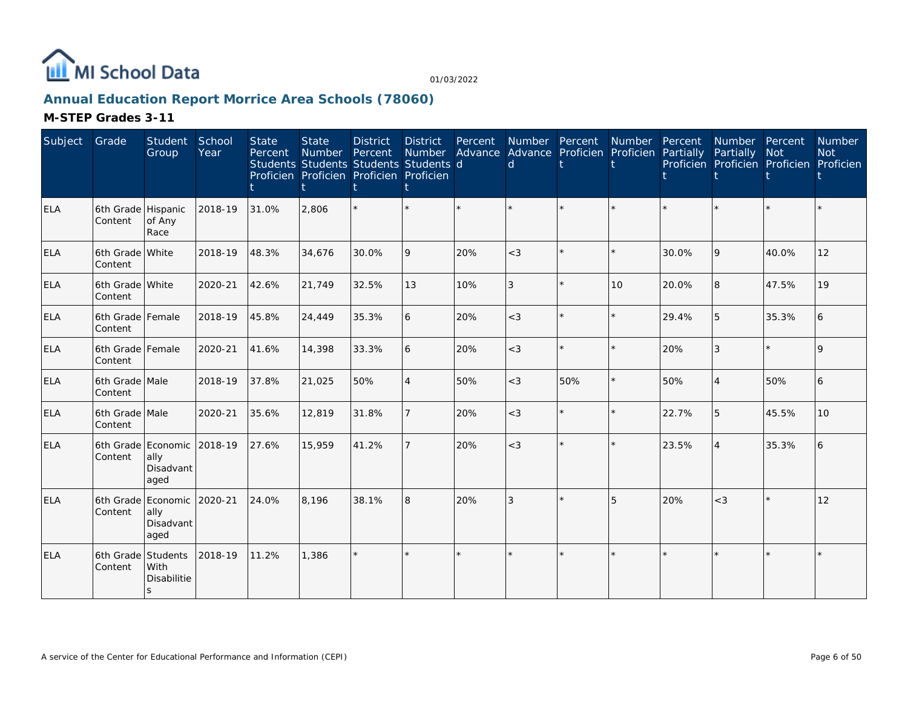MI School Data

01/03/2022

## Annual Education Report Morrice Area Schools (78060)

### M-STEP Grades 3-11

| Subject | Grade | Student Group | School Year | State Percent Students Proficient | State Number Students Proficient | District Percent Students Proficient | District Number Students Proficient | Percent Advanced | Number Advanced | Percent Proficient | Number Proficient | Percent Partially Proficient | Number Partially Proficient | Percent Not Proficient | Number Not Proficient |
|---|---|---|---|---|---|---|---|---|---|---|---|---|---|---|---|
| ELA | 6th Grade Content | Hispanic of Any Race | 2018-19 | 31.0% | 2,806 | * | * | * | * | * | * | * | * | * | * |
| ELA | 6th Grade Content | White | 2018-19 | 48.3% | 34,676 | 30.0% | 9 | 20% | <3 | * | * | 30.0% | 9 | 40.0% | 12 |
| ELA | 6th Grade Content | White | 2020-21 | 42.6% | 21,749 | 32.5% | 13 | 10% | 3 | * | 10 | 20.0% | 8 | 47.5% | 19 |
| ELA | 6th Grade Content | Female | 2018-19 | 45.8% | 24,449 | 35.3% | 6 | 20% | <3 | * | * | 29.4% | 5 | 35.3% | 6 |
| ELA | 6th Grade Content | Female | 2020-21 | 41.6% | 14,398 | 33.3% | 6 | 20% | <3 | * | * | 20% | 3 | * | 9 |
| ELA | 6th Grade Content | Male | 2018-19 | 37.8% | 21,025 | 50% | 4 | 50% | <3 | 50% | * | 50% | 4 | 50% | 6 |
| ELA | 6th Grade Content | Male | 2020-21 | 35.6% | 12,819 | 31.8% | 7 | 20% | <3 | * | * | 22.7% | 5 | 45.5% | 10 |
| ELA | 6th Grade Content | Economically Disadvantaged | 2018-19 | 27.6% | 15,959 | 41.2% | 7 | 20% | <3 | * | * | 23.5% | 4 | 35.3% | 6 |
| ELA | 6th Grade Content | Economically Disadvantaged | 2020-21 | 24.0% | 8,196 | 38.1% | 8 | 20% | 3 | * | 5 | 20% | <3 | * | 12 |
| ELA | 6th Grade Content | Students With Disabilities | 2018-19 | 11.2% | 1,386 | * | * | * | * | * | * | * | * | * | * |

A service of the Center for Educational Performance and Information (CEPI)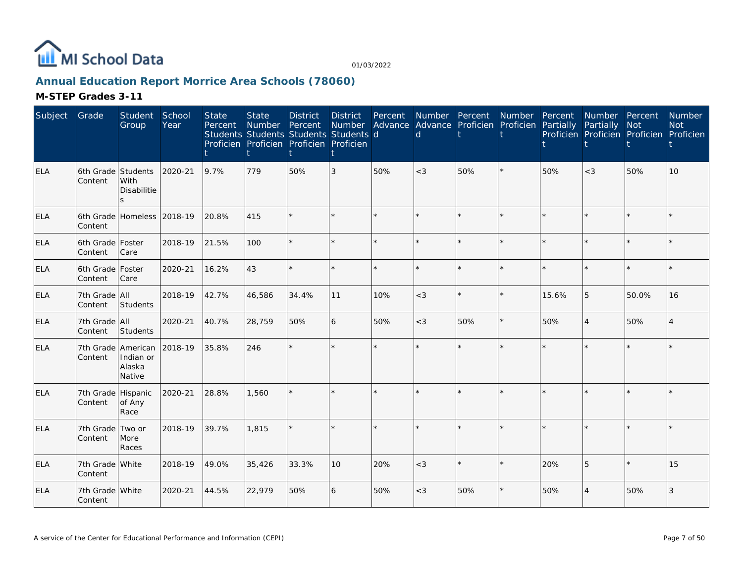MI School Data

01/03/2022

## Annual Education Report Morrice Area Schools (78060)

### M-STEP Grades 3-11

| Subject | Grade | Student Group | School Year | State Percent Students Proficient | State Number Students Proficient | District Percent Students Proficient | District Number Students Proficient | Percent Advanced | Number Advanced | Percent Proficient | Number Proficient | Percent Partially Proficient | Number Partially Proficient | Percent Not Proficient | Number Not Proficient |
|---|---|---|---|---|---|---|---|---|---|---|---|---|---|---|---|
| ELA | 6th Grade Content | Students With Disabilities | 2020-21 | 9.7% | 779 | 50% | 3 | 50% | <3 | 50% | * | 50% | <3 | 50% | 10 |
| ELA | 6th Grade Content | Homeless | 2018-19 | 20.8% | 415 | * | * | * | * | * | * | * | * | * | * |
| ELA | 6th Grade Content | Foster Care | 2018-19 | 21.5% | 100 | * | * | * | * | * | * | * | * | * | * |
| ELA | 6th Grade Content | Foster Care | 2020-21 | 16.2% | 43 | * | * | * | * | * | * | * | * | * | * |
| ELA | 7th Grade Content | All Students | 2018-19 | 42.7% | 46,586 | 34.4% | 11 | 10% | <3 | * | * | 15.6% | 5 | 50.0% | 16 |
| ELA | 7th Grade Content | All Students | 2020-21 | 40.7% | 28,759 | 50% | 6 | 50% | <3 | 50% | * | 50% | 4 | 50% | 4 |
| ELA | 7th Grade Content | American Indian or Alaska Native | 2018-19 | 35.8% | 246 | * | * | * | * | * | * | * | * | * | * |
| ELA | 7th Grade Content | Hispanic of Any Race | 2020-21 | 28.8% | 1,560 | * | * | * | * | * | * | * | * | * | * |
| ELA | 7th Grade Content | Two or More Races | 2018-19 | 39.7% | 1,815 | * | * | * | * | * | * | * | * | * | * |
| ELA | 7th Grade Content | White | 2018-19 | 49.0% | 35,426 | 33.3% | 10 | 20% | <3 | * | * | 20% | 5 | * | 15 |
| ELA | 7th Grade Content | White | 2020-21 | 44.5% | 22,979 | 50% | 6 | 50% | <3 | 50% | * | 50% | 4 | 50% | 3 |

A service of the Center for Educational Performance and Information (CEPI)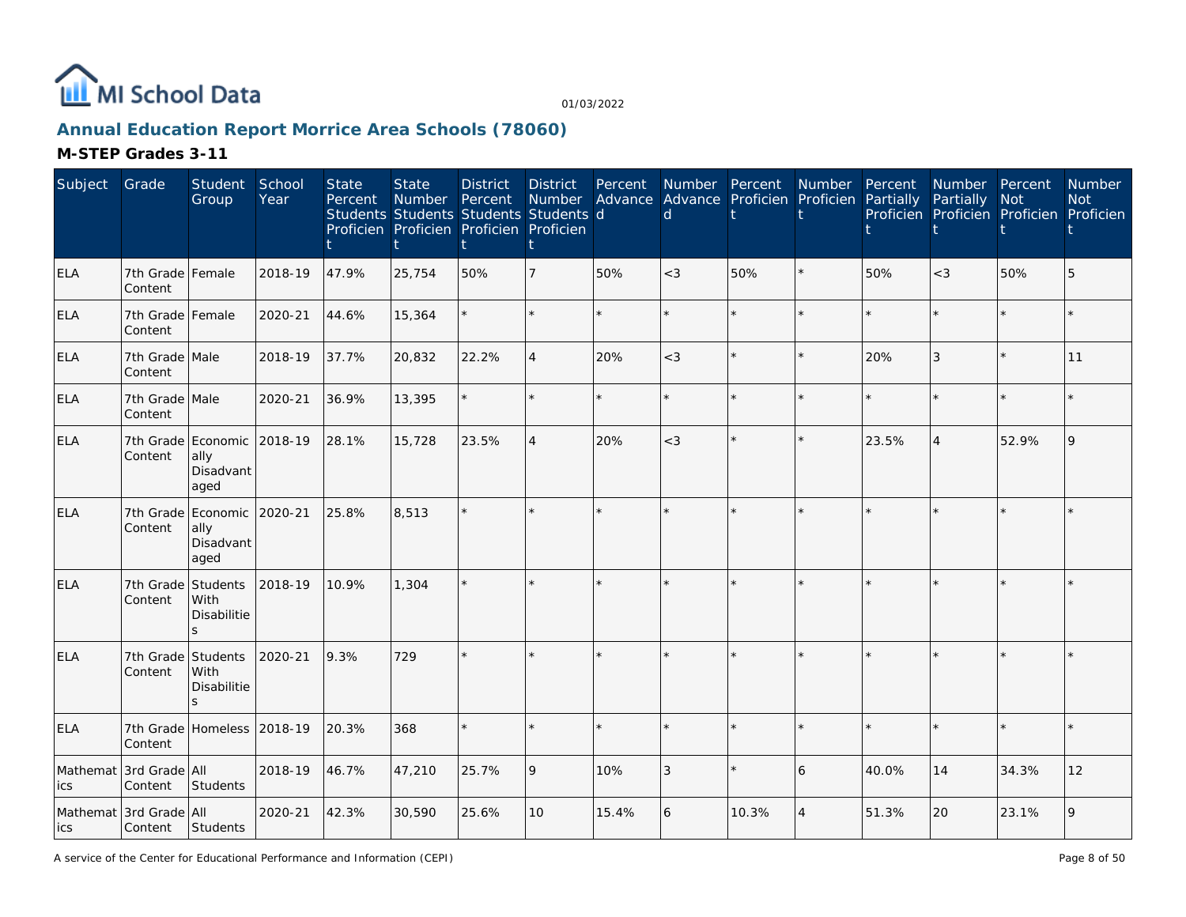# Annual Education Report Morrice Area Schools (78060)

01/03/2022

## M-STEP Grades 3-11

| Subject | Grade | Student Group | School Year | State Percent Students Proficient | State Number Students Proficient | District Percent Students Proficient | District Number Students Proficient | Percent Advanced | Number Advanced | Percent Proficient | Number Proficient | Percent Partially Proficient | Number Partially Proficient | Percent Not Proficient | Number Not Proficient |
|---|---|---|---|---|---|---|---|---|---|---|---|---|---|---|---|
| ELA | 7th Grade Content | Female | 2018-19 | 47.9% | 25,754 | 50% | 7 | 50% | <3 | 50% | * | 50% | <3 | 50% | 5 |
| ELA | 7th Grade Content | Female | 2020-21 | 44.6% | 15,364 | * | * | * | * | * | * | * | * | * | * |
| ELA | 7th Grade Content | Male | 2018-19 | 37.7% | 20,832 | 22.2% | 4 | 20% | <3 | * | * | 20% | 3 | * | 11 |
| ELA | 7th Grade Content | Male | 2020-21 | 36.9% | 13,395 | * | * | * | * | * | * | * | * | * | * |
| ELA | 7th Grade Content | Economically Disadvantaged | 2018-19 | 28.1% | 15,728 | 23.5% | 4 | 20% | <3 | * | * | 23.5% | 4 | 52.9% | 9 |
| ELA | 7th Grade Content | Economically Disadvantaged | 2020-21 | 25.8% | 8,513 | * | * | * | * | * | * | * | * | * | * |
| ELA | 7th Grade Content | Students With Disabilities | 2018-19 | 10.9% | 1,304 | * | * | * | * | * | * | * | * | * | * |
| ELA | 7th Grade Content | Students With Disabilities | 2020-21 | 9.3% | 729 | * | * | * | * | * | * | * | * | * | * |
| ELA | 7th Grade Content | Homeless | 2018-19 | 20.3% | 368 | * | * | * | * | * | * | * | * | * | * |
| Mathematics | 3rd Grade Content | All Students | 2018-19 | 46.7% | 47,210 | 25.7% | 9 | 10% | 3 | * | 6 | 40.0% | 14 | 34.3% | 12 |
| Mathematics | 3rd Grade Content | All Students | 2020-21 | 42.3% | 30,590 | 25.6% | 10 | 15.4% | 6 | 10.3% | 4 | 51.3% | 20 | 23.1% | 9 |

A service of the Center for Educational Performance and Information (CEPI)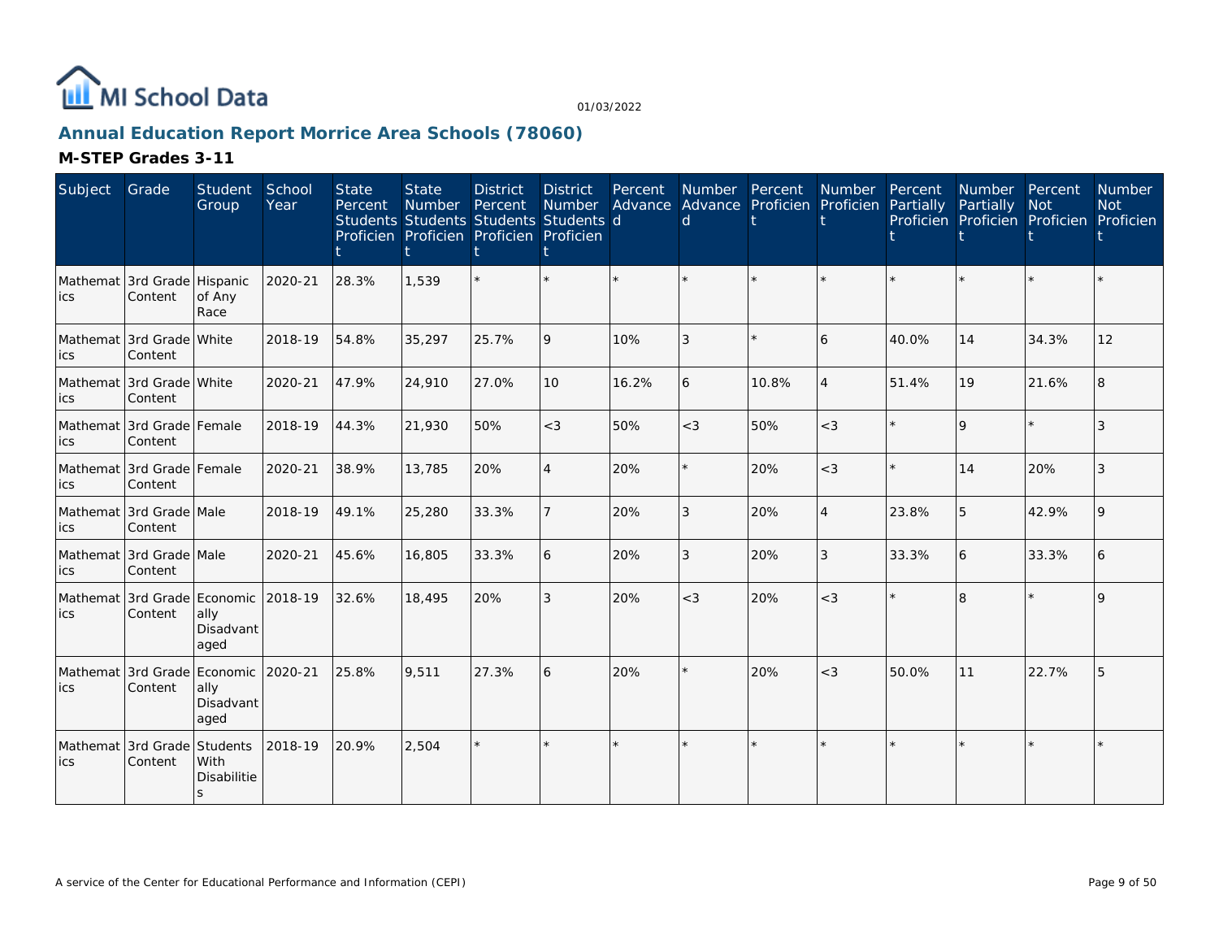MI School Data

01/03/2022

## Annual Education Report Morrice Area Schools (78060)

### M-STEP Grades 3-11

| Subject | Grade | Student Group | School Year | State Percent Students Proficient | State Number Students Proficient | District Percent Students Proficient | District Number Students Proficient | Percent Advanced | Number Advanced | Percent Proficient | Number Proficient | Percent Partially Proficient | Number Partially Proficient | Percent Not Proficient | Number Not Proficient |
|---|---|---|---|---|---|---|---|---|---|---|---|---|---|---|---|
| Mathematics | 3rd Grade Content | Hispanic of Any Race | 2020-21 | 28.3% | 1,539 | * | * | * | * | * | * | * | * | * | * |
| Mathematics | 3rd Grade Content | White | 2018-19 | 54.8% | 35,297 | 25.7% | 9 | 10% | 3 | * | 6 | 40.0% | 14 | 34.3% | 12 |
| Mathematics | 3rd Grade Content | White | 2020-21 | 47.9% | 24,910 | 27.0% | 10 | 16.2% | 6 | 10.8% | 4 | 51.4% | 19 | 21.6% | 8 |
| Mathematics | 3rd Grade Content | Female | 2018-19 | 44.3% | 21,930 | 50% | <3 | 50% | <3 | 50% | <3 | * | 9 | * | 3 |
| Mathematics | 3rd Grade Content | Female | 2020-21 | 38.9% | 13,785 | 20% | 4 | 20% | * | 20% | <3 | * | 14 | 20% | 3 |
| Mathematics | 3rd Grade Content | Male | 2018-19 | 49.1% | 25,280 | 33.3% | 7 | 20% | 3 | 20% | 4 | 23.8% | 5 | 42.9% | 9 |
| Mathematics | 3rd Grade Content | Male | 2020-21 | 45.6% | 16,805 | 33.3% | 6 | 20% | 3 | 20% | 3 | 33.3% | 6 | 33.3% | 6 |
| Mathematics | 3rd Grade Content | Economically Disadvantaged | 2018-19 | 32.6% | 18,495 | 20% | 3 | 20% | <3 | 20% | <3 | * | 8 | * | 9 |
| Mathematics | 3rd Grade Content | Economically Disadvantaged | 2020-21 | 25.8% | 9,511 | 27.3% | 6 | 20% | * | 20% | <3 | 50.0% | 11 | 22.7% | 5 |
| Mathematics | 3rd Grade Content | Students With Disabilities | 2018-19 | 20.9% | 2,504 | * | * | * | * | * | * | * | * | * | * |

A service of the Center for Educational Performance and Information (CEPI)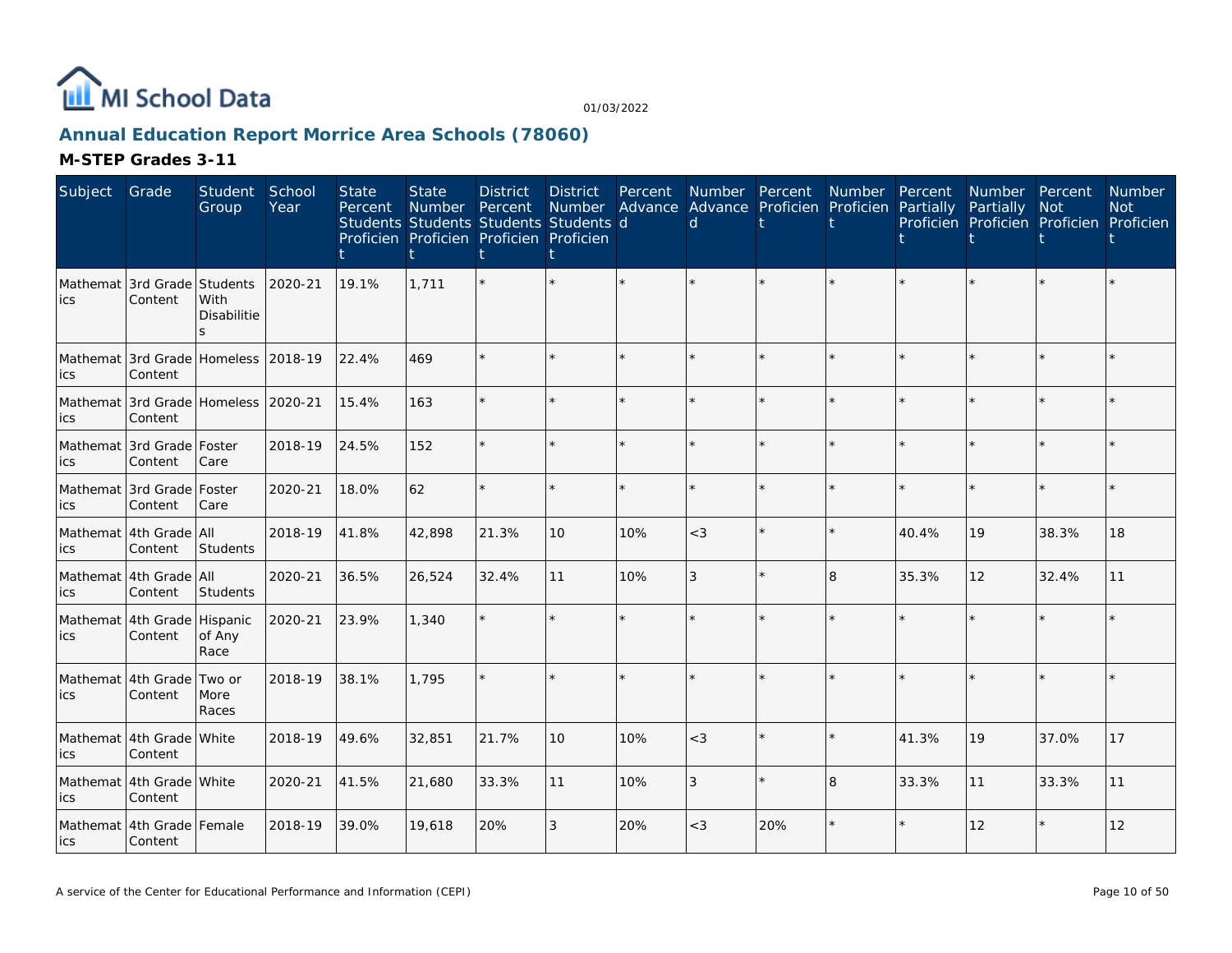# Annual Education Report Morrice Area Schools (78060)

## M-STEP Grades 3-11

| Subject | Grade | Student Group | School Year | State Percent Students Proficient | State Number Students Proficient | District Percent Students Proficient | District Number Students Proficient | Percent Advanced | Number Advanced | Percent Proficient | Number Proficient | Percent Partially Proficient | Number Partially Proficient | Percent Not Proficient | Number Not Proficient |
|---|---|---|---|---|---|---|---|---|---|---|---|---|---|---|---|
| Mathematics | 3rd Grade Content | Students With Disabilities | 2020-21 | 19.1% | 1,711 | * | * | * | * | * | * | * | * | * | * |
| Mathematics | 3rd Grade Content | Homeless | 2018-19 | 22.4% | 469 | * | * | * | * | * | * | * | * | * | * |
| Mathematics | 3rd Grade Content | Homeless | 2020-21 | 15.4% | 163 | * | * | * | * | * | * | * | * | * | * |
| Mathematics | 3rd Grade Content | Foster Care | 2018-19 | 24.5% | 152 | * | * | * | * | * | * | * | * | * | * |
| Mathematics | 3rd Grade Content | Foster Care | 2020-21 | 18.0% | 62 | * | * | * | * | * | * | * | * | * | * |
| Mathematics | 4th Grade Content | All Students | 2018-19 | 41.8% | 42,898 | 21.3% | 10 | 10% | <3 | * | * | 40.4% | 19 | 38.3% | 18 |
| Mathematics | 4th Grade Content | All Students | 2020-21 | 36.5% | 26,524 | 32.4% | 11 | 10% | 3 | * | 8 | 35.3% | 12 | 32.4% | 11 |
| Mathematics | 4th Grade Content | Hispanic of Any Race | 2020-21 | 23.9% | 1,340 | * | * | * | * | * | * | * | * | * | * |
| Mathematics | 4th Grade Content | Two or More Races | 2018-19 | 38.1% | 1,795 | * | * | * | * | * | * | * | * | * | * |
| Mathematics | 4th Grade Content | White | 2018-19 | 49.6% | 32,851 | 21.7% | 10 | 10% | <3 | * | * | 41.3% | 19 | 37.0% | 17 |
| Mathematics | 4th Grade Content | White | 2020-21 | 41.5% | 21,680 | 33.3% | 11 | 10% | 3 | * | 8 | 33.3% | 11 | 33.3% | 11 |
| Mathematics | 4th Grade Content | Female | 2018-19 | 39.0% | 19,618 | 20% | 3 | 20% | <3 | 20% | * | * | 12 | * | 12 |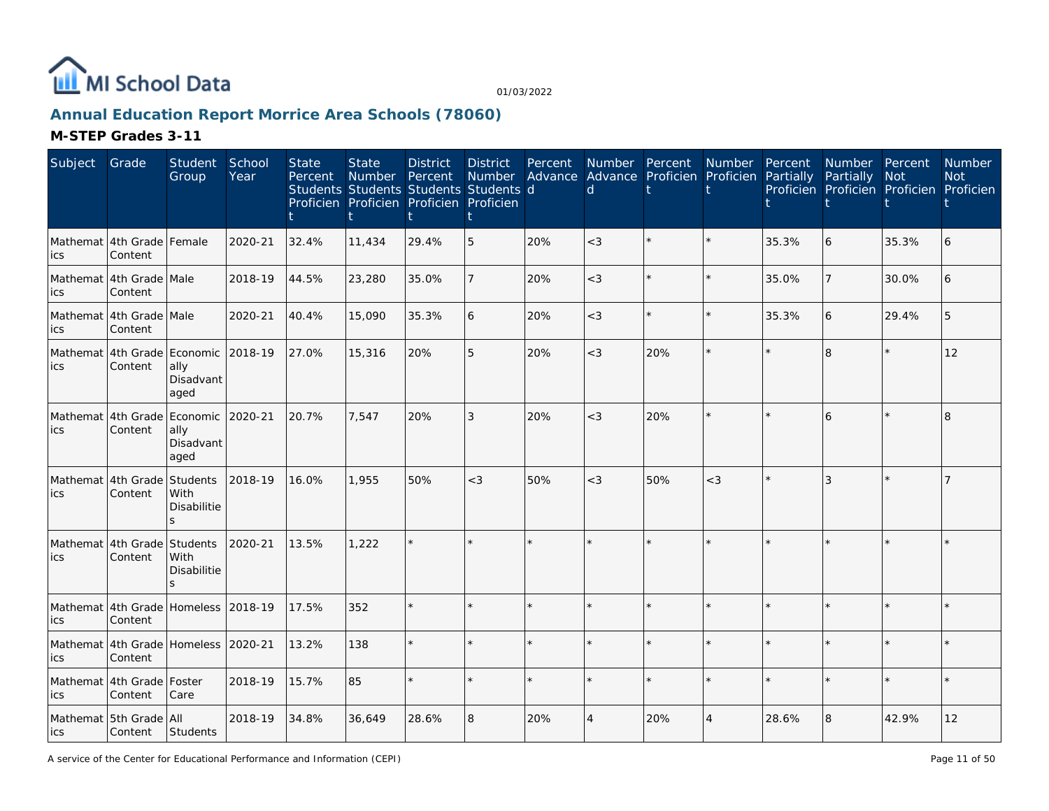# Annual Education Report Morrice Area Schools (78060)

## M-STEP Grades 3-11

| Subject | Grade | Student Group | School Year | State Percent Students Proficient | State Number Students Proficient | District Percent Students Proficient | District Number Students Proficient | Percent Advanced | Number Advanced | Percent Proficient | Number Proficient | Percent Partially Proficient | Number Partially Proficient | Percent Not Proficient | Number Not Proficient |
|---|---|---|---|---|---|---|---|---|---|---|---|---|---|---|---|
| Mathematics | 4th Grade Content | Female | 2020-21 | 32.4% | 11,434 | 29.4% | 5 | 20% | <3 | * | * | 35.3% | 6 | 35.3% | 6 |
| Mathematics | 4th Grade Content | Male | 2018-19 | 44.5% | 23,280 | 35.0% | 7 | 20% | <3 | * | * | 35.0% | 7 | 30.0% | 6 |
| Mathematics | 4th Grade Content | Male | 2020-21 | 40.4% | 15,090 | 35.3% | 6 | 20% | <3 | * | * | 35.3% | 6 | 29.4% | 5 |
| Mathematics | 4th Grade Content | Economically Disadvantaged | 2018-19 | 27.0% | 15,316 | 20% | 5 | 20% | <3 | 20% | * | * | 8 | * | 12 |
| Mathematics | 4th Grade Content | Economically Disadvantaged | 2020-21 | 20.7% | 7,547 | 20% | 3 | 20% | <3 | 20% | * | * | 6 | * | 8 |
| Mathematics | 4th Grade Content | Students With Disabilities | 2018-19 | 16.0% | 1,955 | 50% | <3 | 50% | <3 | 50% | <3 | * | 3 | * | 7 |
| Mathematics | 4th Grade Content | Students With Disabilities | 2020-21 | 13.5% | 1,222 | * | * | * | * | * | * | * | * | * | * |
| Mathematics | 4th Grade Content | Homeless | 2018-19 | 17.5% | 352 | * | * | * | * | * | * | * | * | * | * |
| Mathematics | 4th Grade Content | Homeless | 2020-21 | 13.2% | 138 | * | * | * | * | * | * | * | * | * | * |
| Mathematics | 4th Grade Content | Foster Care | 2018-19 | 15.7% | 85 | * | * | * | * | * | * | * | * | * | * |
| Mathematics | 5th Grade Content | All Students | 2018-19 | 34.8% | 36,649 | 28.6% | 8 | 20% | 4 | 20% | 4 | 28.6% | 8 | 42.9% | 12 |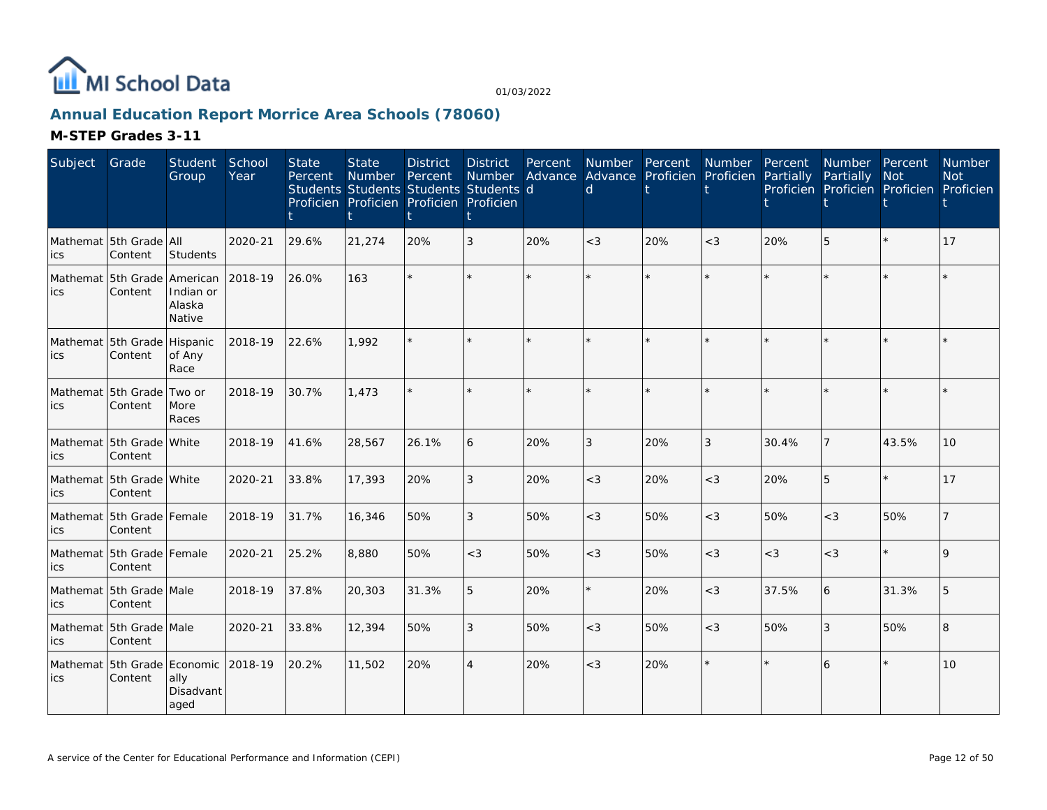MI School Data

01/03/2022

## Annual Education Report Morrice Area Schools (78060)

### M-STEP Grades 3-11

| Subject | Grade | Student Group | School Year | State Percent Students Proficient | State Number Students Proficient | District Percent Students Proficient | District Number Students Proficient | Percent Advanced | Number Advanced | Percent Proficient | Number Proficient | Percent Partially Proficient | Number Partially Proficient | Percent Not Proficient | Number Not Proficient |
|---|---|---|---|---|---|---|---|---|---|---|---|---|---|---|---|
| Mathematics | 5th Grade Content | All Students | 2020-21 | 29.6% | 21,274 | 20% | 3 | 20% | <3 | 20% | <3 | 20% | 5 | * | 17 |
| Mathematics | 5th Grade Content | American Indian or Alaska Native | 2018-19 | 26.0% | 163 | * | * | * | * | * | * | * | * | * | * |
| Mathematics | 5th Grade Content | Hispanic of Any Race | 2018-19 | 22.6% | 1,992 | * | * | * | * | * | * | * | * | * | * |
| Mathematics | 5th Grade Content | Two or More Races | 2018-19 | 30.7% | 1,473 | * | * | * | * | * | * | * | * | * | * |
| Mathematics | 5th Grade Content | White | 2018-19 | 41.6% | 28,567 | 26.1% | 6 | 20% | 3 | 20% | 3 | 30.4% | 7 | 43.5% | 10 |
| Mathematics | 5th Grade Content | White | 2020-21 | 33.8% | 17,393 | 20% | 3 | 20% | <3 | 20% | <3 | 20% | 5 | * | 17 |
| Mathematics | 5th Grade Content | Female | 2018-19 | 31.7% | 16,346 | 50% | 3 | 50% | <3 | 50% | <3 | 50% | <3 | 50% | 7 |
| Mathematics | 5th Grade Content | Female | 2020-21 | 25.2% | 8,880 | 50% | <3 | 50% | <3 | 50% | <3 | <3 | <3 | * | 9 |
| Mathematics | 5th Grade Content | Male | 2018-19 | 37.8% | 20,303 | 31.3% | 5 | 20% | * | 20% | <3 | 37.5% | 6 | 31.3% | 5 |
| Mathematics | 5th Grade Content | Male | 2020-21 | 33.8% | 12,394 | 50% | 3 | 50% | <3 | 50% | <3 | 50% | 3 | 50% | 8 |
| Mathematics | 5th Grade Content | Economically Disadvantaged | 2018-19 | 20.2% | 11,502 | 20% | 4 | 20% | <3 | 20% | * | * | 6 | * | 10 |

A service of the Center for Educational Performance and Information (CEPI)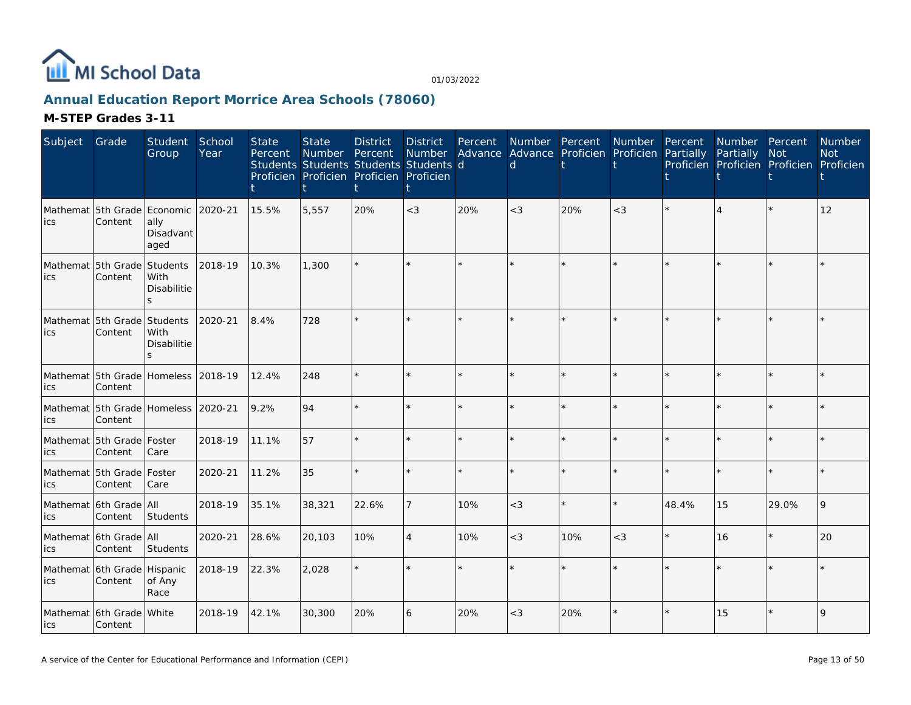# Annual Education Report Morrice Area Schools (78060)

01/03/2022

## M-STEP Grades 3-11

| Subject | Grade | Student Group | School Year | State Percent Students Proficient | State Number Students Proficient | District Percent Students Proficient | District Number Students Proficient | Percent Advanced | Number Advanced | Percent Proficient | Number Proficient | Percent Partially Proficient | Number Partially Proficient | Percent Not Proficient | Number Not Proficient |
|---|---|---|---|---|---|---|---|---|---|---|---|---|---|---|---|
| Mathematics | 5th Grade Content | Economically Disadvantaged | 2020-21 | 15.5% | 5,557 | 20% | <3 | 20% | <3 | 20% | <3 | * | 4 | * | 12 |
| Mathematics | 5th Grade Content | Students With Disabilities | 2018-19 | 10.3% | 1,300 | * | * | * | * | * | * | * | * | * | * |
| Mathematics | 5th Grade Content | Students With Disabilities | 2020-21 | 8.4% | 728 | * | * | * | * | * | * | * | * | * | * |
| Mathematics | 5th Grade Content | Homeless | 2018-19 | 12.4% | 248 | * | * | * | * | * | * | * | * | * | * |
| Mathematics | 5th Grade Content | Homeless | 2020-21 | 9.2% | 94 | * | * | * | * | * | * | * | * | * | * |
| Mathematics | 5th Grade Content | Foster Care | 2018-19 | 11.1% | 57 | * | * | * | * | * | * | * | * | * | * |
| Mathematics | 5th Grade Content | Foster Care | 2020-21 | 11.2% | 35 | * | * | * | * | * | * | * | * | * | * |
| Mathematics | 6th Grade Content | All Students | 2018-19 | 35.1% | 38,321 | 22.6% | 7 | 10% | <3 | * | * | 48.4% | 15 | 29.0% | 9 |
| Mathematics | 6th Grade Content | All Students | 2020-21 | 28.6% | 20,103 | 10% | 4 | 10% | <3 | 10% | <3 | * | 16 | * | 20 |
| Mathematics | 6th Grade Content | Hispanic of Any Race | 2018-19 | 22.3% | 2,028 | * | * | * | * | * | * | * | * | * | * |
| Mathematics | 6th Grade Content | White | 2018-19 | 42.1% | 30,300 | 20% | 6 | 20% | <3 | 20% | * | * | 15 | * | 9 |

A service of the Center for Educational Performance and Information (CEPI)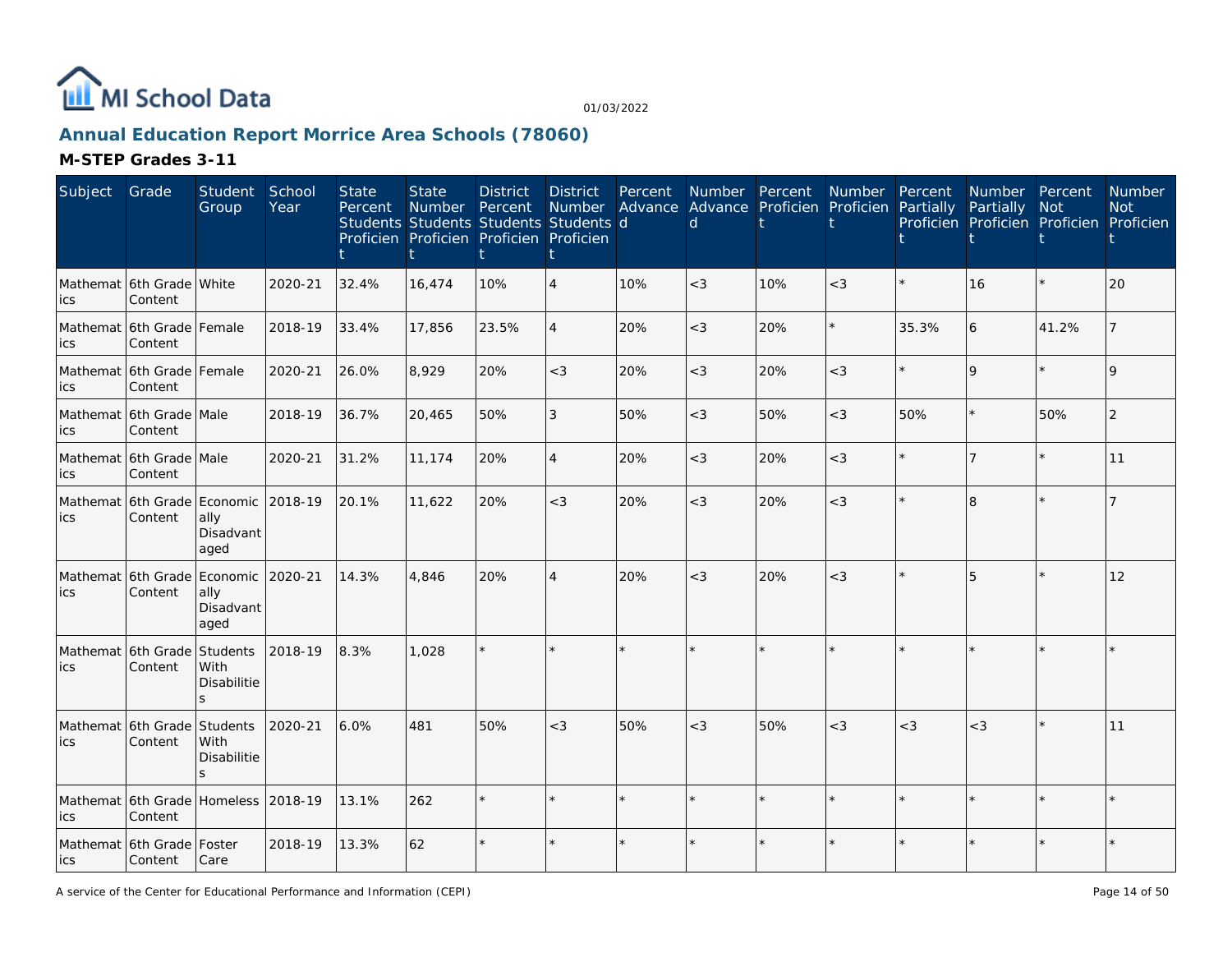# Annual Education Report Morrice Area Schools (78060)

01/03/2022

## M-STEP Grades 3-11

| Subject | Grade | Student Group | School Year | State Percent Students Proficient | State Number Students Proficient | District Percent Students Proficient | District Number Students Proficient | Percent Advanced | Number Advanced | Percent Proficient | Number Proficient | Percent Partially Proficient | Number Partially Proficient | Percent Not Proficient | Number Not Proficient |
|---|---|---|---|---|---|---|---|---|---|---|---|---|---|---|---|
| Mathematics | 6th Grade Content | White | 2020-21 | 32.4% | 16,474 | 10% | 4 | 10% | <3 | 10% | <3 | * | 16 | * | 20 |
| Mathematics | 6th Grade Content | Female | 2018-19 | 33.4% | 17,856 | 23.5% | 4 | 20% | <3 | 20% | * | 35.3% | 6 | 41.2% | 7 |
| Mathematics | 6th Grade Content | Female | 2020-21 | 26.0% | 8,929 | 20% | <3 | 20% | <3 | 20% | <3 | * | 9 | * | 9 |
| Mathematics | 6th Grade Content | Male | 2018-19 | 36.7% | 20,465 | 50% | 3 | 50% | <3 | 50% | <3 | 50% | * | 50% | 2 |
| Mathematics | 6th Grade Content | Male | 2020-21 | 31.2% | 11,174 | 20% | 4 | 20% | <3 | 20% | <3 | * | 7 | * | 11 |
| Mathematics | 6th Grade Content | Economically Disadvantaged | 2018-19 | 20.1% | 11,622 | 20% | <3 | 20% | <3 | 20% | <3 | * | 8 | * | 7 |
| Mathematics | 6th Grade Content | Economically Disadvantaged | 2020-21 | 14.3% | 4,846 | 20% | 4 | 20% | <3 | 20% | <3 | * | 5 | * | 12 |
| Mathematics | 6th Grade Content | Students With Disabilities | 2018-19 | 8.3% | 1,028 | * | * | * | * | * | * | * | * | * | * |
| Mathematics | 6th Grade Content | Students With Disabilities | 2020-21 | 6.0% | 481 | 50% | <3 | 50% | <3 | 50% | <3 | <3 | <3 | * | 11 |
| Mathematics | 6th Grade Content | Homeless | 2018-19 | 13.1% | 262 | * | * | * | * | * | * | * | * | * | * |
| Mathematics | 6th Grade Content | Foster Care | 2018-19 | 13.3% | 62 | * | * | * | * | * | * | * | * | * | * |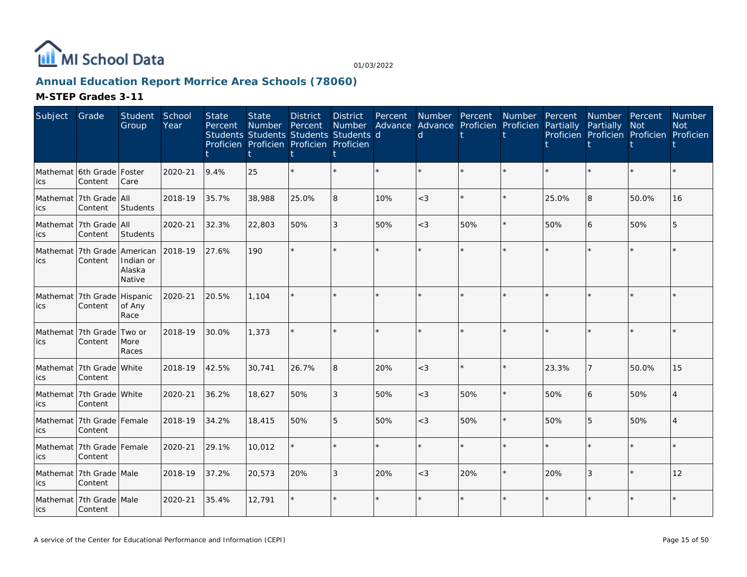MI School Data

01/03/2022

## Annual Education Report Morrice Area Schools (78060)

### M-STEP Grades 3-11

| Subject | Grade | Student Group | School Year | State Percent Students Proficient | State Number Students Proficient | District Percent Students Proficient | District Number Students Proficient | Percent Advanced | Number Advanced | Percent Proficient | Number Proficient | Percent Partially Proficient | Number Partially Proficient | Percent Not Proficient | Number Not Proficient |
|---|---|---|---|---|---|---|---|---|---|---|---|---|---|---|---|
| Mathematics | 6th Grade Content | Foster Care | 2020-21 | 9.4% | 25 | * | * | * | * | * | * | * | * | * | * |
| Mathematics | 7th Grade Content | All Students | 2018-19 | 35.7% | 38,988 | 25.0% | 8 | 10% | <3 | * | * | 25.0% | 8 | 50.0% | 16 |
| Mathematics | 7th Grade Content | All Students | 2020-21 | 32.3% | 22,803 | 50% | 3 | 50% | <3 | 50% | * | 50% | 6 | 50% | 5 |
| Mathematics | 7th Grade Content | American Indian or Alaska Native | 2018-19 | 27.6% | 190 | * | * | * | * | * | * | * | * | * | * |
| Mathematics | 7th Grade Content | Hispanic of Any Race | 2020-21 | 20.5% | 1,104 | * | * | * | * | * | * | * | * | * | * |
| Mathematics | 7th Grade Content | Two or More Races | 2018-19 | 30.0% | 1,373 | * | * | * | * | * | * | * | * | * | * |
| Mathematics | 7th Grade Content | White | 2018-19 | 42.5% | 30,741 | 26.7% | 8 | 20% | <3 | * | * | 23.3% | 7 | 50.0% | 15 |
| Mathematics | 7th Grade Content | White | 2020-21 | 36.2% | 18,627 | 50% | 3 | 50% | <3 | 50% | * | 50% | 6 | 50% | 4 |
| Mathematics | 7th Grade Content | Female | 2018-19 | 34.2% | 18,415 | 50% | 5 | 50% | <3 | 50% | * | 50% | 5 | 50% | 4 |
| Mathematics | 7th Grade Content | Female | 2020-21 | 29.1% | 10,012 | * | * | * | * | * | * | * | * | * | * |
| Mathematics | 7th Grade Content | Male | 2018-19 | 37.2% | 20,573 | 20% | 3 | 20% | <3 | 20% | * | 20% | 3 | * | 12 |
| Mathematics | 7th Grade Content | Male | 2020-21 | 35.4% | 12,791 | * | * | * | * | * | * | * | * | * | * |

A service of the Center for Educational Performance and Information (CEPI)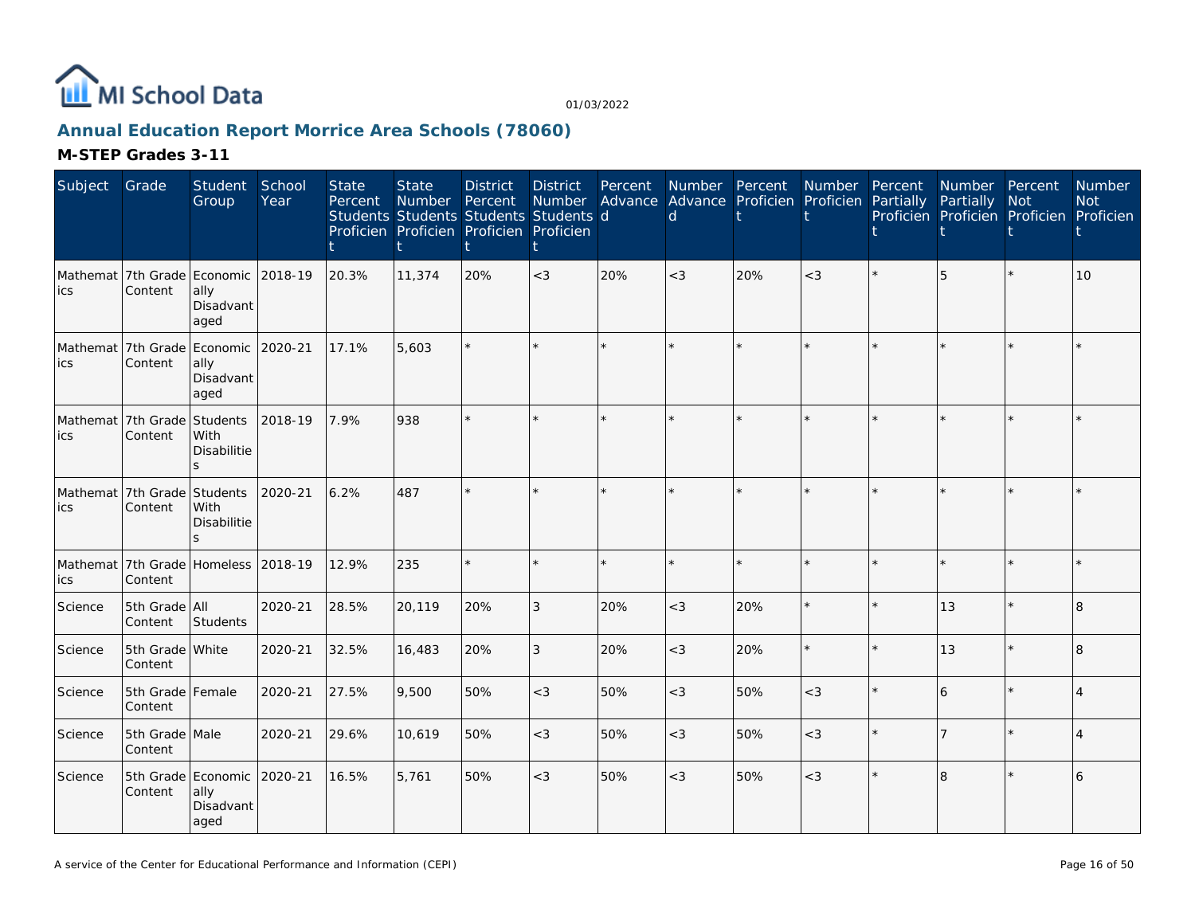MI School Data

01/03/2022

## Annual Education Report Morrice Area Schools (78060)

### M-STEP Grades 3-11

| Subject | Grade | Student Group | School Year | State Percent Students Proficient | State Number Students Proficient | District Percent Students Proficient | District Number Students Proficient | Percent Advanced | Number Advanced | Percent Proficient | Number Proficient | Percent Partially Proficient | Number Partially Proficient | Percent Not Proficient | Number Not Proficient |
|---|---|---|---|---|---|---|---|---|---|---|---|---|---|---|---|
| Mathematics | 7th Grade Content | Economically Disadvantaged | 2018-19 | 20.3% | 11,374 | 20% | <3 | 20% | <3 | 20% | <3 | * | 5 | * | 10 |
| Mathematics | 7th Grade Content | Economically Disadvantaged | 2020-21 | 17.1% | 5,603 | * | * | * | * | * | * | * | * | * | * |
| Mathematics | 7th Grade Content | Students With Disabilities | 2018-19 | 7.9% | 938 | * | * | * | * | * | * | * | * | * | * |
| Mathematics | 7th Grade Content | Students With Disabilities | 2020-21 | 6.2% | 487 | * | * | * | * | * | * | * | * | * | * |
| Mathematics | 7th Grade Content | Homeless | 2018-19 | 12.9% | 235 | * | * | * | * | * | * | * | * | * | * |
| Science | 5th Grade Content | All Students | 2020-21 | 28.5% | 20,119 | 20% | 3 | 20% | <3 | 20% | * | * | 13 | * | 8 |
| Science | 5th Grade Content | White | 2020-21 | 32.5% | 16,483 | 20% | 3 | 20% | <3 | 20% | * | * | 13 | * | 8 |
| Science | 5th Grade Content | Female | 2020-21 | 27.5% | 9,500 | 50% | <3 | 50% | <3 | 50% | <3 | * | 6 | * | 4 |
| Science | 5th Grade Content | Male | 2020-21 | 29.6% | 10,619 | 50% | <3 | 50% | <3 | 50% | <3 | * | 7 | * | 4 |
| Science | 5th Grade Content | Economically Disadvantaged | 2020-21 | 16.5% | 5,761 | 50% | <3 | 50% | <3 | 50% | <3 | * | 8 | * | 6 |

A service of the Center for Educational Performance and Information (CEPI)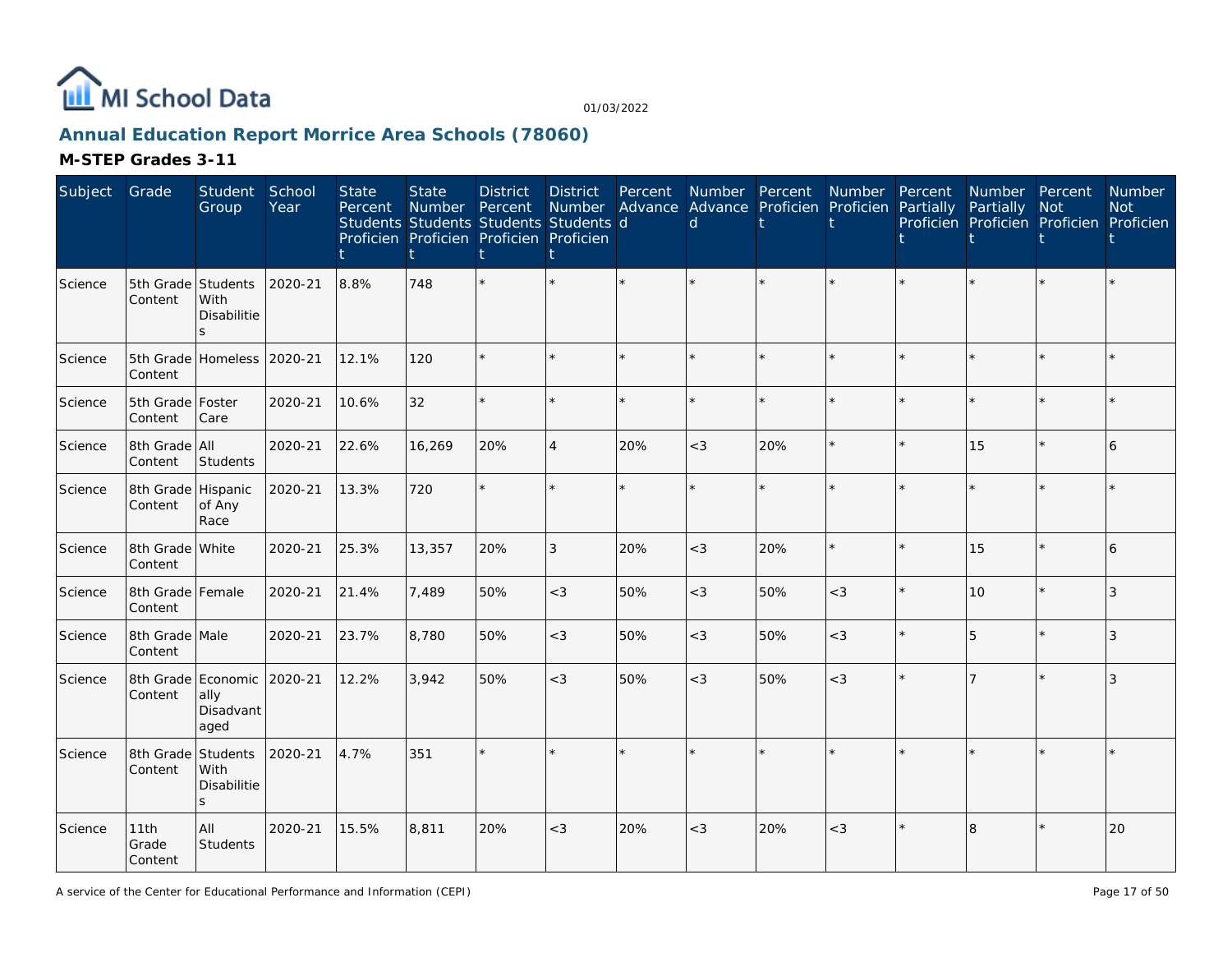# MI School Data

01/03/2022

## Annual Education Report Morrice Area Schools (78060)

### M-STEP Grades 3-11

| Subject | Grade | Student Group | School Year | State Percent Students Proficient | State Number Students Proficient | District Percent Students Proficient | District Number Students Proficient | Percent Advanced | Number Advanced | Percent Proficient | Number Proficient | Percent Partially Proficient | Number Partially Proficient | Percent Not Proficient | Number Not Proficient |
|---|---|---|---|---|---|---|---|---|---|---|---|---|---|---|---|
| Science | 5th Grade Content | Students With Disabilities | 2020-21 | 8.8% | 748 | * | * | * | * | * | * | * | * | * | * |
| Science | 5th Grade Content | Homeless | 2020-21 | 12.1% | 120 | * | * | * | * | * | * | * | * | * | * |
| Science | 5th Grade Content | Foster Care | 2020-21 | 10.6% | 32 | * | * | * | * | * | * | * | * | * | * |
| Science | 8th Grade Content | All Students | 2020-21 | 22.6% | 16,269 | 20% | 4 | 20% | <3 | 20% | * | * | 15 | * | 6 |
| Science | 8th Grade Content | Hispanic of Any Race | 2020-21 | 13.3% | 720 | * | * | * | * | * | * | * | * | * | * |
| Science | 8th Grade Content | White | 2020-21 | 25.3% | 13,357 | 20% | 3 | 20% | <3 | 20% | * | * | 15 | * | 6 |
| Science | 8th Grade Content | Female | 2020-21 | 21.4% | 7,489 | 50% | <3 | 50% | <3 | 50% | <3 | * | 10 | * | 3 |
| Science | 8th Grade Content | Male | 2020-21 | 23.7% | 8,780 | 50% | <3 | 50% | <3 | 50% | <3 | * | 5 | * | 3 |
| Science | 8th Grade Content | Economically Disadvantaged | 2020-21 | 12.2% | 3,942 | 50% | <3 | 50% | <3 | 50% | <3 | * | 7 | * | 3 |
| Science | 8th Grade Content | Students With Disabilities | 2020-21 | 4.7% | 351 | * | * | * | * | * | * | * | * | * | * |
| Science | 11th Grade Content | All Students | 2020-21 | 15.5% | 8,811 | 20% | <3 | 20% | <3 | 20% | <3 | * | 8 | * | 20 |

A service of the Center for Educational Performance and Information (CEPI)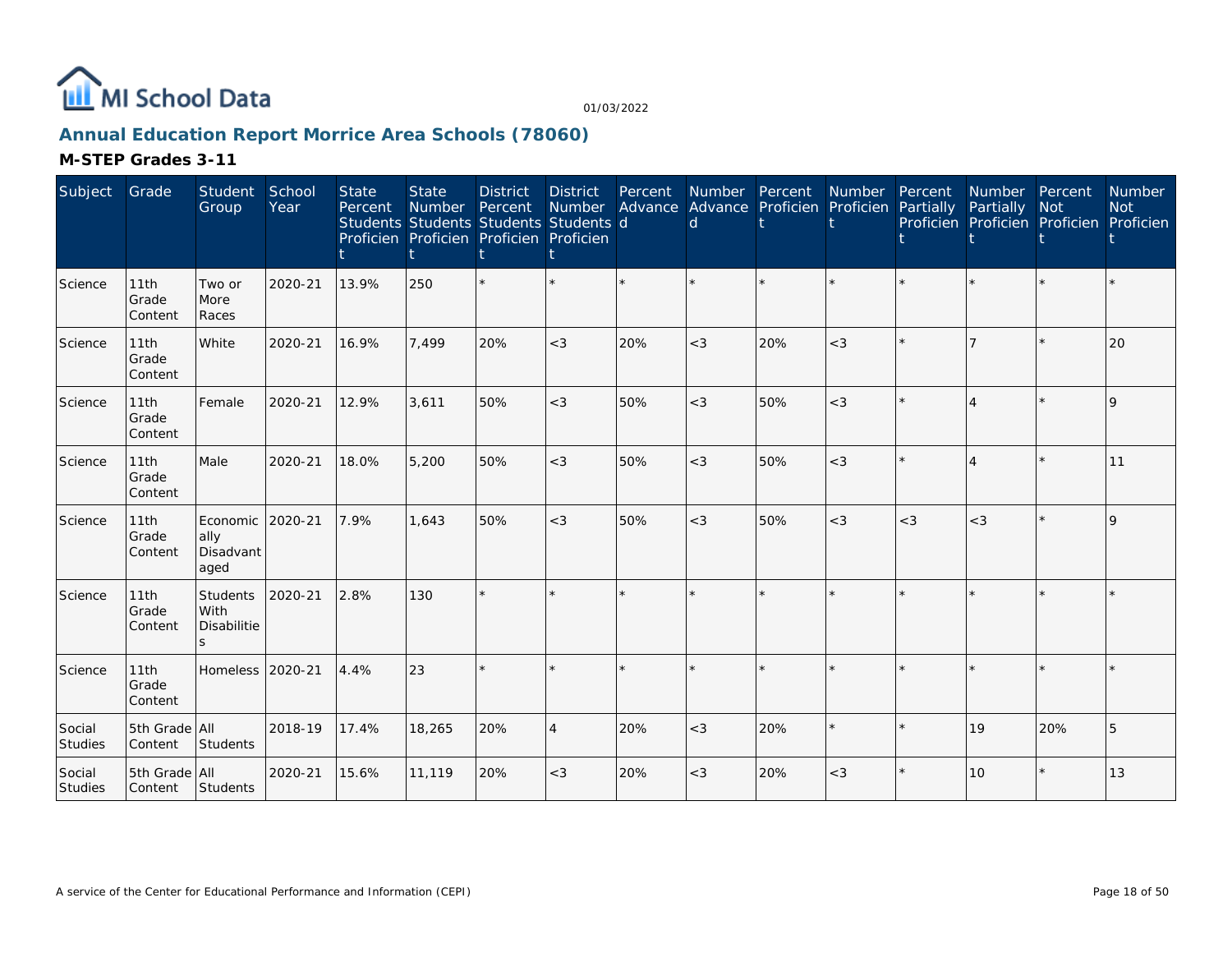MI School Data

01/03/2022

## Annual Education Report Morrice Area Schools (78060)

### M-STEP Grades 3-11

| Subject | Grade | Student Group | School Year | State Percent Students Proficient | State Number Students Proficient | District Percent Students Proficient | District Number Students Proficient | Percent Advanced | Number Advanced | Percent Proficient | Number Proficient | Percent Partially Proficient | Number Partially Proficient | Percent Not Proficient | Number Not Proficient |
|---|---|---|---|---|---|---|---|---|---|---|---|---|---|---|---|
| Science | 11th Grade Content | Two or More Races | 2020-21 | 13.9% | 250 | * | * | * | * | * | * | * | * | * | * |
| Science | 11th Grade Content | White | 2020-21 | 16.9% | 7,499 | 20% | <3 | 20% | <3 | 20% | <3 | * | 7 | * | 20 |
| Science | 11th Grade Content | Female | 2020-21 | 12.9% | 3,611 | 50% | <3 | 50% | <3 | 50% | <3 | * | 4 | * | 9 |
| Science | 11th Grade Content | Male | 2020-21 | 18.0% | 5,200 | 50% | <3 | 50% | <3 | 50% | <3 | * | 4 | * | 11 |
| Science | 11th Grade Content | Economically Disadvantaged | 2020-21 | 7.9% | 1,643 | 50% | <3 | 50% | <3 | 50% | <3 | <3 | <3 | * | 9 |
| Science | 11th Grade Content | Students With Disabilities | 2020-21 | 2.8% | 130 | * | * | * | * | * | * | * | * | * | * |
| Science | 11th Grade Content | Homeless | 2020-21 | 4.4% | 23 | * | * | * | * | * | * | * | * | * | * |
| Social Studies | 5th Grade Content | All Students | 2018-19 | 17.4% | 18,265 | 20% | 4 | 20% | <3 | 20% | * | * | 19 | 20% | 5 |
| Social Studies | 5th Grade Content | All Students | 2020-21 | 15.6% | 11,119 | 20% | <3 | 20% | <3 | 20% | <3 | * | 10 | * | 13 |

A service of the Center for Educational Performance and Information (CEPI)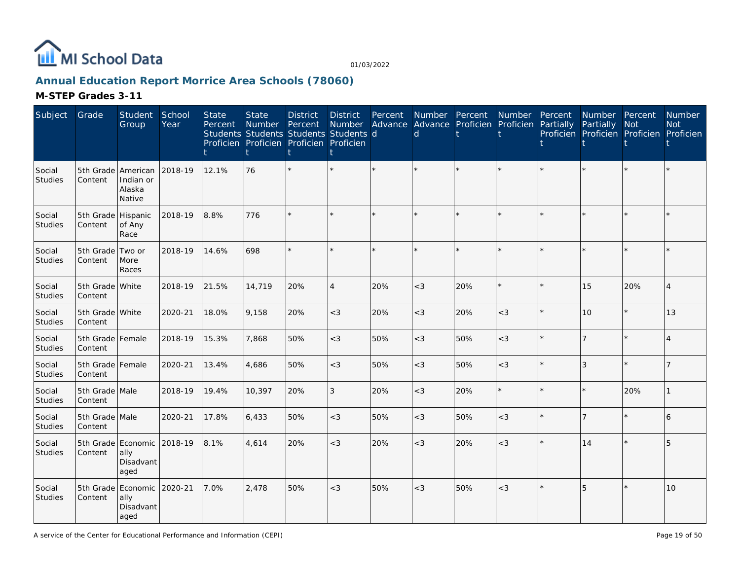# Annual Education Report Morrice Area Schools (78060)

01/03/2022

## M-STEP Grades 3-11

| Subject | Grade | Student Group | School Year | State Percent Students Proficient | State Number Students Proficient | District Percent Students Proficient | District Number Students Proficient | Percent Advanced | Number Advanced | Percent Proficient | Number Proficient | Percent Partially Proficient | Number Partially Proficient | Percent Not Proficient | Number Not Proficient |
|---|---|---|---|---|---|---|---|---|---|---|---|---|---|---|---|
| Social Studies | 5th Grade Content | American Indian or Alaska Native | 2018-19 | 12.1% | 76 | * | * | * | * | * | * | * | * | * | * |
| Social Studies | 5th Grade Content | Hispanic of Any Race | 2018-19 | 8.8% | 776 | * | * | * | * | * | * | * | * | * | * |
| Social Studies | 5th Grade Content | Two or More Races | 2018-19 | 14.6% | 698 | * | * | * | * | * | * | * | * | * | * |
| Social Studies | 5th Grade Content | White | 2018-19 | 21.5% | 14,719 | 20% | 4 | 20% | <3 | 20% | * | * | 15 | 20% | 4 |
| Social Studies | 5th Grade Content | White | 2020-21 | 18.0% | 9,158 | 20% | <3 | 20% | <3 | 20% | <3 | * | 10 | * | 13 |
| Social Studies | 5th Grade Content | Female | 2018-19 | 15.3% | 7,868 | 50% | <3 | 50% | <3 | 50% | <3 | * | 7 | * | 4 |
| Social Studies | 5th Grade Content | Female | 2020-21 | 13.4% | 4,686 | 50% | <3 | 50% | <3 | 50% | <3 | * | 3 | * | 7 |
| Social Studies | 5th Grade Content | Male | 2018-19 | 19.4% | 10,397 | 20% | 3 | 20% | <3 | 20% | * | * | * | 20% | 1 |
| Social Studies | 5th Grade Content | Male | 2020-21 | 17.8% | 6,433 | 50% | <3 | 50% | <3 | 50% | <3 | * | 7 | * | 6 |
| Social Studies | 5th Grade Content | Economically Disadvantaged | 2018-19 | 8.1% | 4,614 | 20% | <3 | 20% | <3 | 20% | <3 | * | 14 | * | 5 |
| Social Studies | 5th Grade Content | Economically Disadvantaged | 2020-21 | 7.0% | 2,478 | 50% | <3 | 50% | <3 | 50% | <3 | * | 5 | * | 10 |

A service of the Center for Educational Performance and Information (CEPI)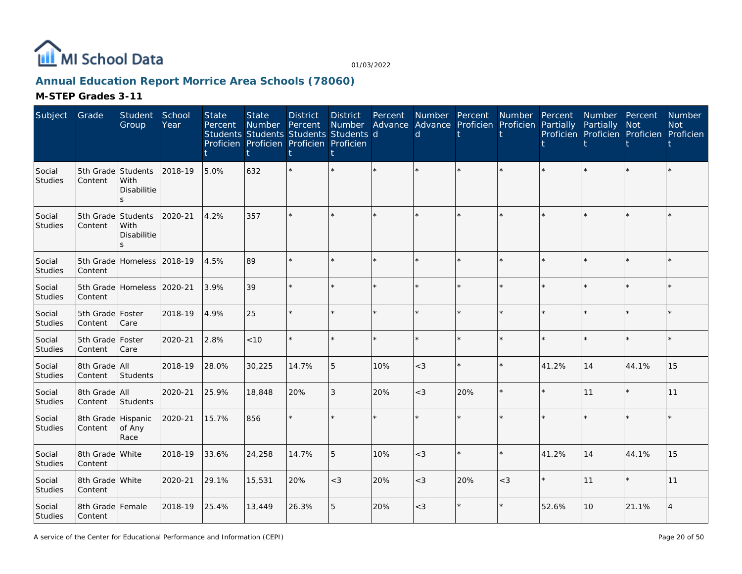MI School Data

01/03/2022

## Annual Education Report Morrice Area Schools (78060)

### M-STEP Grades 3-11

| Subject | Grade | Student Group | School Year | State Percent Students Proficient | State Number Students Proficient | District Percent Students Proficient | District Number Students Proficient | Percent Advanced | Number Advanced | Percent Proficient | Number Proficient | Percent Partially Proficient | Number Partially Proficient | Percent Not Proficient | Number Not Proficient |
|---|---|---|---|---|---|---|---|---|---|---|---|---|---|---|---|
| Social Studies | 5th Grade Content | Students With Disabilities | 2018-19 | 5.0% | 632 | * | * | * | * | * | * | * | * | * | * |
| Social Studies | 5th Grade Content | Students With Disabilities | 2020-21 | 4.2% | 357 | * | * | * | * | * | * | * | * | * | * |
| Social Studies | 5th Grade Content | Homeless | 2018-19 | 4.5% | 89 | * | * | * | * | * | * | * | * | * | * |
| Social Studies | 5th Grade Content | Homeless | 2020-21 | 3.9% | 39 | * | * | * | * | * | * | * | * | * | * |
| Social Studies | 5th Grade Content | Foster Care | 2018-19 | 4.9% | 25 | * | * | * | * | * | * | * | * | * | * |
| Social Studies | 5th Grade Content | Foster Care | 2020-21 | 2.8% | <10 | * | * | * | * | * | * | * | * | * | * |
| Social Studies | 8th Grade Content | All Students | 2018-19 | 28.0% | 30,225 | 14.7% | 5 | 10% | <3 | * | * | 41.2% | 14 | 44.1% | 15 |
| Social Studies | 8th Grade Content | All Students | 2020-21 | 25.9% | 18,848 | 20% | 3 | 20% | <3 | 20% | * | * | 11 | * | 11 |
| Social Studies | 8th Grade Content | Hispanic of Any Race | 2020-21 | 15.7% | 856 | * | * | * | * | * | * | * | * | * | * |
| Social Studies | 8th Grade Content | White | 2018-19 | 33.6% | 24,258 | 14.7% | 5 | 10% | <3 | * | * | 41.2% | 14 | 44.1% | 15 |
| Social Studies | 8th Grade Content | White | 2020-21 | 29.1% | 15,531 | 20% | <3 | 20% | <3 | 20% | <3 | * | 11 | * | 11 |
| Social Studies | 8th Grade Content | Female | 2018-19 | 25.4% | 13,449 | 26.3% | 5 | 20% | <3 | * | * | 52.6% | 10 | 21.1% | 4 |

A service of the Center for Educational Performance and Information (CEPI)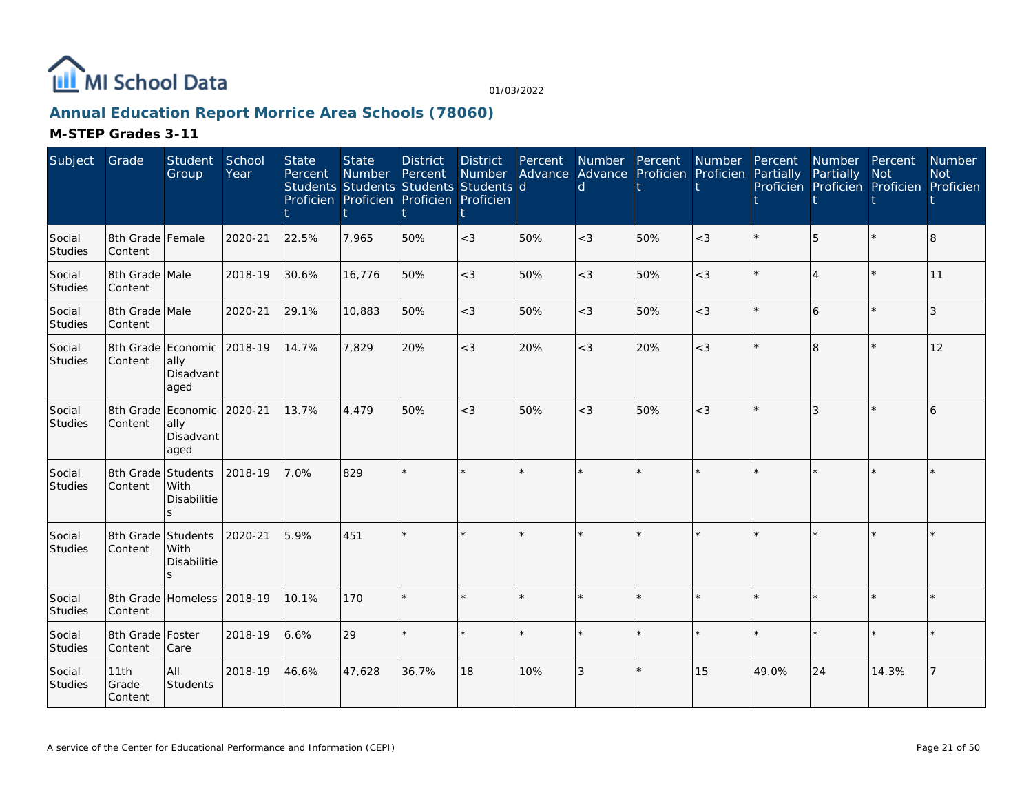# Annual Education Report Morrice Area Schools (78060)

## M-STEP Grades 3-11

| Subject | Grade | Student Group | School Year | State Percent Students Proficient | State Number Students Proficient | District Percent Students Proficient | District Number Students Proficient | Percent Advanced | Number Advanced | Percent Proficient | Number Proficient | Percent Partially Proficient | Number Partially Proficient | Percent Not Proficient | Number Not Proficient |
|---|---|---|---|---|---|---|---|---|---|---|---|---|---|---|---|
| Social Studies | 8th Grade Content | Female | 2020-21 | 22.5% | 7,965 | 50% | <3 | 50% | <3 | 50% | <3 | * | 5 | * | 8 |
| Social Studies | 8th Grade Content | Male | 2018-19 | 30.6% | 16,776 | 50% | <3 | 50% | <3 | 50% | <3 | * | 4 | * | 11 |
| Social Studies | 8th Grade Content | Male | 2020-21 | 29.1% | 10,883 | 50% | <3 | 50% | <3 | 50% | <3 | * | 6 | * | 3 |
| Social Studies | 8th Grade Content | Economically Disadvantaged | 2018-19 | 14.7% | 7,829 | 20% | <3 | 20% | <3 | 20% | <3 | * | 8 | * | 12 |
| Social Studies | 8th Grade Content | Economically Disadvantaged | 2020-21 | 13.7% | 4,479 | 50% | <3 | 50% | <3 | 50% | <3 | * | 3 | * | 6 |
| Social Studies | 8th Grade Content | Students With Disabilities | 2018-19 | 7.0% | 829 | * | * | * | * | * | * | * | * | * | * |
| Social Studies | 8th Grade Content | Students With Disabilities | 2020-21 | 5.9% | 451 | * | * | * | * | * | * | * | * | * | * |
| Social Studies | 8th Grade Content | Homeless | 2018-19 | 10.1% | 170 | * | * | * | * | * | * | * | * | * | * |
| Social Studies | 8th Grade Content | Foster Care | 2018-19 | 6.6% | 29 | * | * | * | * | * | * | * | * | * | * |
| Social Studies | 11th Grade Content | All Students | 2018-19 | 46.6% | 47,628 | 36.7% | 18 | 10% | 3 | * | 15 | 49.0% | 24 | 14.3% | 7 |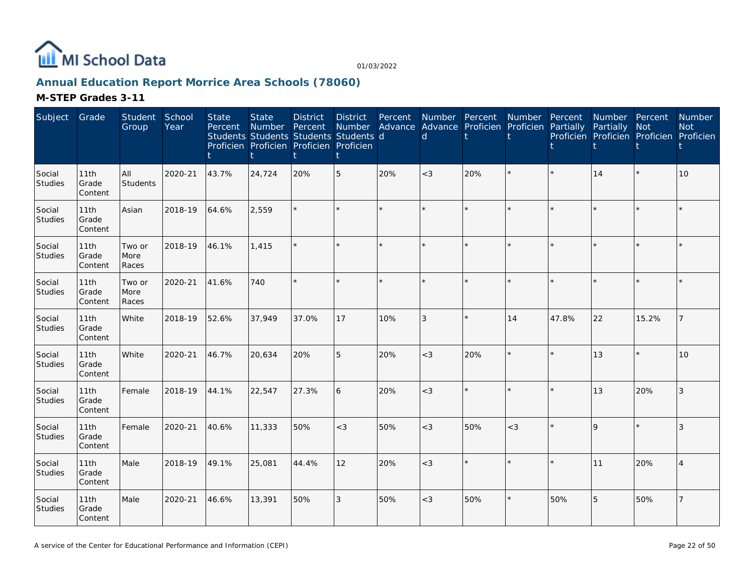# Annual Education Report Morrice Area Schools (78060)

01/03/2022

## M-STEP Grades 3-11

| Subject | Grade | Student Group | School Year | State Percent Students Proficient | State Number Students Proficient | District Percent Students Proficient | District Number Students Proficient | Percent Advanced | Number Advanced | Percent Proficient | Number Proficient | Percent Partially Proficient | Number Partially Proficient | Percent Not Proficient | Number Not Proficient |
|---|---|---|---|---|---|---|---|---|---|---|---|---|---|---|---|
| Social Studies | 11th Grade Content | All Students | 2020-21 | 43.7% | 24,724 | 20% | 5 | 20% | <3 | 20% | * | * | 14 | * | 10 |
| Social Studies | 11th Grade Content | Asian | 2018-19 | 64.6% | 2,559 | * | * | * | * | * | * | * | * | * | * |
| Social Studies | 11th Grade Content | Two or More Races | 2018-19 | 46.1% | 1,415 | * | * | * | * | * | * | * | * | * | * |
| Social Studies | 11th Grade Content | Two or More Races | 2020-21 | 41.6% | 740 | * | * | * | * | * | * | * | * | * | * |
| Social Studies | 11th Grade Content | White | 2018-19 | 52.6% | 37,949 | 37.0% | 17 | 10% | 3 | * | 14 | 47.8% | 22 | 15.2% | 7 |
| Social Studies | 11th Grade Content | White | 2020-21 | 46.7% | 20,634 | 20% | 5 | 20% | <3 | 20% | * | * | 13 | * | 10 |
| Social Studies | 11th Grade Content | Female | 2018-19 | 44.1% | 22,547 | 27.3% | 6 | 20% | <3 | * | * | * | 13 | 20% | 3 |
| Social Studies | 11th Grade Content | Female | 2020-21 | 40.6% | 11,333 | 50% | <3 | 50% | <3 | 50% | <3 | * | 9 | * | 3 |
| Social Studies | 11th Grade Content | Male | 2018-19 | 49.1% | 25,081 | 44.4% | 12 | 20% | <3 | * | * | * | 11 | 20% | 4 |
| Social Studies | 11th Grade Content | Male | 2020-21 | 46.6% | 13,391 | 50% | 3 | 50% | <3 | 50% | * | 50% | 5 | 50% | 7 |

A service of the Center for Educational Performance and Information (CEPI)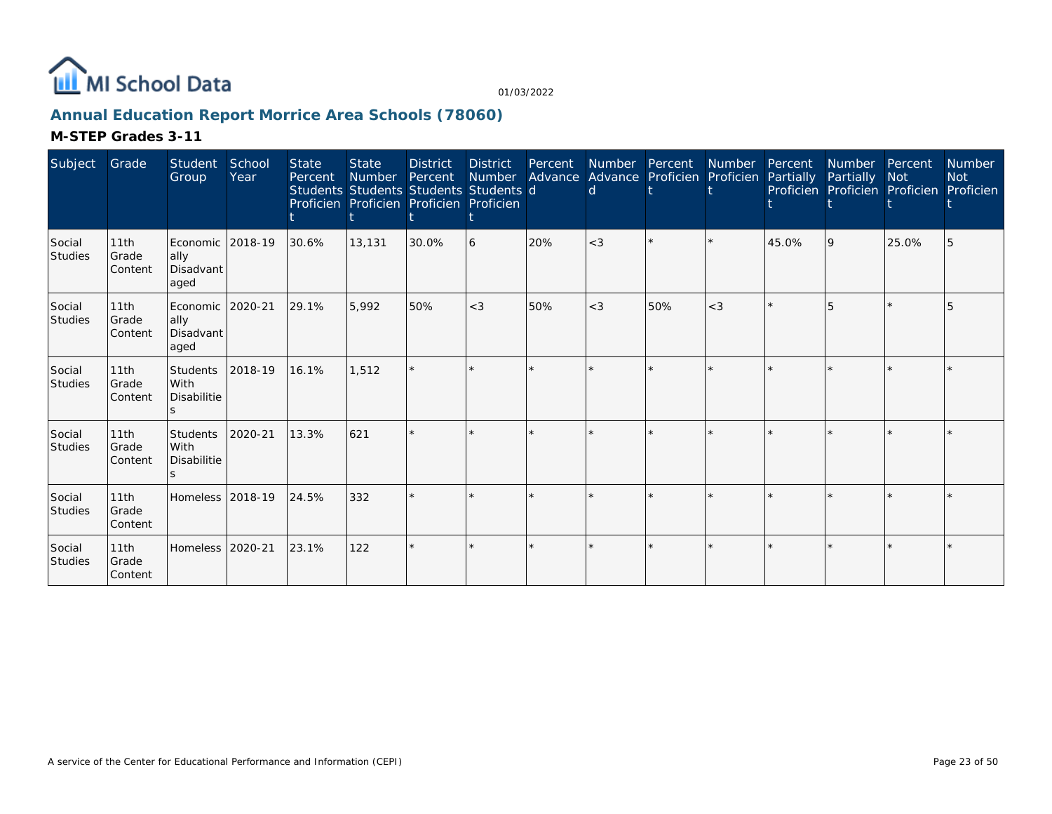# Annual Education Report Morrice Area Schools (78060)

01/03/2022

## M-STEP Grades 3-11

| Subject | Grade | Student Group | School Year | State Percent Students Proficient | State Number Students Proficient | District Percent Students Proficient | District Number Students Proficient | Percent Advanced | Number Advanced | Percent Proficient | Number Proficient | Percent Partially Proficient | Number Partially Proficient | Percent Not Proficient | Number Not Proficient |
|---|---|---|---|---|---|---|---|---|---|---|---|---|---|---|---|
| Social Studies | 11th Grade Content | Economically Disadvantaged | 2018-19 | 30.6% | 13,131 | 30.0% | 6 | 20% | <3 | * | * | 45.0% | 9 | 25.0% | 5 |
| Social Studies | 11th Grade Content | Economically Disadvantaged | 2020-21 | 29.1% | 5,992 | 50% | <3 | 50% | <3 | 50% | <3 | * | 5 | * | 5 |
| Social Studies | 11th Grade Content | Students With Disabilities | 2018-19 | 16.1% | 1,512 | * | * | * | * | * | * | * | * | * | * |
| Social Studies | 11th Grade Content | Students With Disabilities | 2020-21 | 13.3% | 621 | * | * | * | * | * | * | * | * | * | * |
| Social Studies | 11th Grade Content | Homeless | 2018-19 | 24.5% | 332 | * | * | * | * | * | * | * | * | * | * |
| Social Studies | 11th Grade Content | Homeless | 2020-21 | 23.1% | 122 | * | * | * | * | * | * | * | * | * | * |

A service of the Center for Educational Performance and Information (CEPI)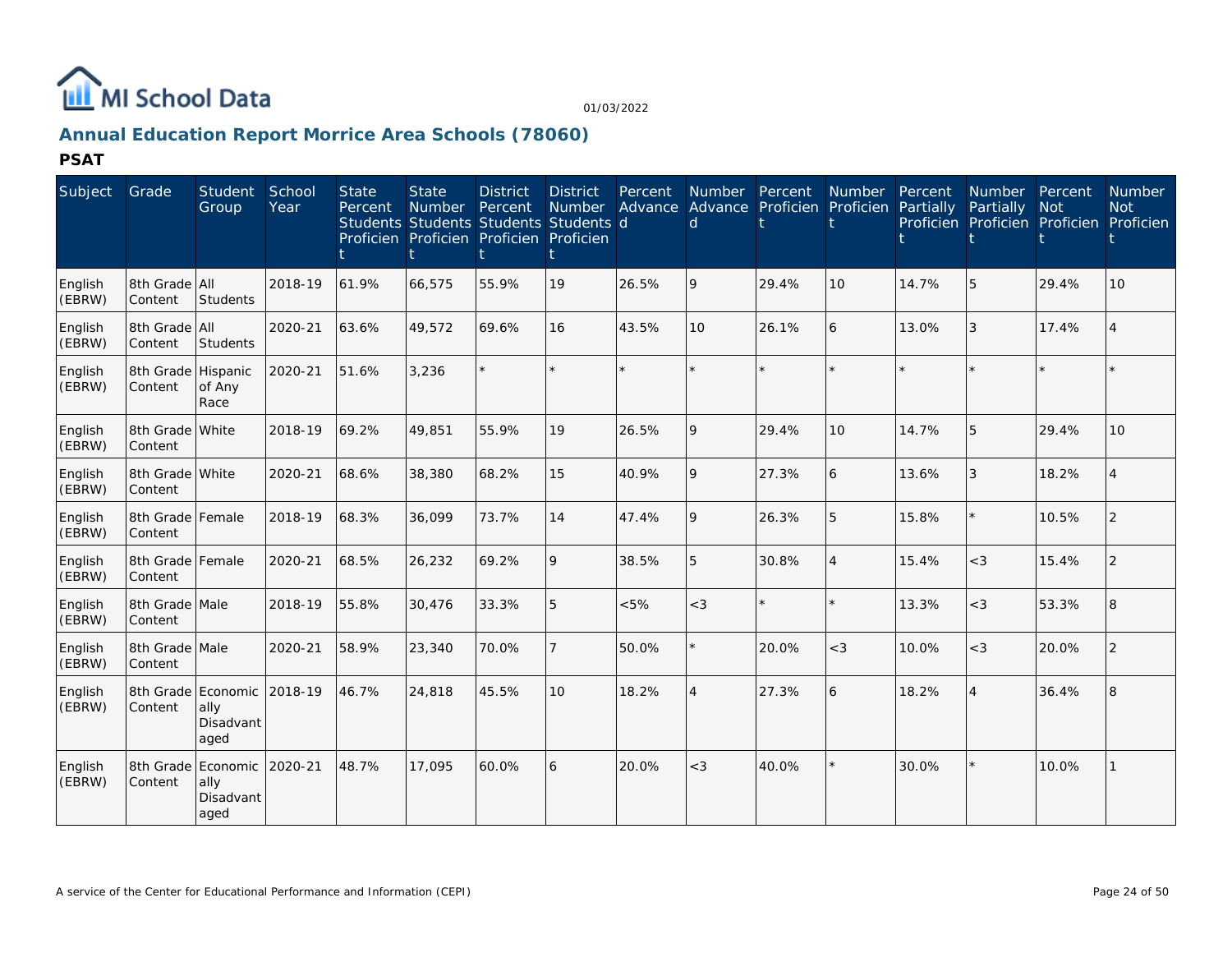MI School Data

01/03/2022

## Annual Education Report Morrice Area Schools (78060)

### PSAT

| Subject | Grade | Student Group | School Year | State Percent Students Proficient | State Number Students Proficient | District Percent Students Proficient | District Number Students Proficient | Percent Advanced | Number Advanced | Percent Proficient | Number Proficient | Percent Partially Proficient | Number Partially Proficient | Percent Not Proficient | Number Not Proficient |
|---|---|---|---|---|---|---|---|---|---|---|---|---|---|---|---|
| English (EBRW) | 8th Grade Content | All Students | 2018-19 | 61.9% | 66,575 | 55.9% | 19 | 26.5% | 9 | 29.4% | 10 | 14.7% | 5 | 29.4% | 10 |
| English (EBRW) | 8th Grade Content | All Students | 2020-21 | 63.6% | 49,572 | 69.6% | 16 | 43.5% | 10 | 26.1% | 6 | 13.0% | 3 | 17.4% | 4 |
| English (EBRW) | 8th Grade Content | Hispanic of Any Race | 2020-21 | 51.6% | 3,236 | * | * | * | * | * | * | * | * | * | * |
| English (EBRW) | 8th Grade Content | White | 2018-19 | 69.2% | 49,851 | 55.9% | 19 | 26.5% | 9 | 29.4% | 10 | 14.7% | 5 | 29.4% | 10 |
| English (EBRW) | 8th Grade Content | White | 2020-21 | 68.6% | 38,380 | 68.2% | 15 | 40.9% | 9 | 27.3% | 6 | 13.6% | 3 | 18.2% | 4 |
| English (EBRW) | 8th Grade Content | Female | 2018-19 | 68.3% | 36,099 | 73.7% | 14 | 47.4% | 9 | 26.3% | 5 | 15.8% | * | 10.5% | 2 |
| English (EBRW) | 8th Grade Content | Female | 2020-21 | 68.5% | 26,232 | 69.2% | 9 | 38.5% | 5 | 30.8% | 4 | 15.4% | <3 | 15.4% | 2 |
| English (EBRW) | 8th Grade Content | Male | 2018-19 | 55.8% | 30,476 | 33.3% | 5 | <5% | <3 | * | * | 13.3% | <3 | 53.3% | 8 |
| English (EBRW) | 8th Grade Content | Male | 2020-21 | 58.9% | 23,340 | 70.0% | 7 | 50.0% | * | 20.0% | <3 | 10.0% | <3 | 20.0% | 2 |
| English (EBRW) | 8th Grade Content | Economically Disadvantaged | 2018-19 | 46.7% | 24,818 | 45.5% | 10 | 18.2% | 4 | 27.3% | 6 | 18.2% | 4 | 36.4% | 8 |
| English (EBRW) | 8th Grade Content | Economically Disadvantaged | 2020-21 | 48.7% | 17,095 | 60.0% | 6 | 20.0% | <3 | 40.0% | * | 30.0% | * | 10.0% | 1 |

A service of the Center for Educational Performance and Information (CEPI)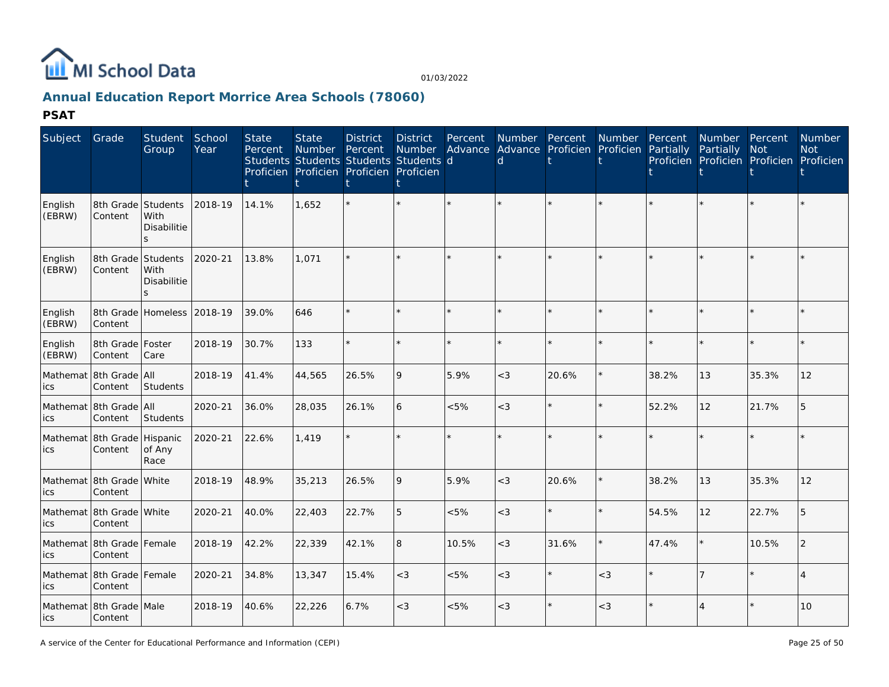## Annual Education Report Morrice Area Schools (78060)

**PSAT**

| Subject | Grade | Student Group | School Year | State Percent Students Proficient | State Number Students Proficient | District Percent Students Proficient | District Number Students Proficient | Percent Advanced | Number Advanced | Percent Proficient | Number Proficient | Percent Partially Proficient | Number Partially Proficient | Percent Not Proficient | Number Not Proficient |
|---|---|---|---|---|---|---|---|---|---|---|---|---|---|---|---|
| English (EBRW) | 8th Grade Content | Students With Disabilities | 2018-19 | 14.1% | 1,652 | * | * | * | * | * | * | * | * | * | * |
| English (EBRW) | 8th Grade Content | Students With Disabilities | 2020-21 | 13.8% | 1,071 | * | * | * | * | * | * | * | * | * | * |
| English (EBRW) | 8th Grade Content | Homeless | 2018-19 | 39.0% | 646 | * | * | * | * | * | * | * | * | * | * |
| English (EBRW) | 8th Grade Content | Foster Care | 2018-19 | 30.7% | 133 | * | * | * | * | * | * | * | * | * | * |
| Mathematics | 8th Grade Content | All Students | 2018-19 | 41.4% | 44,565 | 26.5% | 9 | 5.9% | <3 | 20.6% | * | 38.2% | 13 | 35.3% | 12 |
| Mathematics | 8th Grade Content | All Students | 2020-21 | 36.0% | 28,035 | 26.1% | 6 | <5% | <3 | * | * | 52.2% | 12 | 21.7% | 5 |
| Mathematics | 8th Grade Content | Hispanic of Any Race | 2020-21 | 22.6% | 1,419 | * | * | * | * | * | * | * | * | * | * |
| Mathematics | 8th Grade Content | White | 2018-19 | 48.9% | 35,213 | 26.5% | 9 | 5.9% | <3 | 20.6% | * | 38.2% | 13 | 35.3% | 12 |
| Mathematics | 8th Grade Content | White | 2020-21 | 40.0% | 22,403 | 22.7% | 5 | <5% | <3 | * | * | 54.5% | 12 | 22.7% | 5 |
| Mathematics | 8th Grade Content | Female | 2018-19 | 42.2% | 22,339 | 42.1% | 8 | 10.5% | <3 | 31.6% | * | 47.4% | * | 10.5% | 2 |
| Mathematics | 8th Grade Content | Female | 2020-21 | 34.8% | 13,347 | 15.4% | <3 | <5% | <3 | * | <3 | * | 7 | * | 4 |
| Mathematics | 8th Grade Content | Male | 2018-19 | 40.6% | 22,226 | 6.7% | <3 | <5% | <3 | * | <3 | * | 4 | * | 10 |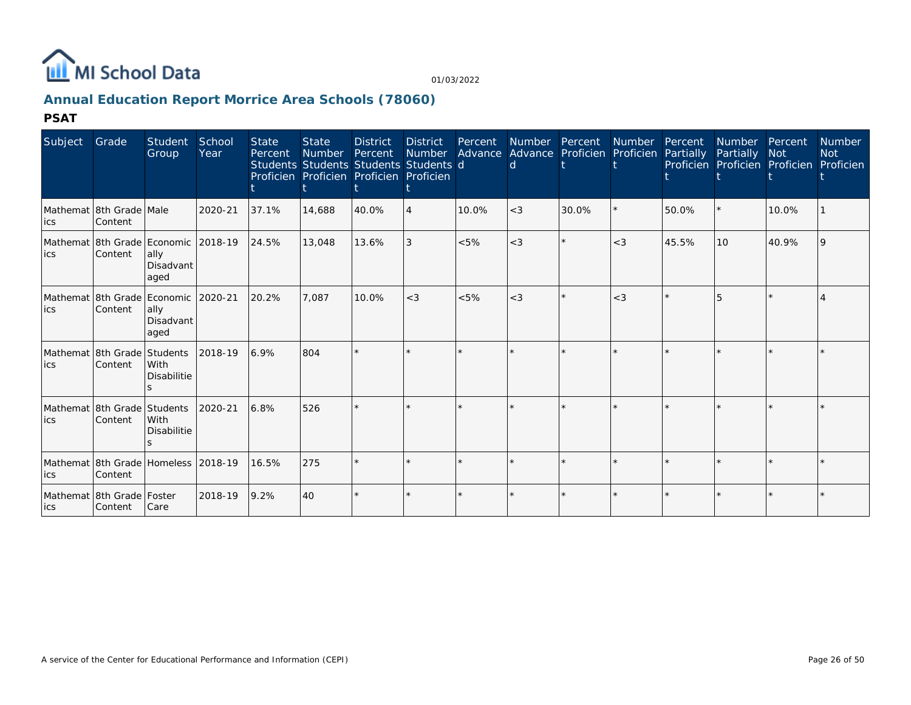MI School Data

01/03/2022

## Annual Education Report Morrice Area Schools (78060)

### PSAT

| Subject | Grade | Student Group | School Year | State Percent Students Proficient | State Number Students Proficient | District Percent Students Proficient | District Number Students Proficient | Percent Advanced | Number Advanced | Percent Proficient | Number Proficient | Percent Partially Proficient | Number Partially Proficient | Percent Not Proficient | Number Not Proficient |
|---|---|---|---|---|---|---|---|---|---|---|---|---|---|---|---|
| Mathematics | 8th Grade Content | Male | 2020-21 | 37.1% | 14,688 | 40.0% | 4 | 10.0% | <3 | 30.0% | * | 50.0% | * | 10.0% | 1 |
| Mathematics | 8th Grade Content | Economically Disadvantaged | 2018-19 | 24.5% | 13,048 | 13.6% | 3 | <5% | <3 | * | <3 | 45.5% | 10 | 40.9% | 9 |
| Mathematics | 8th Grade Content | Economically Disadvantaged | 2020-21 | 20.2% | 7,087 | 10.0% | <3 | <5% | <3 | * | <3 | * | 5 | * | 4 |
| Mathematics | 8th Grade Content | Students With Disabilities | 2018-19 | 6.9% | 804 | * | * | * | * | * | * | * | * | * | * |
| Mathematics | 8th Grade Content | Students With Disabilities | 2020-21 | 6.8% | 526 | * | * | * | * | * | * | * | * | * | * |
| Mathematics | 8th Grade Content | Homeless | 2018-19 | 16.5% | 275 | * | * | * | * | * | * | * | * | * | * |
| Mathematics | 8th Grade Content | Foster Care | 2018-19 | 9.2% | 40 | * | * | * | * | * | * | * | * | * | * |

A service of the Center for Educational Performance and Information (CEPI)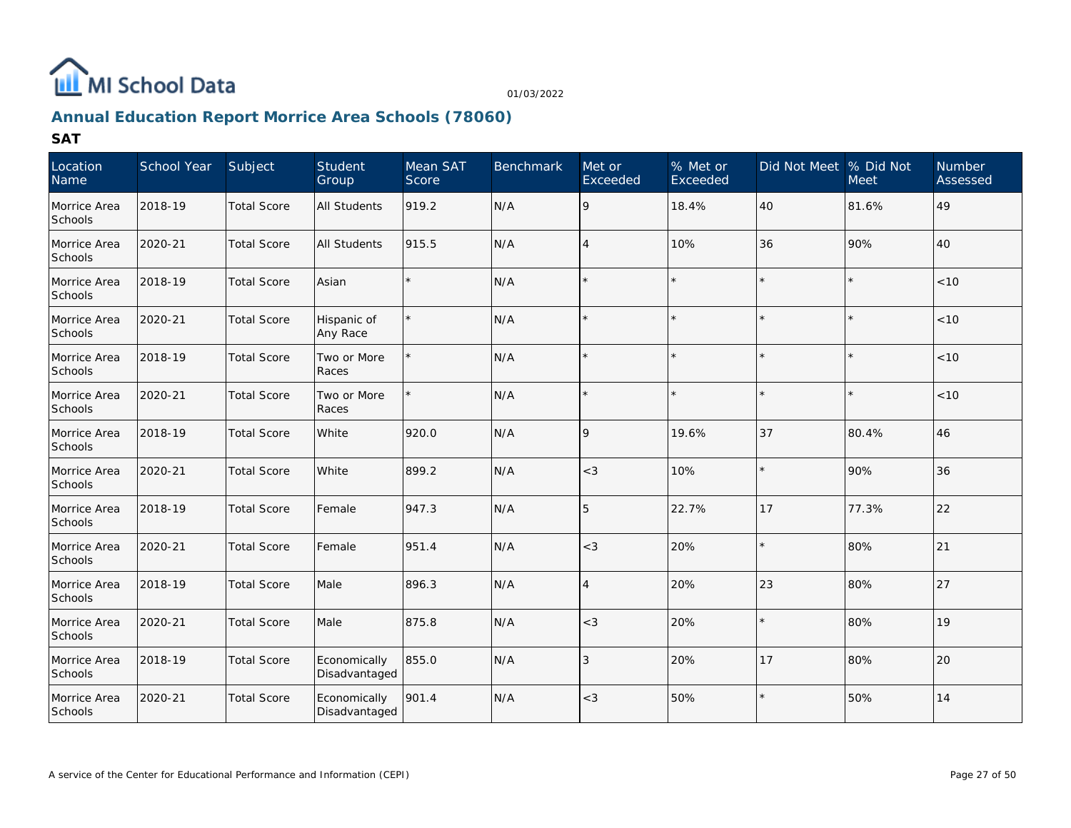# MI School Data

01/03/2022

## Annual Education Report Morrice Area Schools (78060)

### SAT

| Location Name | School Year | Subject | Student Group | Mean SAT Score | Benchmark | Met or Exceeded | % Met or Exceeded | Did Not Meet | % Did Not Meet | Number Assessed |
|---|---|---|---|---|---|---|---|---|---|---|
| Morrice Area Schools | 2018-19 | Total Score | All Students | 919.2 | N/A | 9 | 18.4% | 40 | 81.6% | 49 |
| Morrice Area Schools | 2020-21 | Total Score | All Students | 915.5 | N/A | 4 | 10% | 36 | 90% | 40 |
| Morrice Area Schools | 2018-19 | Total Score | Asian | * | N/A | * | * | * | * | <10 |
| Morrice Area Schools | 2020-21 | Total Score | Hispanic of Any Race | * | N/A | * | * | * | * | <10 |
| Morrice Area Schools | 2018-19 | Total Score | Two or More Races | * | N/A | * | * | * | * | <10 |
| Morrice Area Schools | 2020-21 | Total Score | Two or More Races | * | N/A | * | * | * | * | <10 |
| Morrice Area Schools | 2018-19 | Total Score | White | 920.0 | N/A | 9 | 19.6% | 37 | 80.4% | 46 |
| Morrice Area Schools | 2020-21 | Total Score | White | 899.2 | N/A | <3 | 10% | * | 90% | 36 |
| Morrice Area Schools | 2018-19 | Total Score | Female | 947.3 | N/A | 5 | 22.7% | 17 | 77.3% | 22 |
| Morrice Area Schools | 2020-21 | Total Score | Female | 951.4 | N/A | <3 | 20% | * | 80% | 21 |
| Morrice Area Schools | 2018-19 | Total Score | Male | 896.3 | N/A | 4 | 20% | 23 | 80% | 27 |
| Morrice Area Schools | 2020-21 | Total Score | Male | 875.8 | N/A | <3 | 20% | * | 80% | 19 |
| Morrice Area Schools | 2018-19 | Total Score | Economically Disadvantaged | 855.0 | N/A | 3 | 20% | 17 | 80% | 20 |
| Morrice Area Schools | 2020-21 | Total Score | Economically Disadvantaged | 901.4 | N/A | <3 | 50% | * | 50% | 14 |

A service of the Center for Educational Performance and Information (CEPI)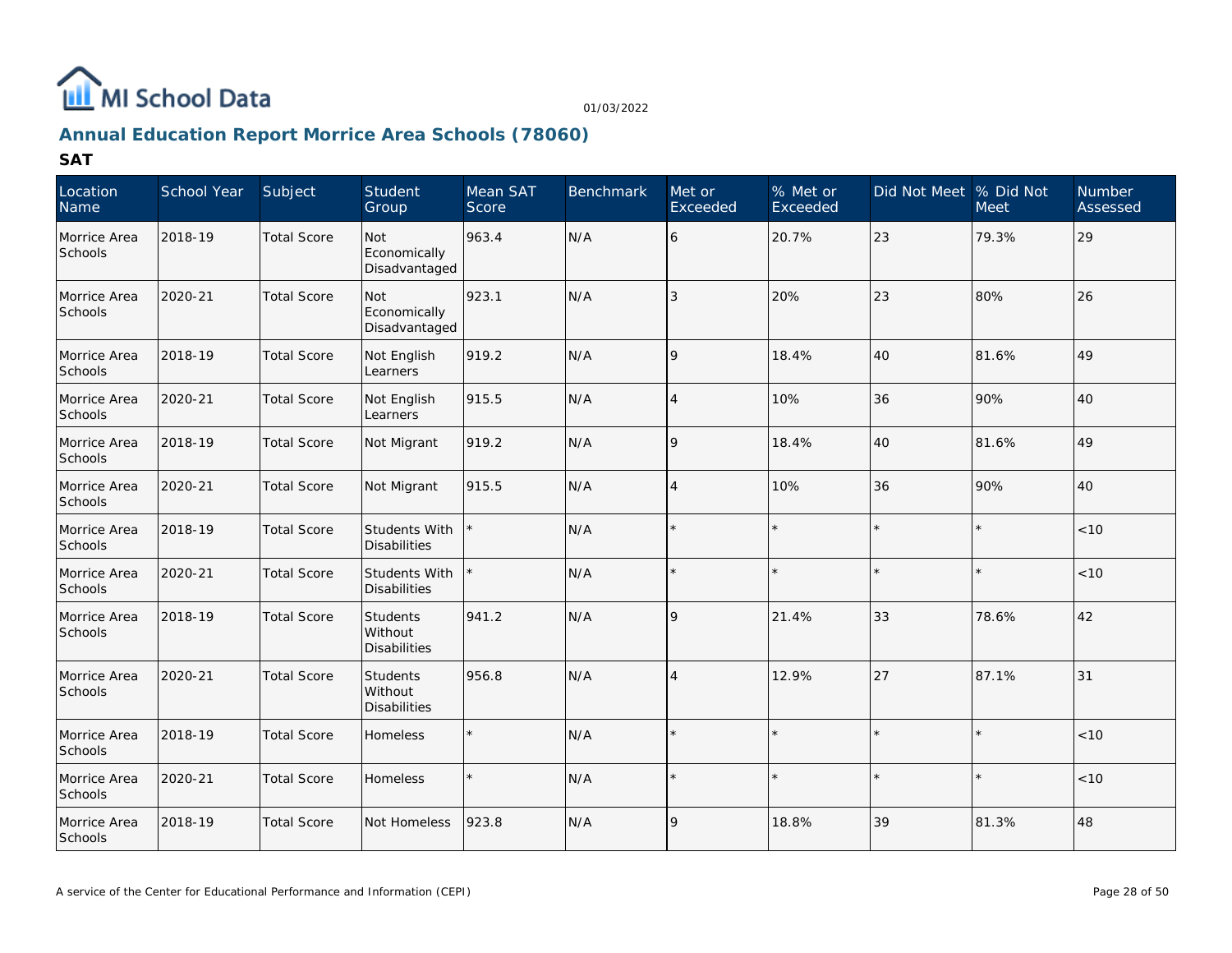MI School Data

01/03/2022

## Annual Education Report Morrice Area Schools (78060)

### SAT

| Location Name | School Year | Subject | Student Group | Mean SAT Score | Benchmark | Met or Exceeded | % Met or Exceeded | Did Not Meet | % Did Not Meet | Number Assessed |
|---|---|---|---|---|---|---|---|---|---|---|
| Morrice Area Schools | 2018-19 | Total Score | Not Economically Disadvantaged | 963.4 | N/A | 6 | 20.7% | 23 | 79.3% | 29 |
| Morrice Area Schools | 2020-21 | Total Score | Not Economically Disadvantaged | 923.1 | N/A | 3 | 20% | 23 | 80% | 26 |
| Morrice Area Schools | 2018-19 | Total Score | Not English Learners | 919.2 | N/A | 9 | 18.4% | 40 | 81.6% | 49 |
| Morrice Area Schools | 2020-21 | Total Score | Not English Learners | 915.5 | N/A | 4 | 10% | 36 | 90% | 40 |
| Morrice Area Schools | 2018-19 | Total Score | Not Migrant | 919.2 | N/A | 9 | 18.4% | 40 | 81.6% | 49 |
| Morrice Area Schools | 2020-21 | Total Score | Not Migrant | 915.5 | N/A | 4 | 10% | 36 | 90% | 40 |
| Morrice Area Schools | 2018-19 | Total Score | Students With Disabilities | * | N/A | * | * | * | * | <10 |
| Morrice Area Schools | 2020-21 | Total Score | Students With Disabilities | * | N/A | * | * | * | * | <10 |
| Morrice Area Schools | 2018-19 | Total Score | Students Without Disabilities | 941.2 | N/A | 9 | 21.4% | 33 | 78.6% | 42 |
| Morrice Area Schools | 2020-21 | Total Score | Students Without Disabilities | 956.8 | N/A | 4 | 12.9% | 27 | 87.1% | 31 |
| Morrice Area Schools | 2018-19 | Total Score | Homeless | * | N/A | * | * | * | * | <10 |
| Morrice Area Schools | 2020-21 | Total Score | Homeless | * | N/A | * | * | * | * | <10 |
| Morrice Area Schools | 2018-19 | Total Score | Not Homeless | 923.8 | N/A | 9 | 18.8% | 39 | 81.3% | 48 |

A service of the Center for Educational Performance and Information (CEPI)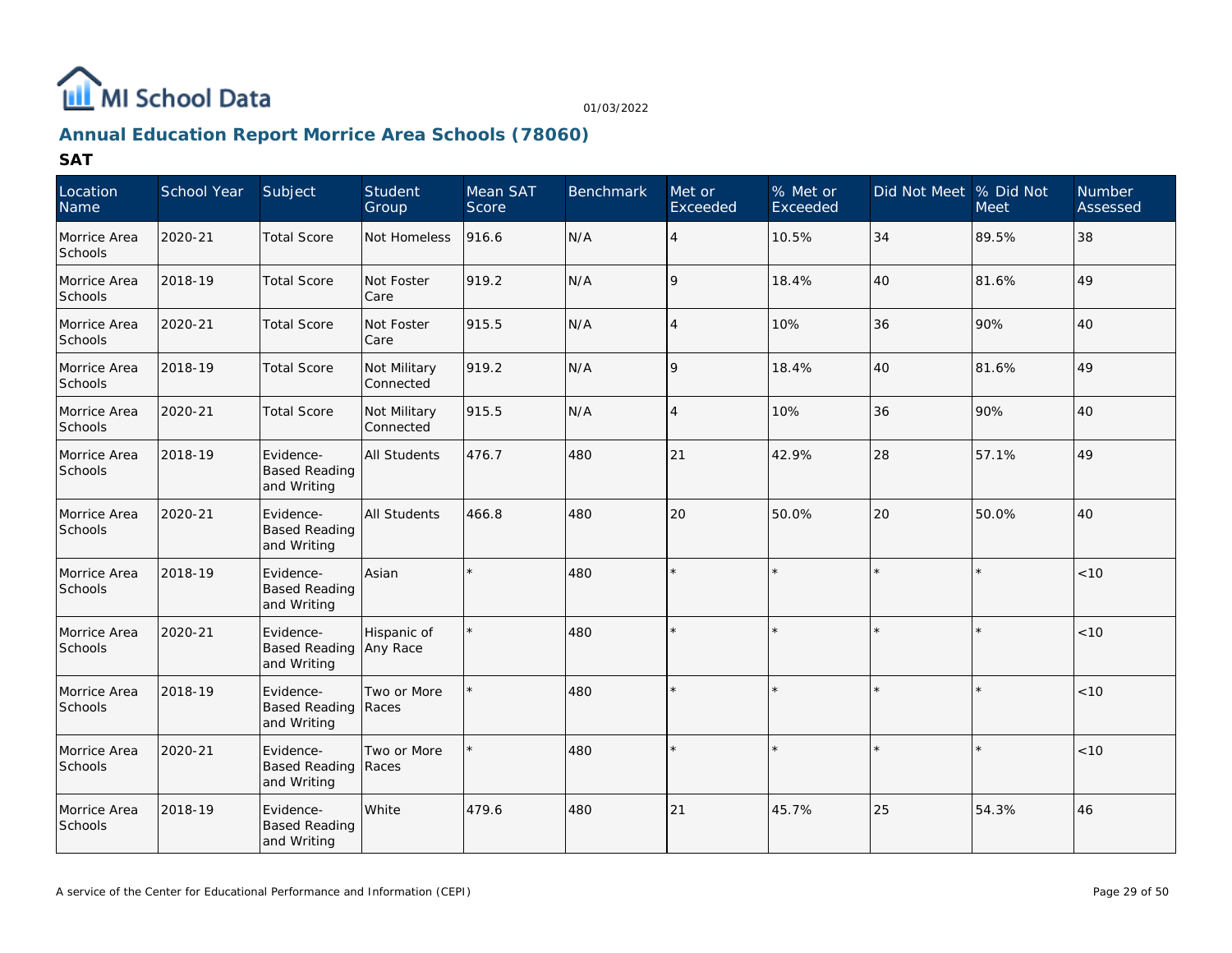MI School Data

01/03/2022

## Annual Education Report Morrice Area Schools (78060)

### SAT

| Location Name | School Year | Subject | Student Group | Mean SAT Score | Benchmark | Met or Exceeded | % Met or Exceeded | Did Not Meet | % Did Not Meet | Number Assessed |
|---|---|---|---|---|---|---|---|---|---|---|
| Morrice Area Schools | 2020-21 | Total Score | Not Homeless | 916.6 | N/A | 4 | 10.5% | 34 | 89.5% | 38 |
| Morrice Area Schools | 2018-19 | Total Score | Not Foster Care | 919.2 | N/A | 9 | 18.4% | 40 | 81.6% | 49 |
| Morrice Area Schools | 2020-21 | Total Score | Not Foster Care | 915.5 | N/A | 4 | 10% | 36 | 90% | 40 |
| Morrice Area Schools | 2018-19 | Total Score | Not Military Connected | 919.2 | N/A | 9 | 18.4% | 40 | 81.6% | 49 |
| Morrice Area Schools | 2020-21 | Total Score | Not Military Connected | 915.5 | N/A | 4 | 10% | 36 | 90% | 40 |
| Morrice Area Schools | 2018-19 | Evidence-Based Reading and Writing | All Students | 476.7 | 480 | 21 | 42.9% | 28 | 57.1% | 49 |
| Morrice Area Schools | 2020-21 | Evidence-Based Reading and Writing | All Students | 466.8 | 480 | 20 | 50.0% | 20 | 50.0% | 40 |
| Morrice Area Schools | 2018-19 | Evidence-Based Reading and Writing | Asian | * | 480 | * | * | * | * | <10 |
| Morrice Area Schools | 2020-21 | Evidence-Based Reading and Writing | Hispanic of Any Race | * | 480 | * | * | * | * | <10 |
| Morrice Area Schools | 2018-19 | Evidence-Based Reading and Writing | Two or More Races | * | 480 | * | * | * | * | <10 |
| Morrice Area Schools | 2020-21 | Evidence-Based Reading and Writing | Two or More Races | * | 480 | * | * | * | * | <10 |
| Morrice Area Schools | 2018-19 | Evidence-Based Reading and Writing | White | 479.6 | 480 | 21 | 45.7% | 25 | 54.3% | 46 |

A service of the Center for Educational Performance and Information (CEPI)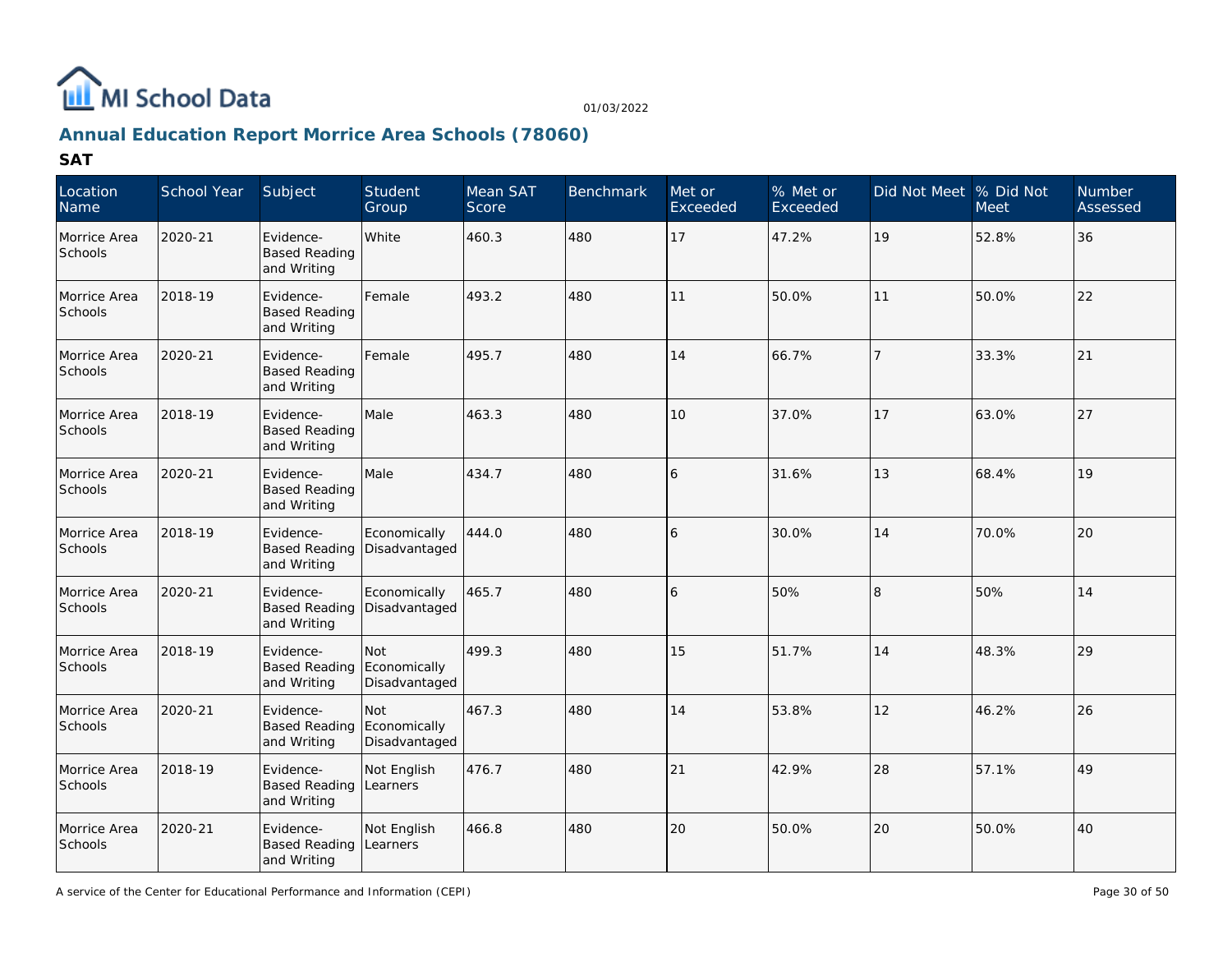## Annual Education Report Morrice Area Schools (78060)

### SAT

| Location Name | School Year | Subject | Student Group | Mean SAT Score | Benchmark | Met or Exceeded | % Met or Exceeded | Did Not Meet | % Did Not Meet | Number Assessed |
|---|---|---|---|---|---|---|---|---|---|---|
| Morrice Area Schools | 2020-21 | Evidence-Based Reading and Writing | White | 460.3 | 480 | 17 | 47.2% | 19 | 52.8% | 36 |
| Morrice Area Schools | 2018-19 | Evidence-Based Reading and Writing | Female | 493.2 | 480 | 11 | 50.0% | 11 | 50.0% | 22 |
| Morrice Area Schools | 2020-21 | Evidence-Based Reading and Writing | Female | 495.7 | 480 | 14 | 66.7% | 7 | 33.3% | 21 |
| Morrice Area Schools | 2018-19 | Evidence-Based Reading and Writing | Male | 463.3 | 480 | 10 | 37.0% | 17 | 63.0% | 27 |
| Morrice Area Schools | 2020-21 | Evidence-Based Reading and Writing | Male | 434.7 | 480 | 6 | 31.6% | 13 | 68.4% | 19 |
| Morrice Area Schools | 2018-19 | Evidence-Based Reading and Writing | Economically Disadvantaged | 444.0 | 480 | 6 | 30.0% | 14 | 70.0% | 20 |
| Morrice Area Schools | 2020-21 | Evidence-Based Reading and Writing | Economically Disadvantaged | 465.7 | 480 | 6 | 50% | 8 | 50% | 14 |
| Morrice Area Schools | 2018-19 | Evidence-Based Reading and Writing | Not Economically Disadvantaged | 499.3 | 480 | 15 | 51.7% | 14 | 48.3% | 29 |
| Morrice Area Schools | 2020-21 | Evidence-Based Reading and Writing | Not Economically Disadvantaged | 467.3 | 480 | 14 | 53.8% | 12 | 46.2% | 26 |
| Morrice Area Schools | 2018-19 | Evidence-Based Reading and Writing | Not English Learners | 476.7 | 480 | 21 | 42.9% | 28 | 57.1% | 49 |
| Morrice Area Schools | 2020-21 | Evidence-Based Reading and Writing | Not English Learners | 466.8 | 480 | 20 | 50.0% | 20 | 50.0% | 40 |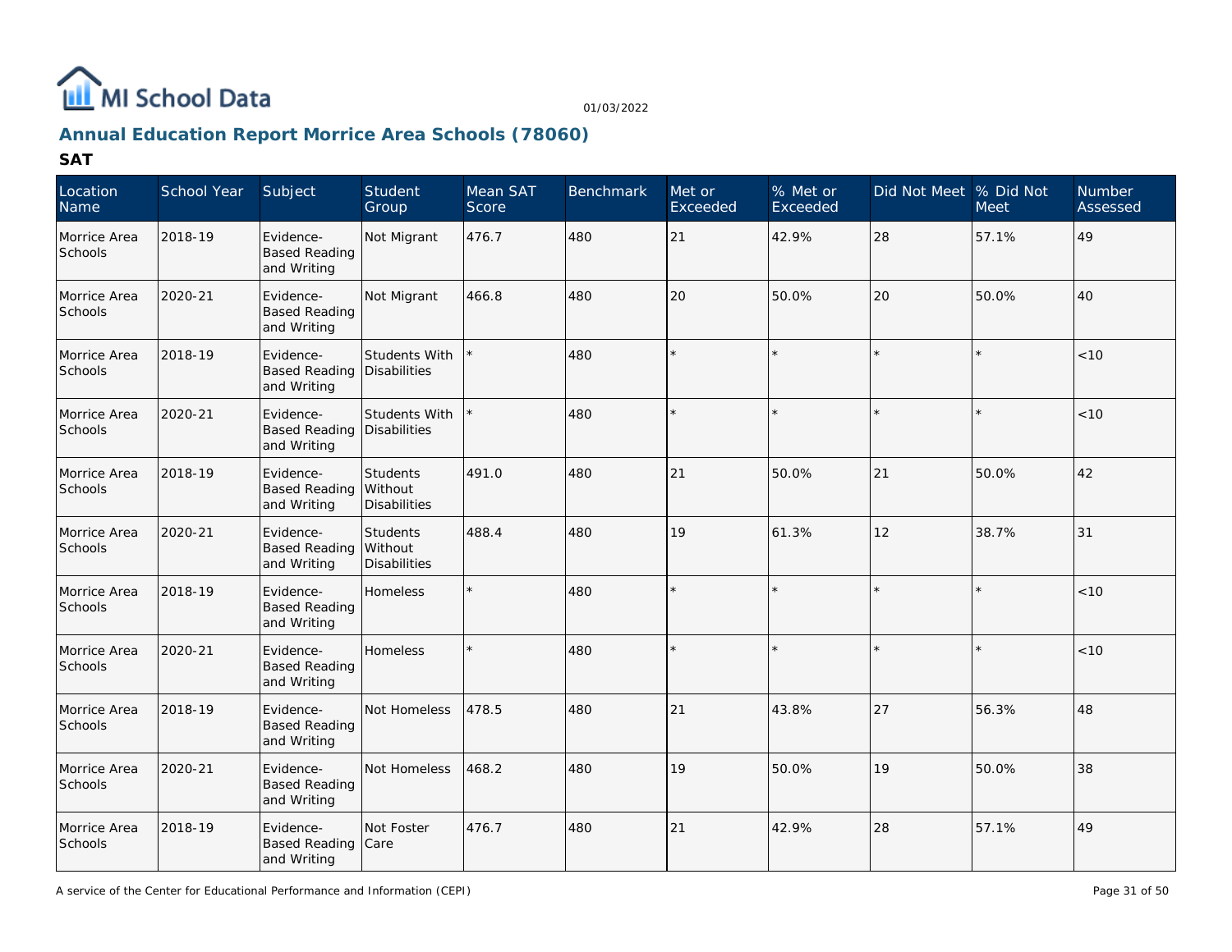MI School Data

01/03/2022

## Annual Education Report Morrice Area Schools (78060)

### SAT

| Location Name | School Year | Subject | Student Group | Mean SAT Score | Benchmark | Met or Exceeded | % Met or Exceeded | Did Not Meet | % Did Not Meet | Number Assessed |
|---|---|---|---|---|---|---|---|---|---|---|
| Morrice Area Schools | 2018-19 | Evidence-Based Reading and Writing | Not Migrant | 476.7 | 480 | 21 | 42.9% | 28 | 57.1% | 49 |
| Morrice Area Schools | 2020-21 | Evidence-Based Reading and Writing | Not Migrant | 466.8 | 480 | 20 | 50.0% | 20 | 50.0% | 40 |
| Morrice Area Schools | 2018-19 | Evidence-Based Reading and Writing | Students With Disabilities | * | 480 | * | * | * | * | <10 |
| Morrice Area Schools | 2020-21 | Evidence-Based Reading and Writing | Students With Disabilities | * | 480 | * | * | * | * | <10 |
| Morrice Area Schools | 2018-19 | Evidence-Based Reading and Writing | Students Without Disabilities | 491.0 | 480 | 21 | 50.0% | 21 | 50.0% | 42 |
| Morrice Area Schools | 2020-21 | Evidence-Based Reading and Writing | Students Without Disabilities | 488.4 | 480 | 19 | 61.3% | 12 | 38.7% | 31 |
| Morrice Area Schools | 2018-19 | Evidence-Based Reading and Writing | Homeless | * | 480 | * | * | * | * | <10 |
| Morrice Area Schools | 2020-21 | Evidence-Based Reading and Writing | Homeless | * | 480 | * | * | * | * | <10 |
| Morrice Area Schools | 2018-19 | Evidence-Based Reading and Writing | Not Homeless | 478.5 | 480 | 21 | 43.8% | 27 | 56.3% | 48 |
| Morrice Area Schools | 2020-21 | Evidence-Based Reading and Writing | Not Homeless | 468.2 | 480 | 19 | 50.0% | 19 | 50.0% | 38 |
| Morrice Area Schools | 2018-19 | Evidence-Based Reading and Writing | Not Foster Care | 476.7 | 480 | 21 | 42.9% | 28 | 57.1% | 49 |

A service of the Center for Educational Performance and Information (CEPI)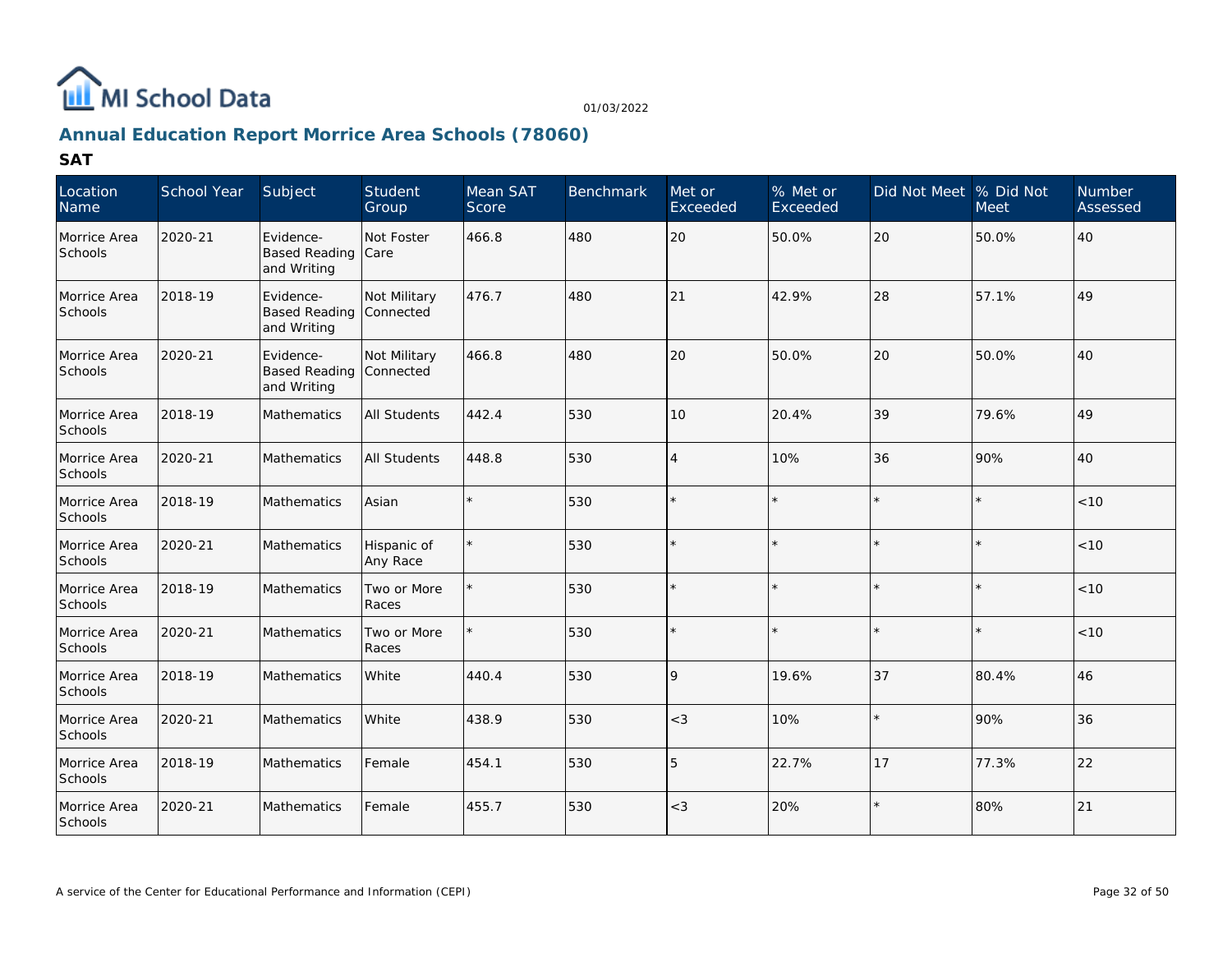## Annual Education Report Morrice Area Schools (78060)

### SAT

| Location Name | School Year | Subject | Student Group | Mean SAT Score | Benchmark | Met or Exceeded | % Met or Exceeded | Did Not Meet | % Did Not Meet | Number Assessed |
|---|---|---|---|---|---|---|---|---|---|---|
| Morrice Area Schools | 2020-21 | Evidence-Based Reading and Writing | Not Foster Care | 466.8 | 480 | 20 | 50.0% | 20 | 50.0% | 40 |
| Morrice Area Schools | 2018-19 | Evidence-Based Reading and Writing | Not Military Connected | 476.7 | 480 | 21 | 42.9% | 28 | 57.1% | 49 |
| Morrice Area Schools | 2020-21 | Evidence-Based Reading and Writing | Not Military Connected | 466.8 | 480 | 20 | 50.0% | 20 | 50.0% | 40 |
| Morrice Area Schools | 2018-19 | Mathematics | All Students | 442.4 | 530 | 10 | 20.4% | 39 | 79.6% | 49 |
| Morrice Area Schools | 2020-21 | Mathematics | All Students | 448.8 | 530 | 4 | 10% | 36 | 90% | 40 |
| Morrice Area Schools | 2018-19 | Mathematics | Asian | * | 530 | * | * | * | * | <10 |
| Morrice Area Schools | 2020-21 | Mathematics | Hispanic of Any Race | * | 530 | * | * | * | * | <10 |
| Morrice Area Schools | 2018-19 | Mathematics | Two or More Races | * | 530 | * | * | * | * | <10 |
| Morrice Area Schools | 2020-21 | Mathematics | Two or More Races | * | 530 | * | * | * | * | <10 |
| Morrice Area Schools | 2018-19 | Mathematics | White | 440.4 | 530 | 9 | 19.6% | 37 | 80.4% | 46 |
| Morrice Area Schools | 2020-21 | Mathematics | White | 438.9 | 530 | <3 | 10% | * | 90% | 36 |
| Morrice Area Schools | 2018-19 | Mathematics | Female | 454.1 | 530 | 5 | 22.7% | 17 | 77.3% | 22 |
| Morrice Area Schools | 2020-21 | Mathematics | Female | 455.7 | 530 | <3 | 20% | * | 80% | 21 |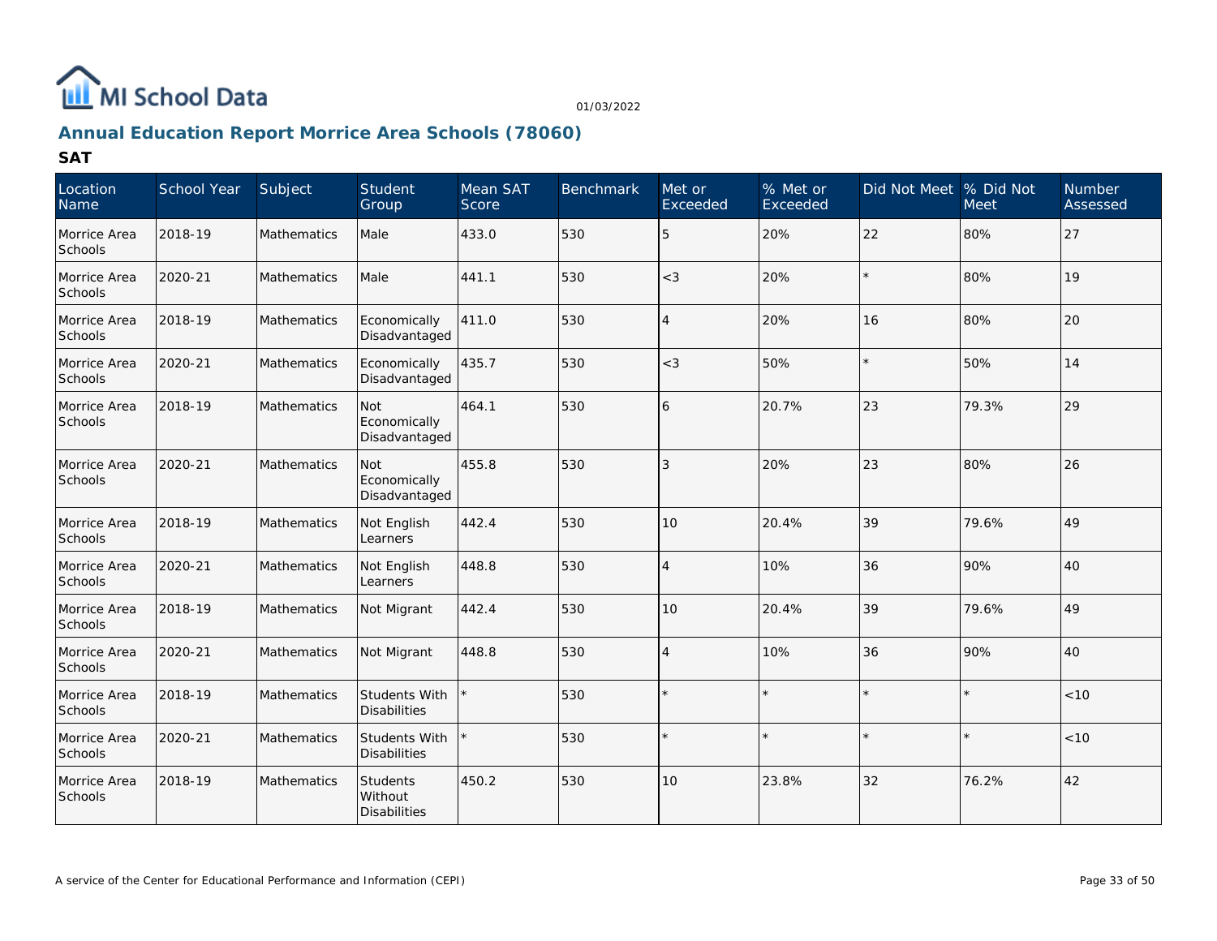MI School Data

01/03/2022

## Annual Education Report Morrice Area Schools (78060)

### SAT

| Location Name | School Year | Subject | Student Group | Mean SAT Score | Benchmark | Met or Exceeded | % Met or Exceeded | Did Not Meet | % Did Not Meet | Number Assessed |
|---|---|---|---|---|---|---|---|---|---|---|
| Morrice Area Schools | 2018-19 | Mathematics | Male | 433.0 | 530 | 5 | 20% | 22 | 80% | 27 |
| Morrice Area Schools | 2020-21 | Mathematics | Male | 441.1 | 530 | <3 | 20% | * | 80% | 19 |
| Morrice Area Schools | 2018-19 | Mathematics | Economically Disadvantaged | 411.0 | 530 | 4 | 20% | 16 | 80% | 20 |
| Morrice Area Schools | 2020-21 | Mathematics | Economically Disadvantaged | 435.7 | 530 | <3 | 50% | * | 50% | 14 |
| Morrice Area Schools | 2018-19 | Mathematics | Not Economically Disadvantaged | 464.1 | 530 | 6 | 20.7% | 23 | 79.3% | 29 |
| Morrice Area Schools | 2020-21 | Mathematics | Not Economically Disadvantaged | 455.8 | 530 | 3 | 20% | 23 | 80% | 26 |
| Morrice Area Schools | 2018-19 | Mathematics | Not English Learners | 442.4 | 530 | 10 | 20.4% | 39 | 79.6% | 49 |
| Morrice Area Schools | 2020-21 | Mathematics | Not English Learners | 448.8 | 530 | 4 | 10% | 36 | 90% | 40 |
| Morrice Area Schools | 2018-19 | Mathematics | Not Migrant | 442.4 | 530 | 10 | 20.4% | 39 | 79.6% | 49 |
| Morrice Area Schools | 2020-21 | Mathematics | Not Migrant | 448.8 | 530 | 4 | 10% | 36 | 90% | 40 |
| Morrice Area Schools | 2018-19 | Mathematics | Students With Disabilities | * | 530 | * | * | * | * | <10 |
| Morrice Area Schools | 2020-21 | Mathematics | Students With Disabilities | * | 530 | * | * | * | * | <10 |
| Morrice Area Schools | 2018-19 | Mathematics | Students Without Disabilities | 450.2 | 530 | 10 | 23.8% | 32 | 76.2% | 42 |

A service of the Center for Educational Performance and Information (CEPI)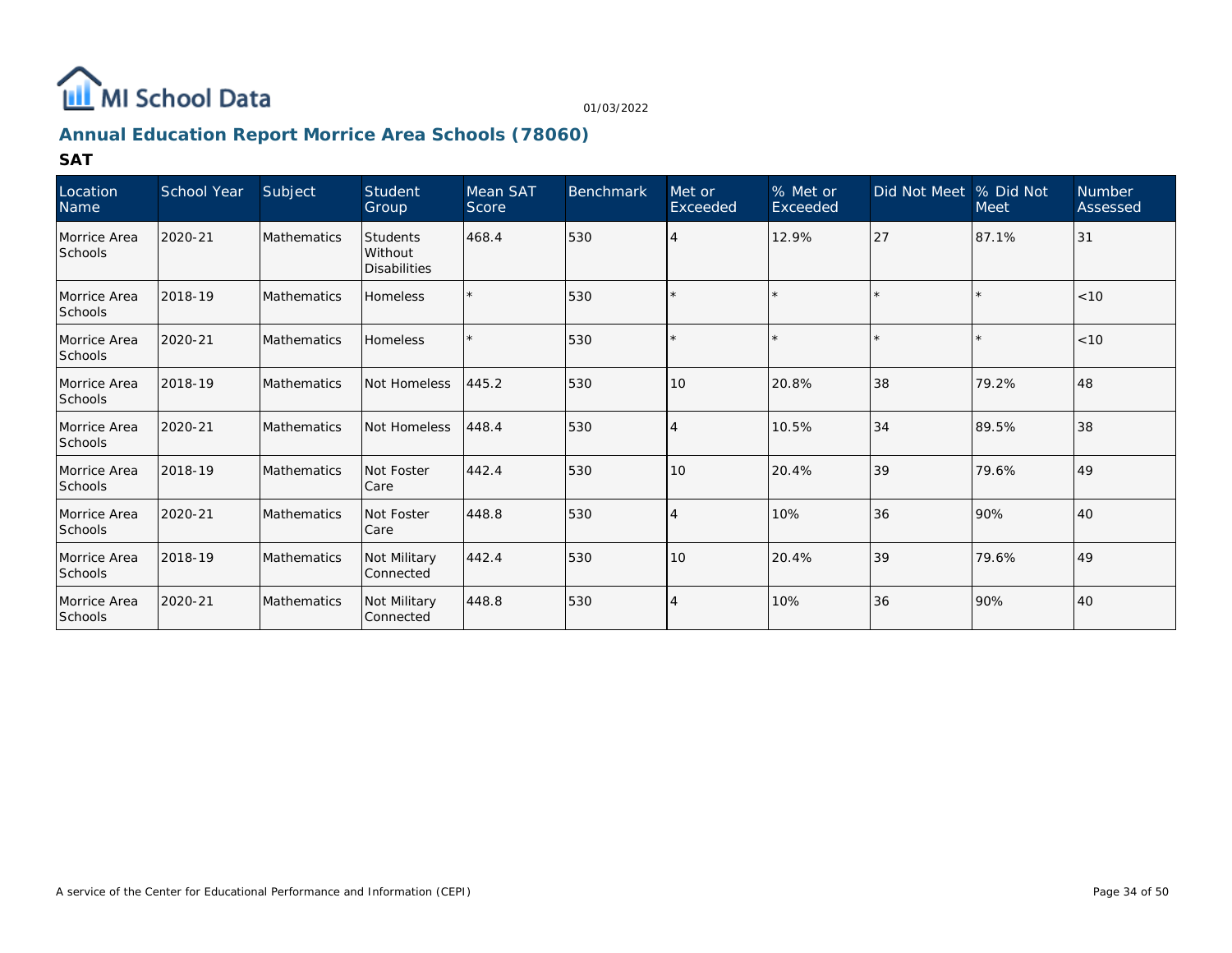## Annual Education Report Morrice Area Schools (78060)

### SAT

| Location Name | School Year | Subject | Student Group | Mean SAT Score | Benchmark | Met or Exceeded | % Met or Exceeded | Did Not Meet | % Did Not Meet | Number Assessed |
|---|---|---|---|---|---|---|---|---|---|---|
| Morrice Area Schools | 2020-21 | Mathematics | Students Without Disabilities | 468.4 | 530 | 4 | 12.9% | 27 | 87.1% | 31 |
| Morrice Area Schools | 2018-19 | Mathematics | Homeless | * | 530 | * | * | * | * | <10 |
| Morrice Area Schools | 2020-21 | Mathematics | Homeless | * | 530 | * | * | * | * | <10 |
| Morrice Area Schools | 2018-19 | Mathematics | Not Homeless | 445.2 | 530 | 10 | 20.8% | 38 | 79.2% | 48 |
| Morrice Area Schools | 2020-21 | Mathematics | Not Homeless | 448.4 | 530 | 4 | 10.5% | 34 | 89.5% | 38 |
| Morrice Area Schools | 2018-19 | Mathematics | Not Foster Care | 442.4 | 530 | 10 | 20.4% | 39 | 79.6% | 49 |
| Morrice Area Schools | 2020-21 | Mathematics | Not Foster Care | 448.8 | 530 | 4 | 10% | 36 | 90% | 40 |
| Morrice Area Schools | 2018-19 | Mathematics | Not Military Connected | 442.4 | 530 | 10 | 20.4% | 39 | 79.6% | 49 |
| Morrice Area Schools | 2020-21 | Mathematics | Not Military Connected | 448.8 | 530 | 4 | 10% | 36 | 90% | 40 |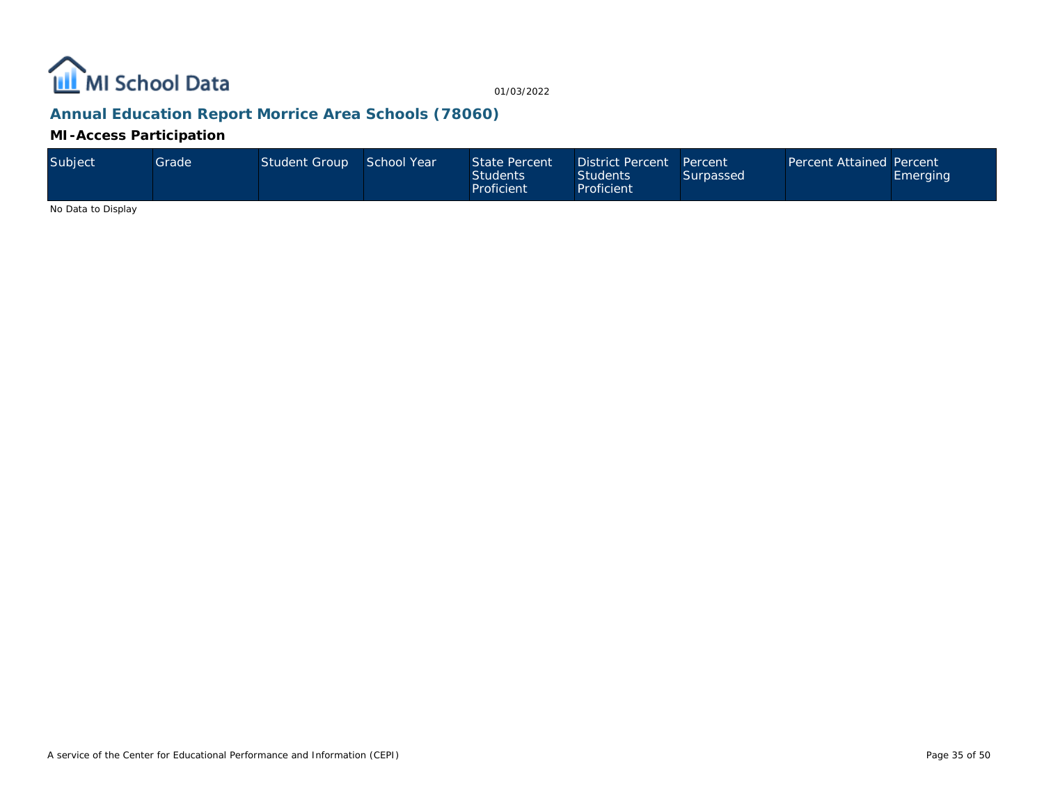## Annual Education Report Morrice Area Schools (78060)

### MI-Access Participation

| Subject | Grade | Student Group | School Year | State Percent Students Proficient | District Percent Students Proficient | Percent Surpassed | Percent Attained | Percent Emerging |
|---|---|---|---|---|---|---|---|---|

No Data to Display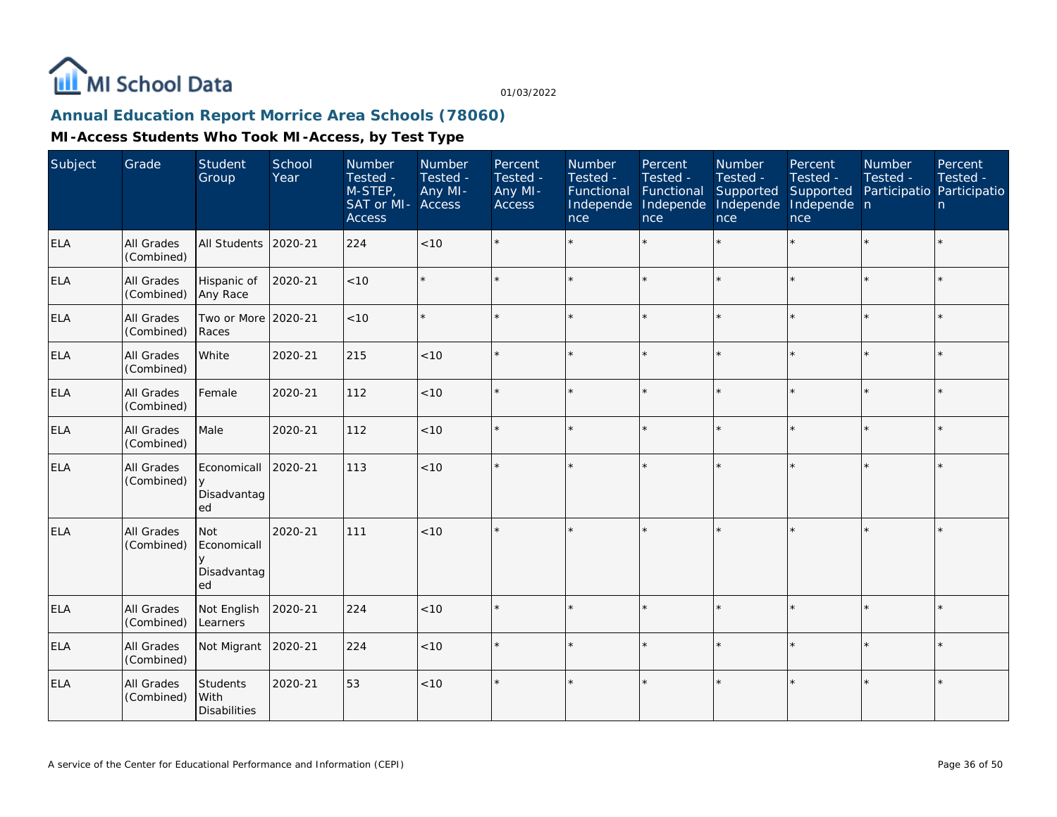# Annual Education Report Morrice Area Schools (78060)

## MI-Access Students Who Took MI-Access, by Test Type

| Subject | Grade | Student Group | School Year | Number Tested - M-STEP, SAT or MI-Access | Number Tested - Any MI-Access | Percent Tested - Any MI-Access | Number Tested - Functional Independence | Percent Tested - Functional Independence | Number Tested - Supported Independence | Percent Tested - Supported Independence | Number Tested - Participation | Percent Tested - Participation |
|---|---|---|---|---|---|---|---|---|---|---|---|---|
| ELA | All Grades (Combined) | All Students | 2020-21 | 224 | <10 | * | * | * | * | * | * | * |
| ELA | All Grades (Combined) | Hispanic of Any Race | 2020-21 | <10 | * | * | * | * | * | * | * | * |
| ELA | All Grades (Combined) | Two or More Races | 2020-21 | <10 | * | * | * | * | * | * | * | * |
| ELA | All Grades (Combined) | White | 2020-21 | 215 | <10 | * | * | * | * | * | * | * |
| ELA | All Grades (Combined) | Female | 2020-21 | 112 | <10 | * | * | * | * | * | * | * |
| ELA | All Grades (Combined) | Male | 2020-21 | 112 | <10 | * | * | * | * | * | * | * |
| ELA | All Grades (Combined) | Economically Disadvantaged | 2020-21 | 113 | <10 | * | * | * | * | * | * | * |
| ELA | All Grades (Combined) | Not Economically Disadvantaged | 2020-21 | 111 | <10 | * | * | * | * | * | * | * |
| ELA | All Grades (Combined) | Not English Learners | 2020-21 | 224 | <10 | * | * | * | * | * | * | * |
| ELA | All Grades (Combined) | Not Migrant | 2020-21 | 224 | <10 | * | * | * | * | * | * | * |
| ELA | All Grades (Combined) | Students With Disabilities | 2020-21 | 53 | <10 | * | * | * | * | * | * | * |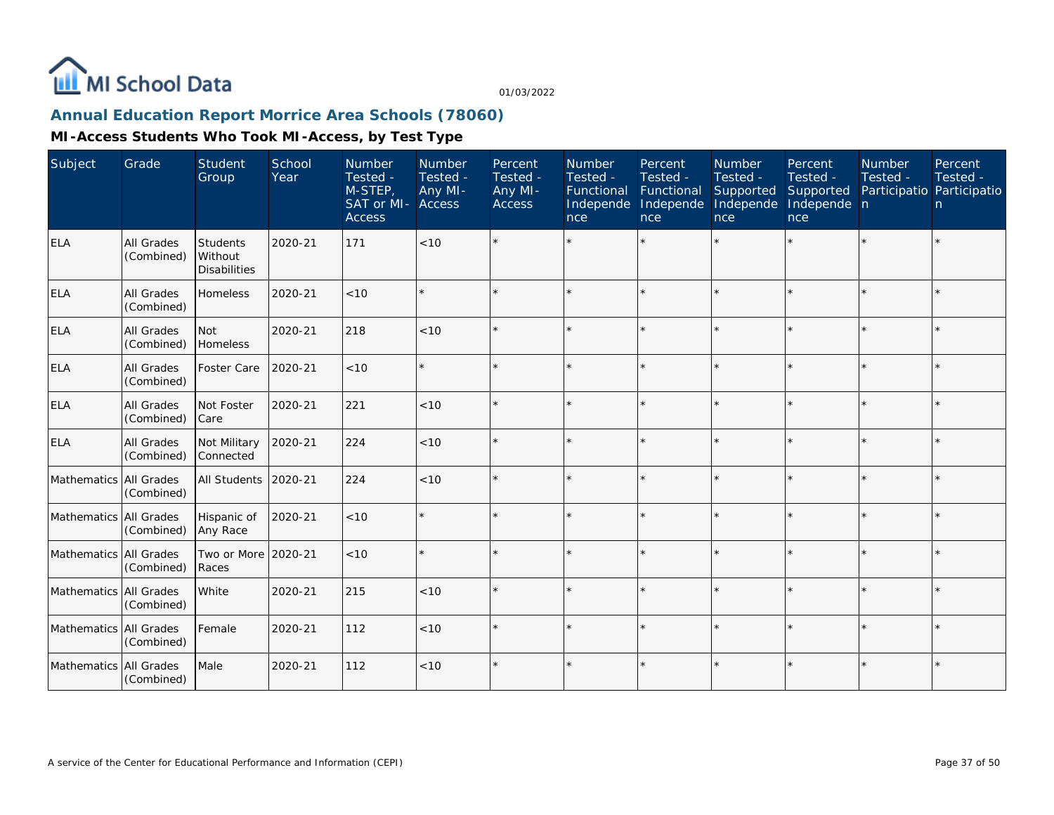MI School Data

01/03/2022

## Annual Education Report Morrice Area Schools (78060)

### MI-Access Students Who Took MI-Access, by Test Type

| Subject | Grade | Student Group | School Year | Number Tested - M-STEP, SAT or MI-Access | Number Tested - Any MI-Access | Percent Tested - Any MI-Access | Number Tested - Functional Independence | Percent Tested - Functional Independence | Number Tested - Supported Independence | Percent Tested - Supported Independence | Number Tested - Participation | Percent Tested - Participation |
|---|---|---|---|---|---|---|---|---|---|---|---|---|
| ELA | All Grades (Combined) | Students Without Disabilities | 2020-21 | 171 | <10 | * | * | * | * | * | * | * |
| ELA | All Grades (Combined) | Homeless | 2020-21 | <10 | * | * | * | * | * | * | * | * |
| ELA | All Grades (Combined) | Not Homeless | 2020-21 | 218 | <10 | * | * | * | * | * | * | * |
| ELA | All Grades (Combined) | Foster Care | 2020-21 | <10 | * | * | * | * | * | * | * | * |
| ELA | All Grades (Combined) | Not Foster Care | 2020-21 | 221 | <10 | * | * | * | * | * | * | * |
| ELA | All Grades (Combined) | Not Military Connected | 2020-21 | 224 | <10 | * | * | * | * | * | * | * |
| Mathematics | All Grades (Combined) | All Students | 2020-21 | 224 | <10 | * | * | * | * | * | * | * |
| Mathematics | All Grades (Combined) | Hispanic of Any Race | 2020-21 | <10 | * | * | * | * | * | * | * | * |
| Mathematics | All Grades (Combined) | Two or More Races | 2020-21 | <10 | * | * | * | * | * | * | * | * |
| Mathematics | All Grades (Combined) | White | 2020-21 | 215 | <10 | * | * | * | * | * | * | * |
| Mathematics | All Grades (Combined) | Female | 2020-21 | 112 | <10 | * | * | * | * | * | * | * |
| Mathematics | All Grades (Combined) | Male | 2020-21 | 112 | <10 | * | * | * | * | * | * | * |

A service of the Center for Educational Performance and Information (CEPI)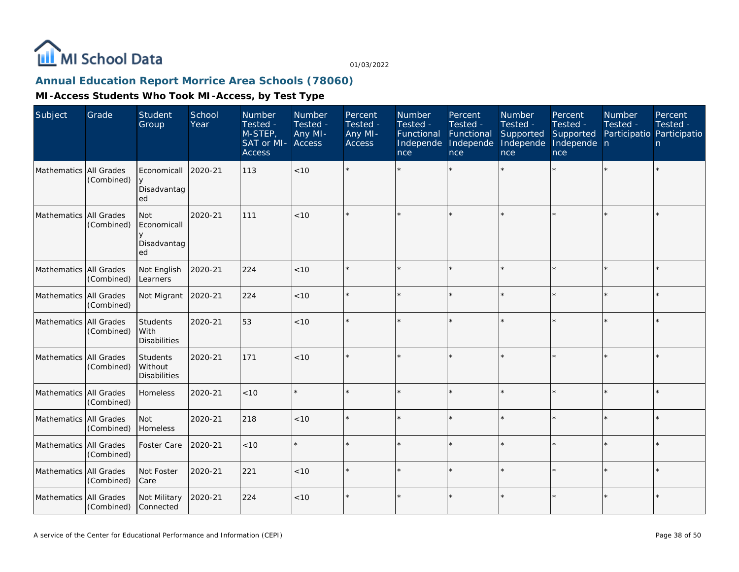## Annual Education Report Morrice Area Schools (78060)

### MI-Access Students Who Took MI-Access, by Test Type

| Subject | Grade | Student Group | School Year | Number Tested - M-STEP, SAT or MI-Access | Number Tested - Any MI-Access | Percent Tested - Any MI-Access | Number Tested - Functional Independence | Percent Tested - Functional Independence | Number Tested - Supported Independence | Percent Tested - Supported Independence | Number Tested - Participation | Percent Tested - Participation |
|---|---|---|---|---|---|---|---|---|---|---|---|---|
| Mathematics | All Grades (Combined) | Economically Disadvantaged | 2020-21 | 113 | <10 | * | * | * | * | * | * | * |
| Mathematics | All Grades (Combined) | Not Economically Disadvantaged | 2020-21 | 111 | <10 | * | * | * | * | * | * | * |
| Mathematics | All Grades (Combined) | Not English Learners | 2020-21 | 224 | <10 | * | * | * | * | * | * | * |
| Mathematics | All Grades (Combined) | Not Migrant | 2020-21 | 224 | <10 | * | * | * | * | * | * | * |
| Mathematics | All Grades (Combined) | Students With Disabilities | 2020-21 | 53 | <10 | * | * | * | * | * | * | * |
| Mathematics | All Grades (Combined) | Students Without Disabilities | 2020-21 | 171 | <10 | * | * | * | * | * | * | * |
| Mathematics | All Grades (Combined) | Homeless | 2020-21 | <10 | * | * | * | * | * | * | * | * |
| Mathematics | All Grades (Combined) | Not Homeless | 2020-21 | 218 | <10 | * | * | * | * | * | * | * |
| Mathematics | All Grades (Combined) | Foster Care | 2020-21 | <10 | * | * | * | * | * | * | * | * |
| Mathematics | All Grades (Combined) | Not Foster Care | 2020-21 | 221 | <10 | * | * | * | * | * | * | * |
| Mathematics | All Grades (Combined) | Not Military Connected | 2020-21 | 224 | <10 | * | * | * | * | * | * | * |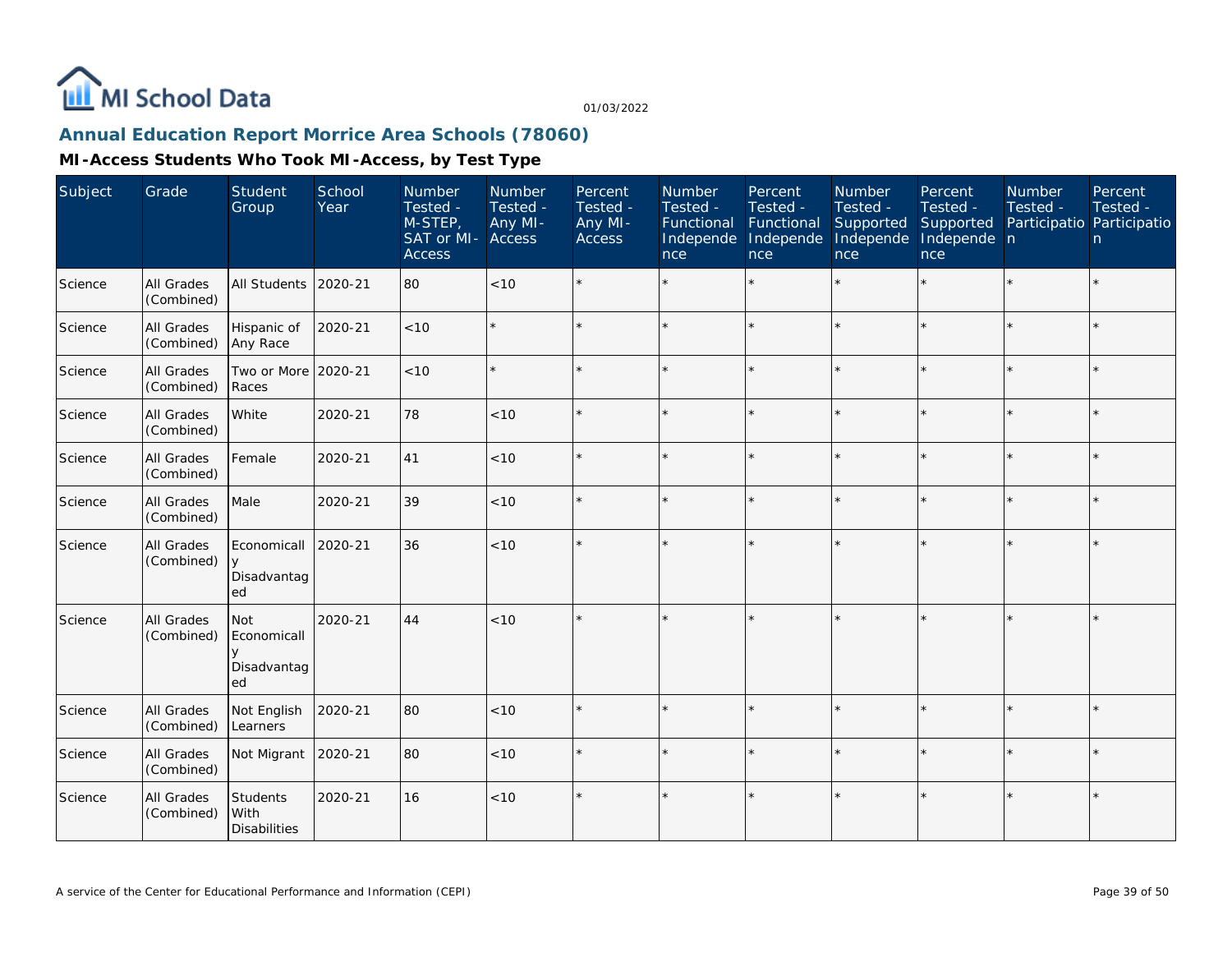MI School Data

01/03/2022

## Annual Education Report Morrice Area Schools (78060)

### MI-Access Students Who Took MI-Access, by Test Type

| Subject | Grade | Student Group | School Year | Number Tested - M-STEP, SAT or MI-Access | Number Tested - Any MI-Access | Percent Tested - Any MI-Access | Number Tested - Functional Independence | Percent Tested - Functional Independence | Number Tested - Supported Independence | Percent Tested - Supported Independence | Number Tested - Participation | Percent Tested - Participation |
|---|---|---|---|---|---|---|---|---|---|---|---|---|
| Science | All Grades (Combined) | All Students | 2020-21 | 80 | <10 | * | * | * | * | * | * | * |
| Science | All Grades (Combined) | Hispanic of Any Race | 2020-21 | <10 | * | * | * | * | * | * | * | * |
| Science | All Grades (Combined) | Two or More Races | 2020-21 | <10 | * | * | * | * | * | * | * | * |
| Science | All Grades (Combined) | White | 2020-21 | 78 | <10 | * | * | * | * | * | * | * |
| Science | All Grades (Combined) | Female | 2020-21 | 41 | <10 | * | * | * | * | * | * | * |
| Science | All Grades (Combined) | Male | 2020-21 | 39 | <10 | * | * | * | * | * | * | * |
| Science | All Grades (Combined) | Economically Disadvantaged | 2020-21 | 36 | <10 | * | * | * | * | * | * | * |
| Science | All Grades (Combined) | Not Economically Disadvantaged | 2020-21 | 44 | <10 | * | * | * | * | * | * | * |
| Science | All Grades (Combined) | Not English Learners | 2020-21 | 80 | <10 | * | * | * | * | * | * | * |
| Science | All Grades (Combined) | Not Migrant | 2020-21 | 80 | <10 | * | * | * | * | * | * | * |
| Science | All Grades (Combined) | Students With Disabilities | 2020-21 | 16 | <10 | * | * | * | * | * | * | * |

A service of the Center for Educational Performance and Information (CEPI)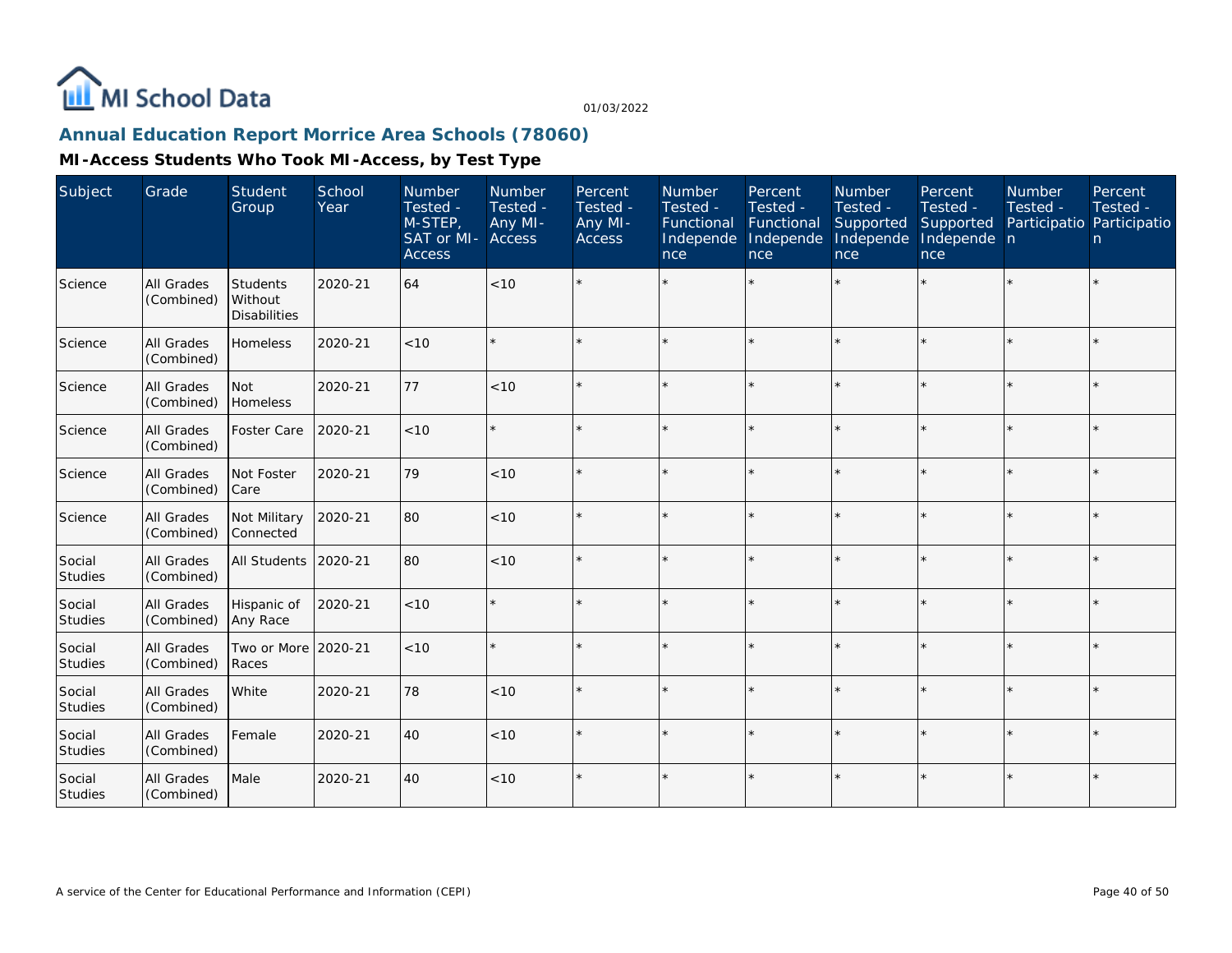## Annual Education Report Morrice Area Schools (78060)

### MI-Access Students Who Took MI-Access, by Test Type

| Subject | Grade | Student Group | School Year | Number Tested - M-STEP, SAT or MI-Access | Number Tested - Any MI-Access | Percent Tested - Any MI-Access | Number Tested - Functional Independence | Percent Tested - Functional Independence | Number Tested - Supported Independence | Percent Tested - Supported Independence | Number Tested - Participation | Percent Tested - Participation |
|---|---|---|---|---|---|---|---|---|---|---|---|---|
| Science | All Grades (Combined) | Students Without Disabilities | 2020-21 | 64 | <10 | * | * | * | * | * | * | * |
| Science | All Grades (Combined) | Homeless | 2020-21 | <10 | * | * | * | * | * | * | * | * |
| Science | All Grades (Combined) | Not Homeless | 2020-21 | 77 | <10 | * | * | * | * | * | * | * |
| Science | All Grades (Combined) | Foster Care | 2020-21 | <10 | * | * | * | * | * | * | * | * |
| Science | All Grades (Combined) | Not Foster Care | 2020-21 | 79 | <10 | * | * | * | * | * | * | * |
| Science | All Grades (Combined) | Not Military Connected | 2020-21 | 80 | <10 | * | * | * | * | * | * | * |
| Social Studies | All Grades (Combined) | All Students | 2020-21 | 80 | <10 | * | * | * | * | * | * | * |
| Social Studies | All Grades (Combined) | Hispanic of Any Race | 2020-21 | <10 | * | * | * | * | * | * | * | * |
| Social Studies | All Grades (Combined) | Two or More Races | 2020-21 | <10 | * | * | * | * | * | * | * | * |
| Social Studies | All Grades (Combined) | White | 2020-21 | 78 | <10 | * | * | * | * | * | * | * |
| Social Studies | All Grades (Combined) | Female | 2020-21 | 40 | <10 | * | * | * | * | * | * | * |
| Social Studies | All Grades (Combined) | Male | 2020-21 | 40 | <10 | * | * | * | * | * | * | * |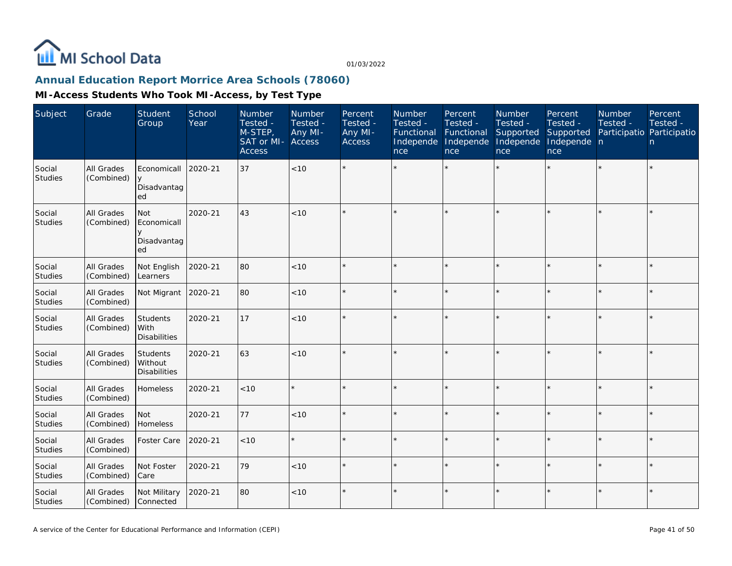## Annual Education Report Morrice Area Schools (78060)

### MI-Access Students Who Took MI-Access, by Test Type

| Subject | Grade | Student Group | School Year | Number Tested - M-STEP, SAT or MI-Access | Number Tested - Any MI-Access | Percent Tested - Any MI-Access | Number Tested - Functional Independence | Percent Tested - Functional Independence | Number Tested - Supported Independence | Percent Tested - Supported Independence | Number Tested - Participation | Percent Tested - Participation |
|---|---|---|---|---|---|---|---|---|---|---|---|---|
| Social Studies | All Grades (Combined) | Economically Disadvantaged | 2020-21 | 37 | <10 | * | * | * | * | * | * | * |
| Social Studies | All Grades (Combined) | Not Economically Disadvantaged | 2020-21 | 43 | <10 | * | * | * | * | * | * | * |
| Social Studies | All Grades (Combined) | Not English Learners | 2020-21 | 80 | <10 | * | * | * | * | * | * | * |
| Social Studies | All Grades (Combined) | Not Migrant | 2020-21 | 80 | <10 | * | * | * | * | * | * | * |
| Social Studies | All Grades (Combined) | Students With Disabilities | 2020-21 | 17 | <10 | * | * | * | * | * | * | * |
| Social Studies | All Grades (Combined) | Students Without Disabilities | 2020-21 | 63 | <10 | * | * | * | * | * | * | * |
| Social Studies | All Grades (Combined) | Homeless | 2020-21 | <10 | * | * | * | * | * | * | * | * |
| Social Studies | All Grades (Combined) | Not Homeless | 2020-21 | 77 | <10 | * | * | * | * | * | * | * |
| Social Studies | All Grades (Combined) | Foster Care | 2020-21 | <10 | * | * | * | * | * | * | * | * |
| Social Studies | All Grades (Combined) | Not Foster Care | 2020-21 | 79 | <10 | * | * | * | * | * | * | * |
| Social Studies | All Grades (Combined) | Not Military Connected | 2020-21 | 80 | <10 | * | * | * | * | * | * | * |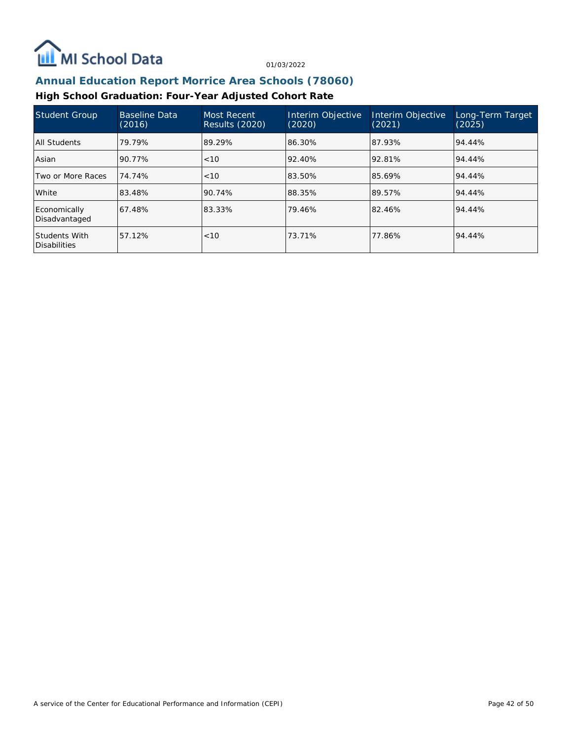MI School Data

01/03/2022

## Annual Education Report Morrice Area Schools (78060)

### High School Graduation: Four-Year Adjusted Cohort Rate

| Student Group | Baseline Data (2016) | Most Recent Results (2020) | Interim Objective (2020) | Interim Objective (2021) | Long-Term Target (2025) |
|---|---|---|---|---|---|
| All Students | 79.79% | 89.29% | 86.30% | 87.93% | 94.44% |
| Asian | 90.77% | <10 | 92.40% | 92.81% | 94.44% |
| Two or More Races | 74.74% | <10 | 83.50% | 85.69% | 94.44% |
| White | 83.48% | 90.74% | 88.35% | 89.57% | 94.44% |
| Economically Disadvantaged | 67.48% | 83.33% | 79.46% | 82.46% | 94.44% |
| Students With Disabilities | 57.12% | <10 | 73.71% | 77.86% | 94.44% |

A service of the Center for Educational Performance and Information (CEPI)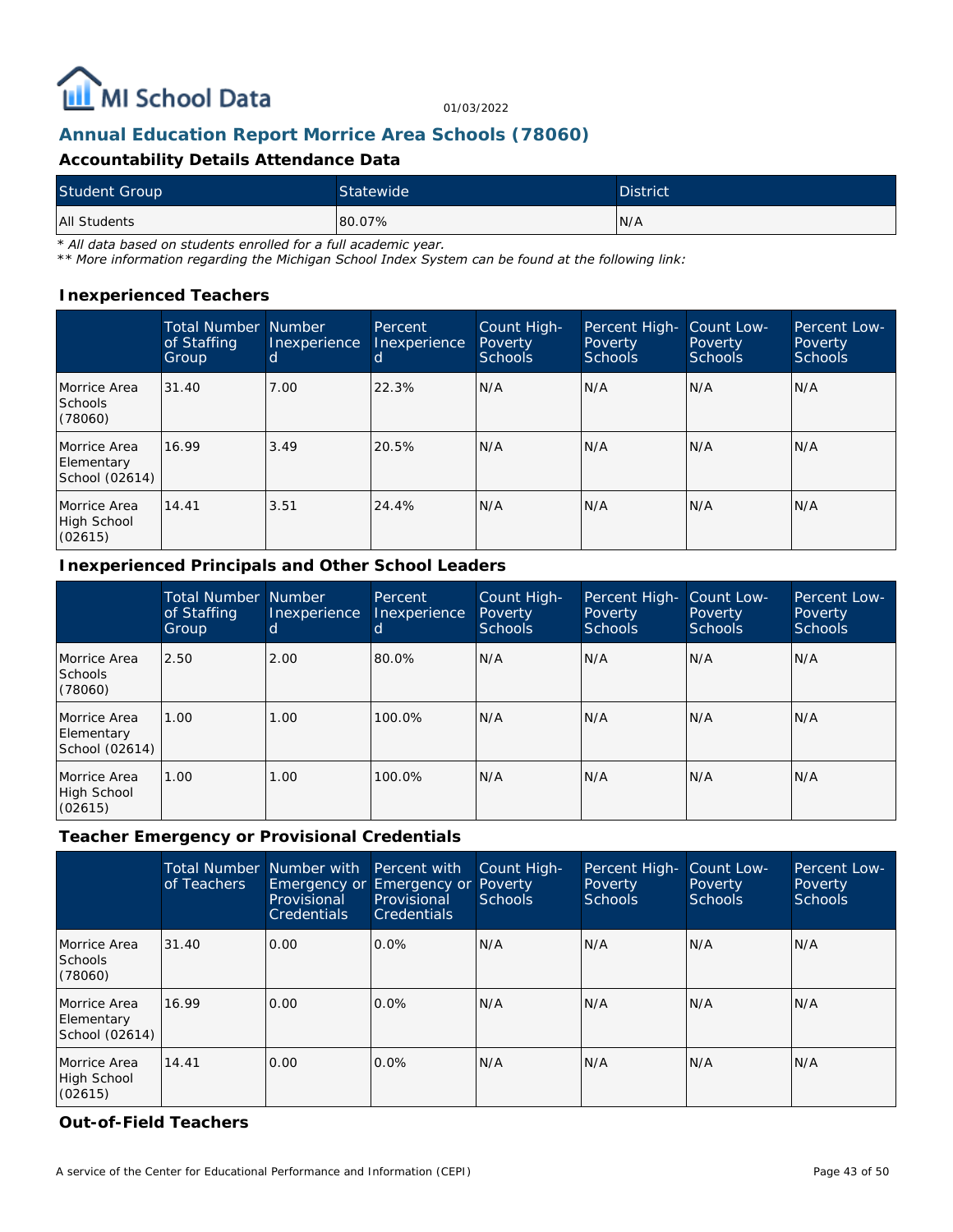## Annual Education Report Morrice Area Schools (78060)

### Accountability Details Attendance Data

| Student Group | Statewide | District |
|---|---|---|
| All Students | 80.07% | N/A |

*\* All data based on students enrolled for a full academic year.*
*\*\* More information regarding the Michigan School Index System can be found at the following link:*

### Inexperienced Teachers

| | Total Number of Staffing Group | Number Inexperienced | Percent Inexperienced | Count High-Poverty Schools | Percent High-Poverty Schools | Count Low-Poverty Schools | Percent Low-Poverty Schools |
|---|---|---|---|---|---|---|---|
| Morrice Area Schools (78060) | 31.40 | 7.00 | 22.3% | N/A | N/A | N/A | N/A |
| Morrice Area Elementary School (02614) | 16.99 | 3.49 | 20.5% | N/A | N/A | N/A | N/A |
| Morrice Area High School (02615) | 14.41 | 3.51 | 24.4% | N/A | N/A | N/A | N/A |

### Inexperienced Principals and Other School Leaders

| | Total Number of Staffing Group | Number Inexperienced | Percent Inexperienced | Count High-Poverty Schools | Percent High-Poverty Schools | Count Low-Poverty Schools | Percent Low-Poverty Schools |
|---|---|---|---|---|---|---|---|
| Morrice Area Schools (78060) | 2.50 | 2.00 | 80.0% | N/A | N/A | N/A | N/A |
| Morrice Area Elementary School (02614) | 1.00 | 1.00 | 100.0% | N/A | N/A | N/A | N/A |
| Morrice Area High School (02615) | 1.00 | 1.00 | 100.0% | N/A | N/A | N/A | N/A |

### Teacher Emergency or Provisional Credentials

| | Total Number of Teachers | Number with Emergency or Provisional Credentials | Percent with Emergency or Provisional Credentials | Count High-Poverty Schools | Percent High-Poverty Schools | Count Low-Poverty Schools | Percent Low-Poverty Schools |
|---|---|---|---|---|---|---|---|
| Morrice Area Schools (78060) | 31.40 | 0.00 | 0.0% | N/A | N/A | N/A | N/A |
| Morrice Area Elementary School (02614) | 16.99 | 0.00 | 0.0% | N/A | N/A | N/A | N/A |
| Morrice Area High School (02615) | 14.41 | 0.00 | 0.0% | N/A | N/A | N/A | N/A |

### Out-of-Field Teachers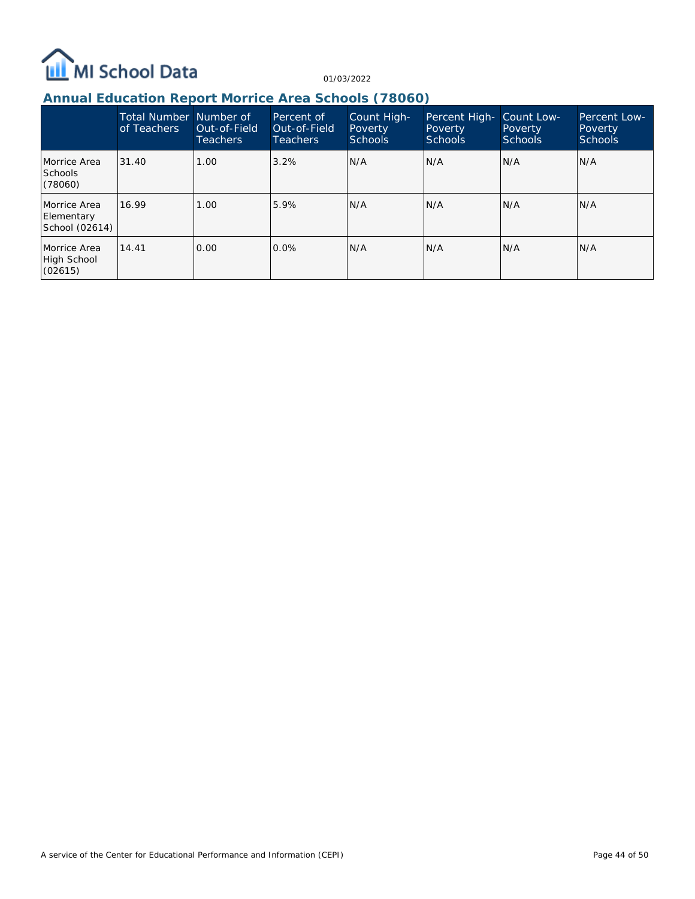## Annual Education Report Morrice Area Schools (78060)

| | Total Number of Teachers | Number of Out-of-Field Teachers | Percent of Out-of-Field Teachers | Count High-Poverty Schools | Percent High-Poverty Schools | Count Low-Poverty Schools | Percent Low-Poverty Schools |
|---|---|---|---|---|---|---|---|
| Morrice Area Schools (78060) | 31.40 | 1.00 | 3.2% | N/A | N/A | N/A | N/A |
| Morrice Area Elementary School (02614) | 16.99 | 1.00 | 5.9% | N/A | N/A | N/A | N/A |
| Morrice Area High School (02615) | 14.41 | 0.00 | 0.0% | N/A | N/A | N/A | N/A |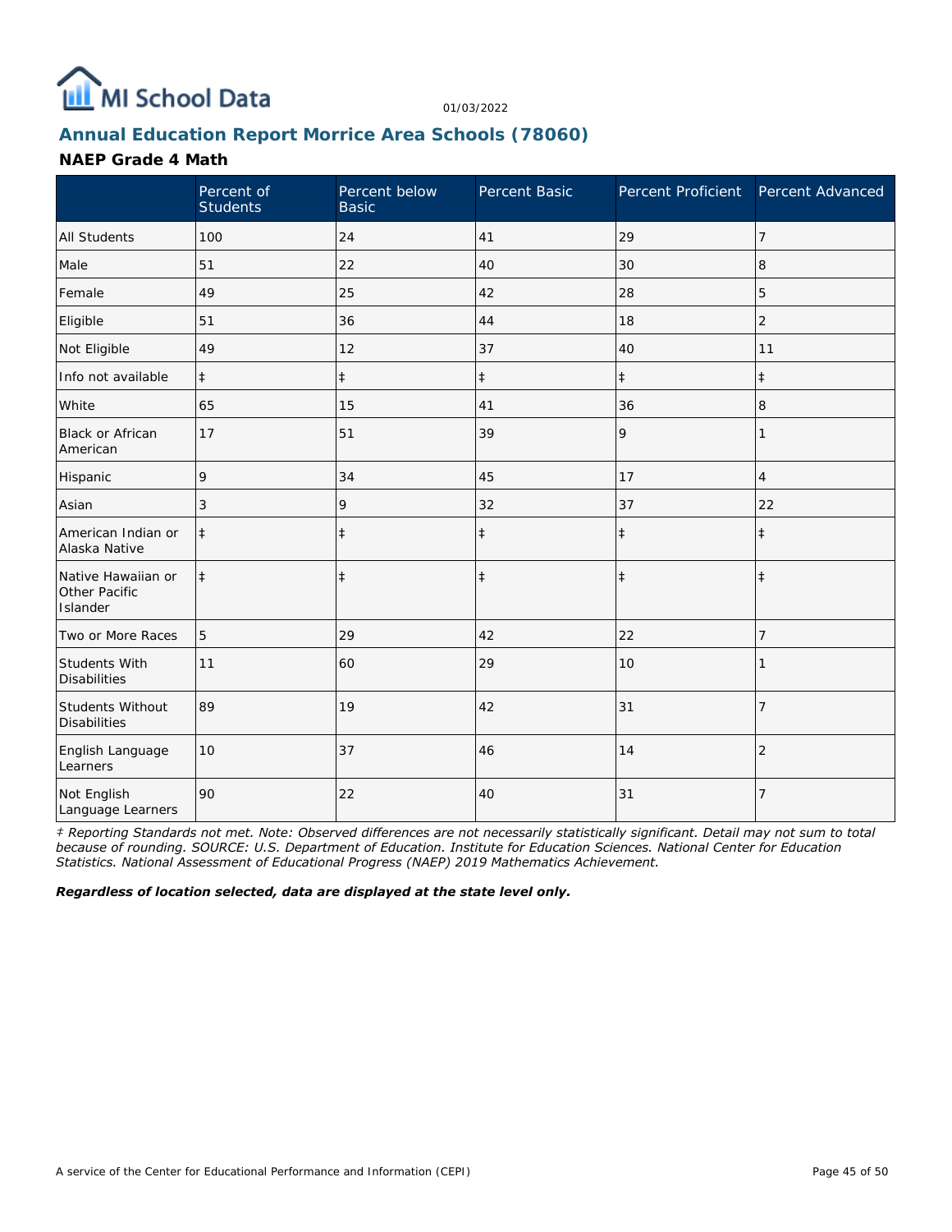# Annual Education Report Morrice Area Schools (78060)

## NAEP Grade 4 Math

| | Percent of Students | Percent below Basic | Percent Basic | Percent Proficient | Percent Advanced |
|---|---|---|---|---|---|
| All Students | 100 | 24 | 41 | 29 | 7 |
| Male | 51 | 22 | 40 | 30 | 8 |
| Female | 49 | 25 | 42 | 28 | 5 |
| Eligible | 51 | 36 | 44 | 18 | 2 |
| Not Eligible | 49 | 12 | 37 | 40 | 11 |
| Info not available | ‡ | ‡ | ‡ | ‡ | ‡ |
| White | 65 | 15 | 41 | 36 | 8 |
| Black or African American | 17 | 51 | 39 | 9 | 1 |
| Hispanic | 9 | 34 | 45 | 17 | 4 |
| Asian | 3 | 9 | 32 | 37 | 22 |
| American Indian or Alaska Native | ‡ | ‡ | ‡ | ‡ | ‡ |
| Native Hawaiian or Other Pacific Islander | ‡ | ‡ | ‡ | ‡ | ‡ |
| Two or More Races | 5 | 29 | 42 | 22 | 7 |
| Students With Disabilities | 11 | 60 | 29 | 10 | 1 |
| Students Without Disabilities | 89 | 19 | 42 | 31 | 7 |
| English Language Learners | 10 | 37 | 46 | 14 | 2 |
| Not English Language Learners | 90 | 22 | 40 | 31 | 7 |

*‡ Reporting Standards not met. Note: Observed differences are not necessarily statistically significant. Detail may not sum to total because of rounding. SOURCE: U.S. Department of Education. Institute for Education Sciences. National Center for Education Statistics. National Assessment of Educational Progress (NAEP) 2019 Mathematics Achievement.*

***Regardless of location selected, data are displayed at the state level only.***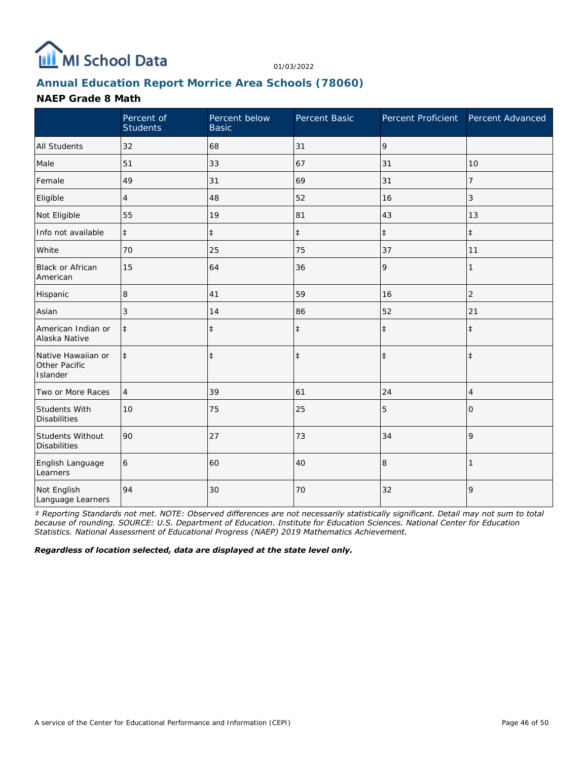MI School Data

01/03/2022

## Annual Education Report Morrice Area Schools (78060)

### NAEP Grade 8 Math

| | Percent of Students | Percent below Basic | Percent Basic | Percent Proficient | Percent Advanced |
|---|---|---|---|---|---|
| All Students | 32 | 68 | 31 | 9 | |
| Male | 51 | 33 | 67 | 31 | 10 |
| Female | 49 | 31 | 69 | 31 | 7 |
| Eligible | 4 | 48 | 52 | 16 | 3 |
| Not Eligible | 55 | 19 | 81 | 43 | 13 |
| Info not available | ‡ | ‡ | ‡ | ‡ | ‡ |
| White | 70 | 25 | 75 | 37 | 11 |
| Black or African American | 15 | 64 | 36 | 9 | 1 |
| Hispanic | 8 | 41 | 59 | 16 | 2 |
| Asian | 3 | 14 | 86 | 52 | 21 |
| American Indian or Alaska Native | ‡ | ‡ | ‡ | ‡ | ‡ |
| Native Hawaiian or Other Pacific Islander | ‡ | ‡ | ‡ | ‡ | ‡ |
| Two or More Races | 4 | 39 | 61 | 24 | 4 |
| Students With Disabilities | 10 | 75 | 25 | 5 | 0 |
| Students Without Disabilities | 90 | 27 | 73 | 34 | 9 |
| English Language Learners | 6 | 60 | 40 | 8 | 1 |
| Not English Language Learners | 94 | 30 | 70 | 32 | 9 |

*‡ Reporting Standards not met. NOTE: Observed differences are not necessarily statistically significant. Detail may not sum to total because of rounding. SOURCE: U.S. Department of Education. Institute for Education Sciences. National Center for Education Statistics. National Assessment of Educational Progress (NAEP) 2019 Mathematics Achievement.*

***Regardless of location selected, data are displayed at the state level only.***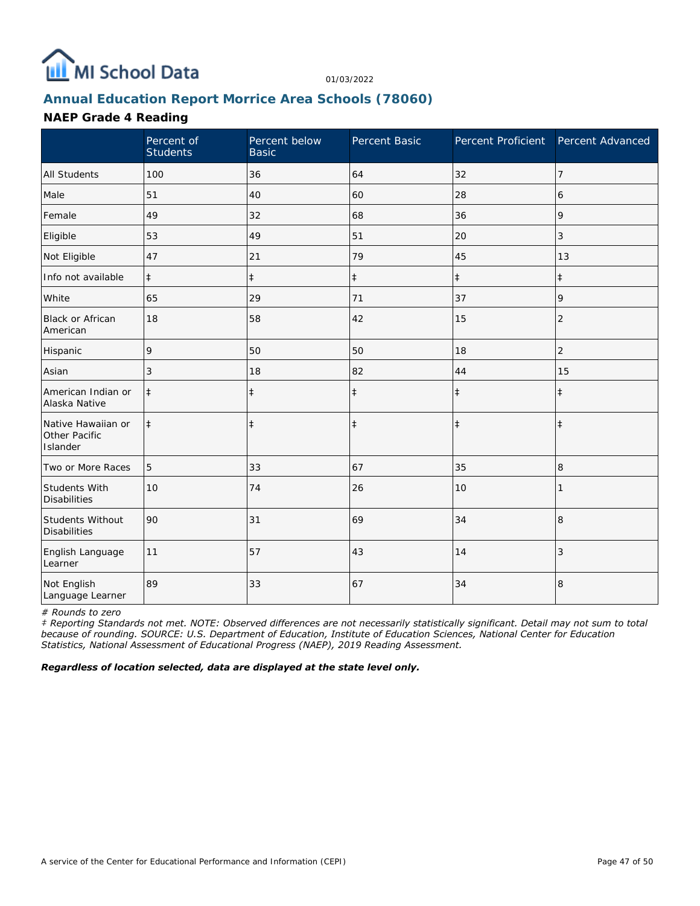## Annual Education Report Morrice Area Schools (78060)

### NAEP Grade 4 Reading

| | Percent of Students | Percent below Basic | Percent Basic | Percent Proficient | Percent Advanced |
|---|---|---|---|---|---|
| All Students | 100 | 36 | 64 | 32 | 7 |
| Male | 51 | 40 | 60 | 28 | 6 |
| Female | 49 | 32 | 68 | 36 | 9 |
| Eligible | 53 | 49 | 51 | 20 | 3 |
| Not Eligible | 47 | 21 | 79 | 45 | 13 |
| Info not available | ‡ | ‡ | ‡ | ‡ | ‡ |
| White | 65 | 29 | 71 | 37 | 9 |
| Black or African American | 18 | 58 | 42 | 15 | 2 |
| Hispanic | 9 | 50 | 50 | 18 | 2 |
| Asian | 3 | 18 | 82 | 44 | 15 |
| American Indian or Alaska Native | ‡ | ‡ | ‡ | ‡ | ‡ |
| Native Hawaiian or Other Pacific Islander | ‡ | ‡ | ‡ | ‡ | ‡ |
| Two or More Races | 5 | 33 | 67 | 35 | 8 |
| Students With Disabilities | 10 | 74 | 26 | 10 | 1 |
| Students Without Disabilities | 90 | 31 | 69 | 34 | 8 |
| English Language Learner | 11 | 57 | 43 | 14 | 3 |
| Not English Language Learner | 89 | 33 | 67 | 34 | 8 |

*# Rounds to zero*

*‡ Reporting Standards not met. NOTE: Observed differences are not necessarily statistically significant. Detail may not sum to total because of rounding. SOURCE: U.S. Department of Education, Institute of Education Sciences, National Center for Education Statistics, National Assessment of Educational Progress (NAEP), 2019 Reading Assessment.*

***Regardless of location selected, data are displayed at the state level only.***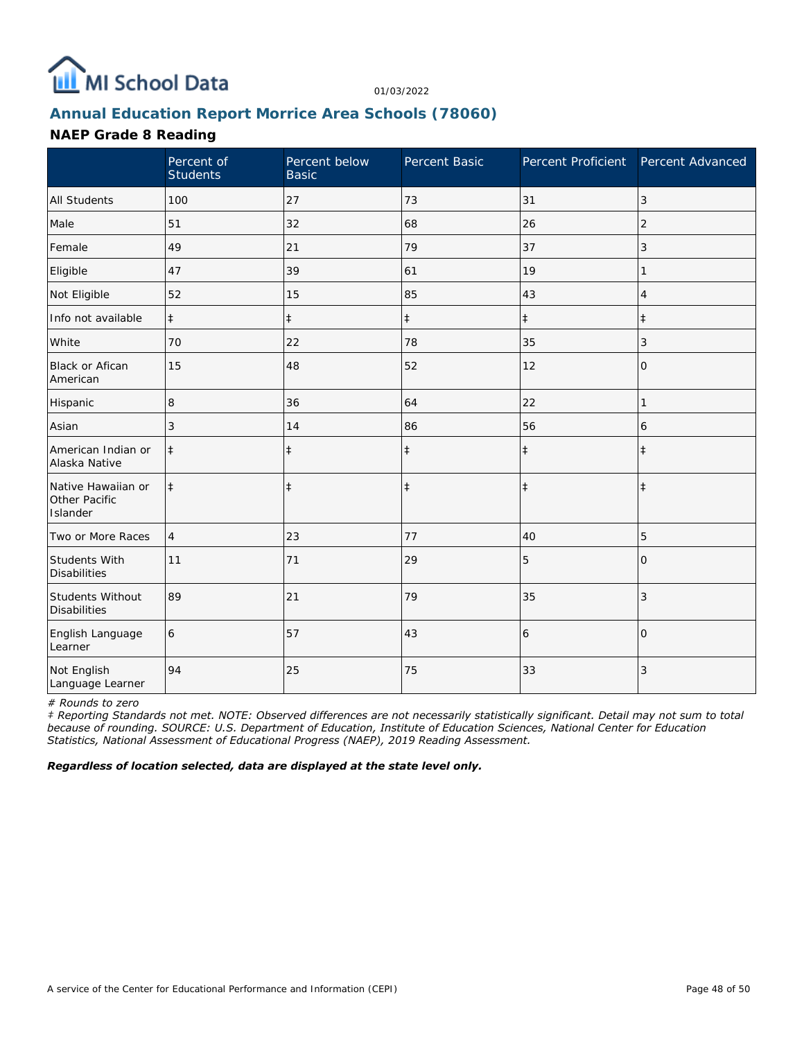# MI School Data

01/03/2022

## Annual Education Report Morrice Area Schools (78060)

### NAEP Grade 8 Reading

| | Percent of Students | Percent below Basic | Percent Basic | Percent Proficient | Percent Advanced |
|---|---|---|---|---|---|
| All Students | 100 | 27 | 73 | 31 | 3 |
| Male | 51 | 32 | 68 | 26 | 2 |
| Female | 49 | 21 | 79 | 37 | 3 |
| Eligible | 47 | 39 | 61 | 19 | 1 |
| Not Eligible | 52 | 15 | 85 | 43 | 4 |
| Info not available | ‡ | ‡ | ‡ | ‡ | ‡ |
| White | 70 | 22 | 78 | 35 | 3 |
| Black or Afican American | 15 | 48 | 52 | 12 | 0 |
| Hispanic | 8 | 36 | 64 | 22 | 1 |
| Asian | 3 | 14 | 86 | 56 | 6 |
| American Indian or Alaska Native | ‡ | ‡ | ‡ | ‡ | ‡ |
| Native Hawaiian or Other Pacific Islander | ‡ | ‡ | ‡ | ‡ | ‡ |
| Two or More Races | 4 | 23 | 77 | 40 | 5 |
| Students With Disabilities | 11 | 71 | 29 | 5 | 0 |
| Students Without Disabilities | 89 | 21 | 79 | 35 | 3 |
| English Language Learner | 6 | 57 | 43 | 6 | 0 |
| Not English Language Learner | 94 | 25 | 75 | 33 | 3 |

*# Rounds to zero*

*‡ Reporting Standards not met. NOTE: Observed differences are not necessarily statistically significant. Detail may not sum to total because of rounding. SOURCE: U.S. Department of Education, Institute of Education Sciences, National Center for Education Statistics, National Assessment of Educational Progress (NAEP), 2019 Reading Assessment.*

***Regardless of location selected, data are displayed at the state level only.***

A service of the Center for Educational Performance and Information (CEPI)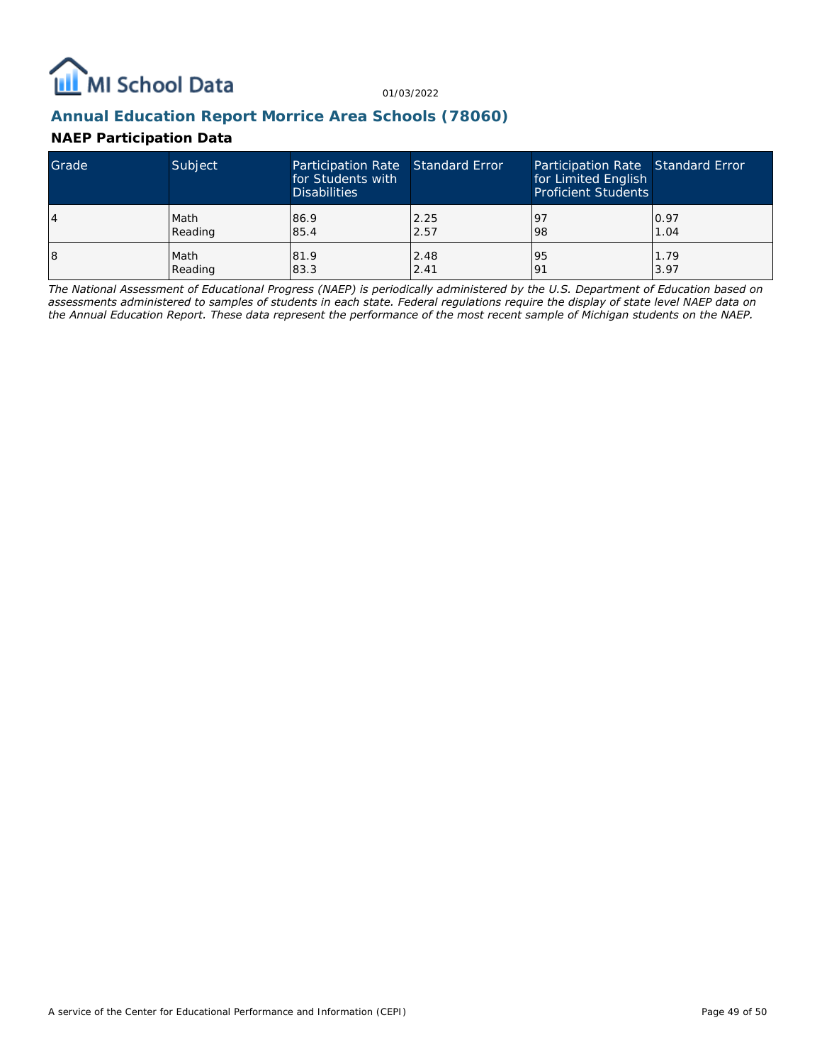## Annual Education Report Morrice Area Schools (78060)

### NAEP Participation Data

| Grade | Subject | Participation Rate for Students with Disabilities | Standard Error | Participation Rate for Limited English Proficient Students | Standard Error |
|---|---|---|---|---|---|
| 4 | Math<br>Reading | 86.9<br>85.4 | 2.25<br>2.57 | 97<br>98 | 0.97<br>1.04 |
| 8 | Math<br>Reading | 81.9<br>83.3 | 2.48<br>2.41 | 95<br>91 | 1.79<br>3.97 |

*The National Assessment of Educational Progress (NAEP) is periodically administered by the U.S. Department of Education based on assessments administered to samples of students in each state. Federal regulations require the display of state level NAEP data on the Annual Education Report. These data represent the performance of the most recent sample of Michigan students on the NAEP.*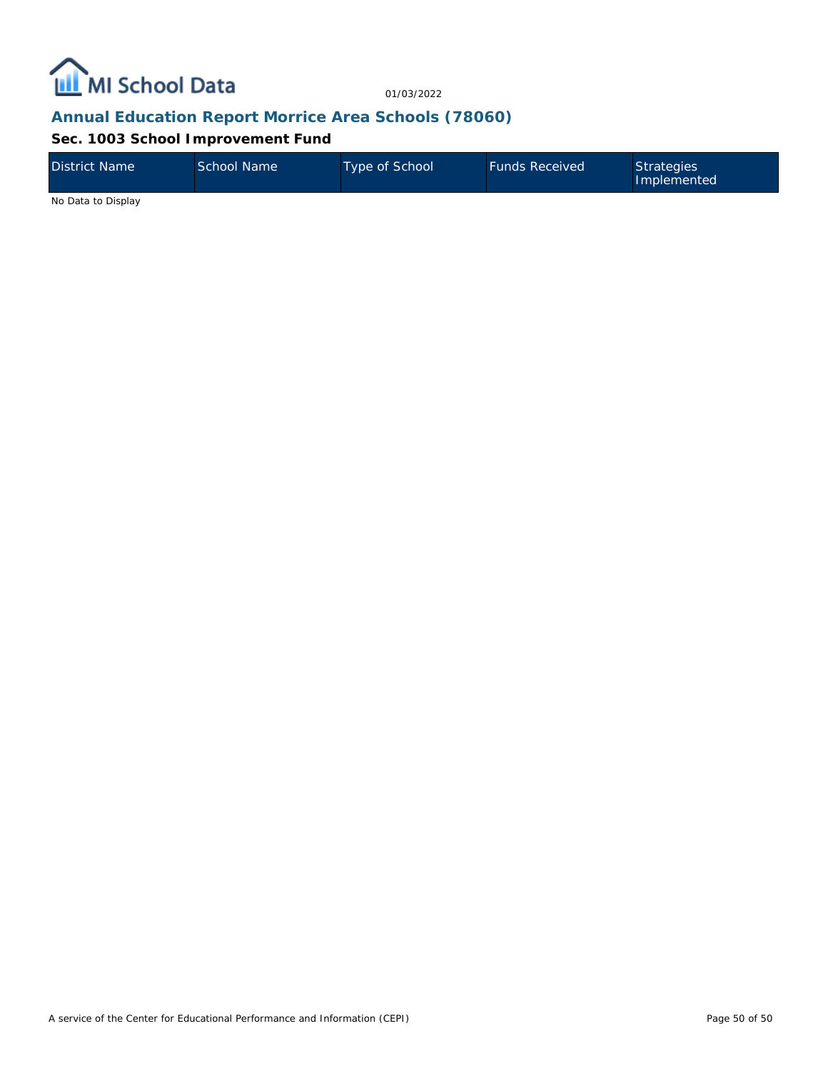MI School Data

01/03/2022

## Annual Education Report Morrice Area Schools (78060)

### Sec. 1003 School Improvement Fund

| District Name | School Name | Type of School | Funds Received | Strategies Implemented |
|---|---|---|---|---|

No Data to Display

A service of the Center for Educational Performance and Information (CEPI)